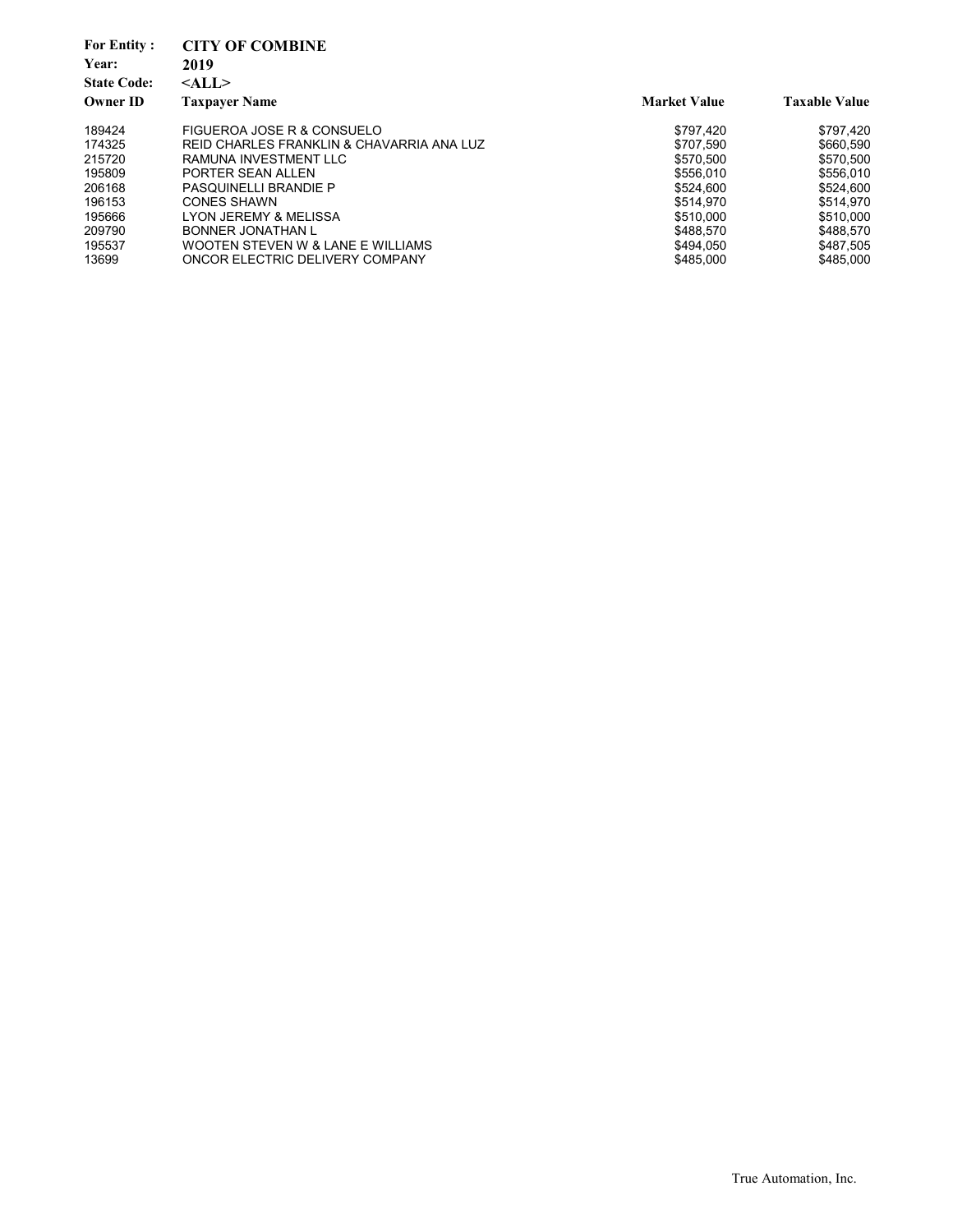**For Entity :** **CITY OF COMBINE**
**Year:** **2019**
**State Code:** **<ALL>**

| Owner ID | Taxpayer Name | Market Value | Taxable Value |
|---|---|---|---|
| 189424 | FIGUEROA JOSE R & CONSUELO | $797,420 | $797,420 |
| 174325 | REID CHARLES FRANKLIN & CHAVARRIA ANA LUZ | $707,590 | $660,590 |
| 215720 | RAMUNA INVESTMENT LLC | $570,500 | $570,500 |
| 195809 | PORTER SEAN ALLEN | $556,010 | $556,010 |
| 206168 | PASQUINELLI BRANDIE P | $524,600 | $524,600 |
| 196153 | CONES SHAWN | $514,970 | $514,970 |
| 195666 | LYON JEREMY & MELISSA | $510,000 | $510,000 |
| 209790 | BONNER JONATHAN L | $488,570 | $488,570 |
| 195537 | WOOTEN STEVEN W & LANE E WILLIAMS | $494,050 | $487,505 |
| 13699 | ONCOR ELECTRIC DELIVERY COMPANY | $485,000 | $485,000 |

True Automation, Inc.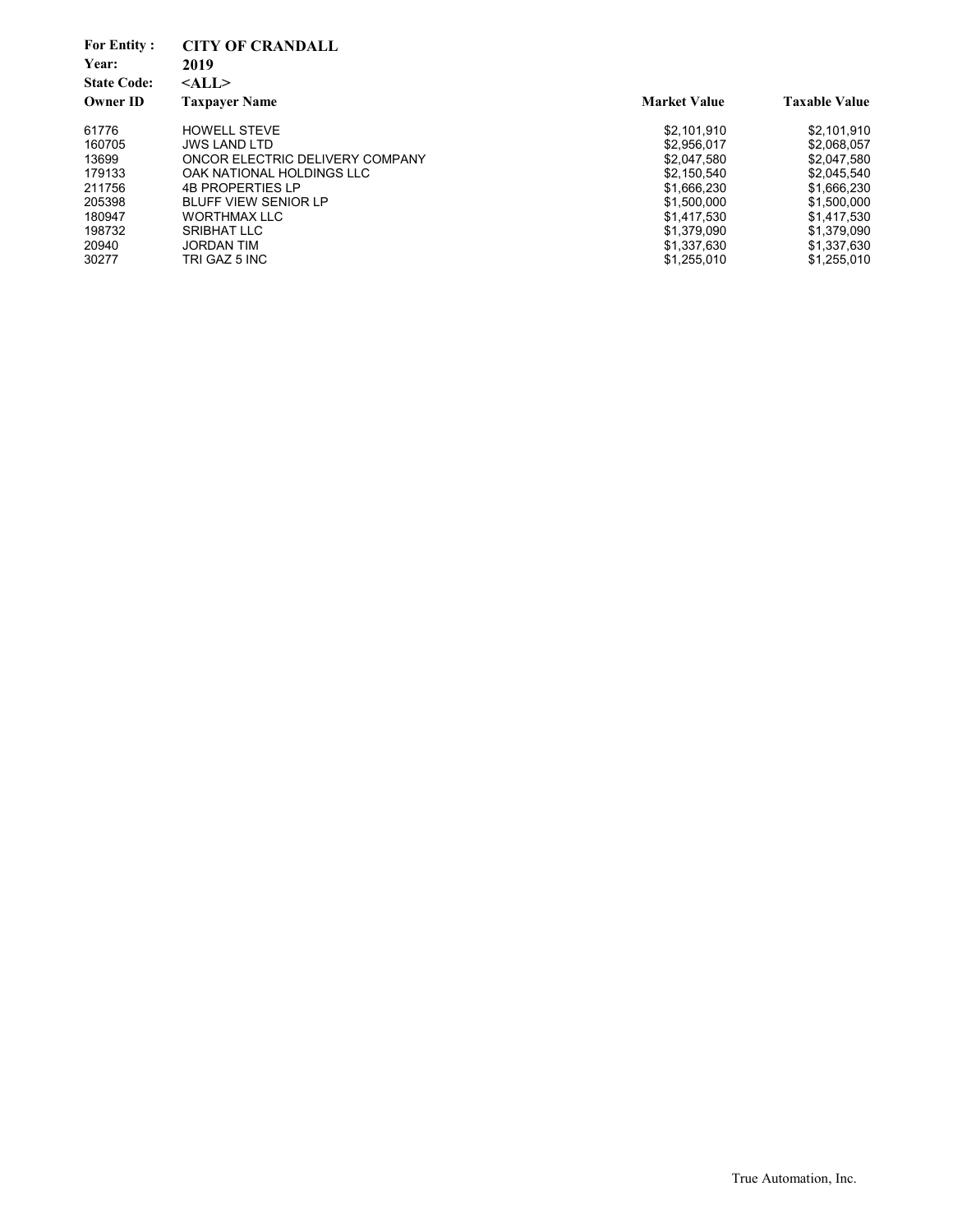**For Entity :** **CITY OF CRANDALL**
**Year:** **2019**
**State Code:** **<ALL>**

| Owner ID | Taxpayer Name | Market Value | Taxable Value |
|---|---|---|---|
| 61776 | HOWELL STEVE | $2,101,910 | $2,101,910 |
| 160705 | JWS LAND LTD | $2,956,017 | $2,068,057 |
| 13699 | ONCOR ELECTRIC DELIVERY COMPANY | $2,047,580 | $2,047,580 |
| 179133 | OAK NATIONAL HOLDINGS LLC | $2,150,540 | $2,045,540 |
| 211756 | 4B PROPERTIES LP | $1,666,230 | $1,666,230 |
| 205398 | BLUFF VIEW SENIOR LP | $1,500,000 | $1,500,000 |
| 180947 | WORTHMAX LLC | $1,417,530 | $1,417,530 |
| 198732 | SRIBHAT LLC | $1,379,090 | $1,379,090 |
| 20940 | JORDAN TIM | $1,337,630 | $1,337,630 |
| 30277 | TRI GAZ 5 INC | $1,255,010 | $1,255,010 |

True Automation, Inc.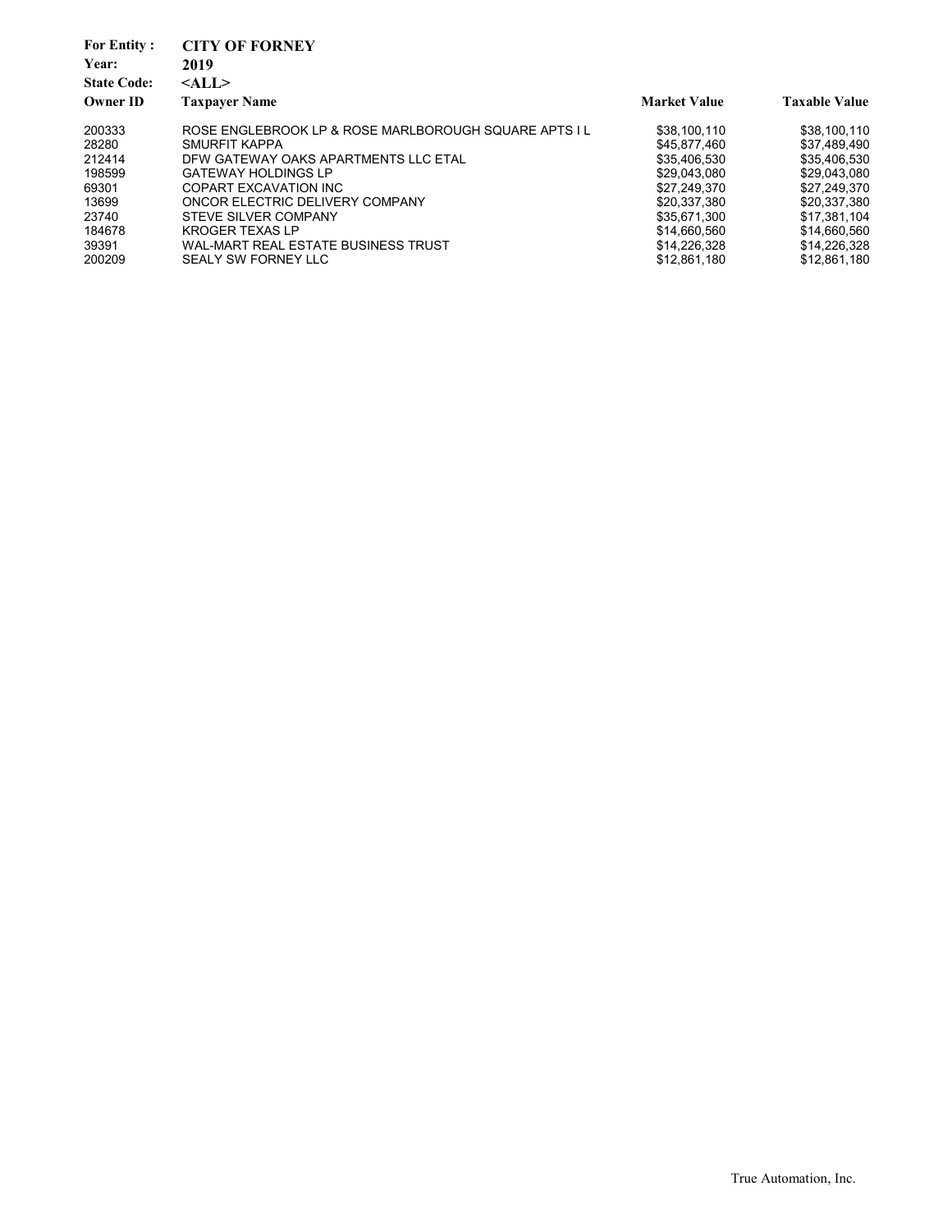**For Entity :** **CITY OF FORNEY**
**Year:** **2019**
**State Code:** **<ALL>**

| Owner ID | Taxpayer Name | Market Value | Taxable Value |
|---|---|---|---|
| 200333 | ROSE ENGLEBROOK LP & ROSE MARLBOROUGH SQUARE APTS I L | $38,100,110 | $38,100,110 |
| 28280 | SMURFIT KAPPA | $45,877,460 | $37,489,490 |
| 212414 | DFW GATEWAY OAKS APARTMENTS LLC ETAL | $35,406,530 | $35,406,530 |
| 198599 | GATEWAY HOLDINGS LP | $29,043,080 | $29,043,080 |
| 69301 | COPART EXCAVATION INC | $27,249,370 | $27,249,370 |
| 13699 | ONCOR ELECTRIC DELIVERY COMPANY | $20,337,380 | $20,337,380 |
| 23740 | STEVE SILVER COMPANY | $35,671,300 | $17,381,104 |
| 184678 | KROGER TEXAS LP | $14,660,560 | $14,660,560 |
| 39391 | WAL-MART REAL ESTATE BUSINESS TRUST | $14,226,328 | $14,226,328 |
| 200209 | SEALY SW FORNEY LLC | $12,861,180 | $12,861,180 |

True Automation, Inc.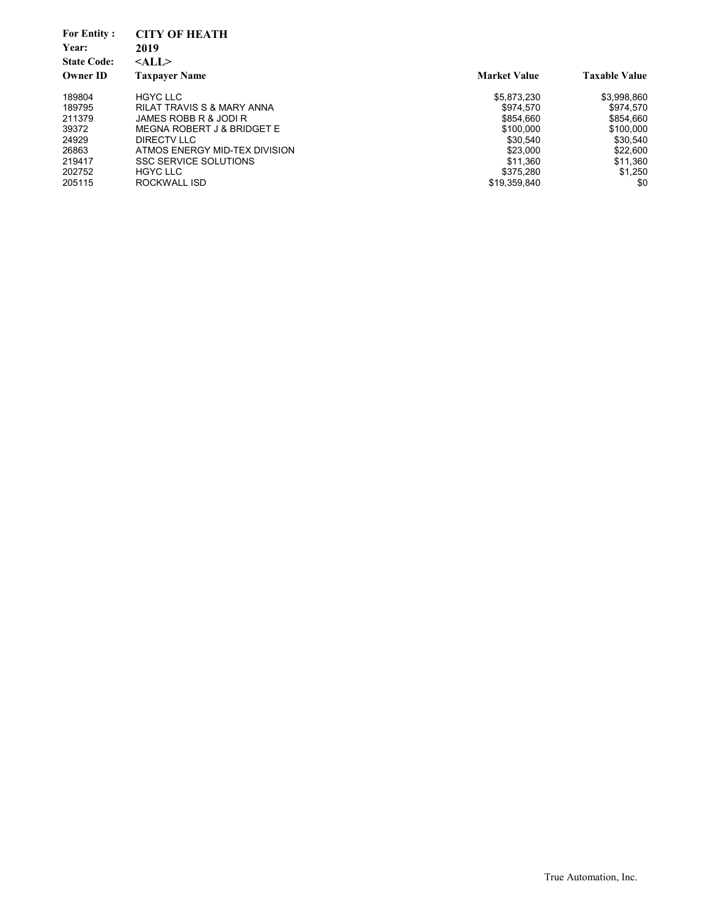**For Entity :** **CITY OF HEATH**
**Year:** **2019**
**State Code:** **<ALL>**

| Owner ID | Taxpayer Name | Market Value | Taxable Value |
|---|---|---|---|
| 189804 | HGYC LLC | $5,873,230 | $3,998,860 |
| 189795 | RILAT TRAVIS S & MARY ANNA | $974,570 | $974,570 |
| 211379 | JAMES ROBB R & JODI R | $854,660 | $854,660 |
| 39372 | MEGNA ROBERT J & BRIDGET E | $100,000 | $100,000 |
| 24929 | DIRECTV LLC | $30,540 | $30,540 |
| 26863 | ATMOS ENERGY MID-TEX DIVISION | $23,000 | $22,600 |
| 219417 | SSC SERVICE SOLUTIONS | $11,360 | $11,360 |
| 202752 | HGYC LLC | $375,280 | $1,250 |
| 205115 | ROCKWALL ISD | $19,359,840 | $0 |

True Automation, Inc.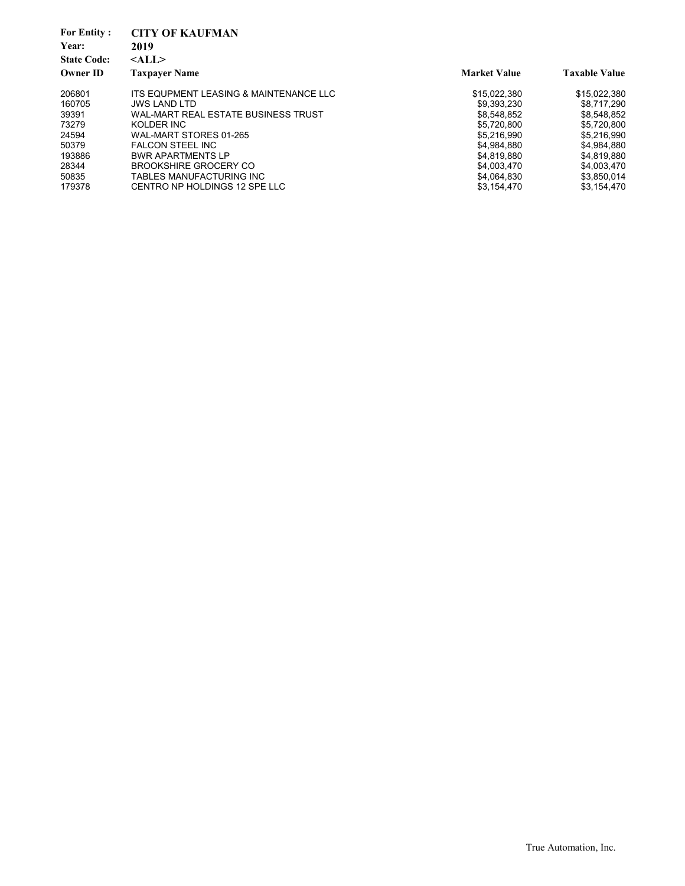**For Entity :** **CITY OF KAUFMAN**
**Year:** **2019**
**State Code:** **<ALL>**

| Owner ID | Taxpayer Name | Market Value | Taxable Value |
|---|---|---|---|
| 206801 | ITS EQUPMENT LEASING & MAINTENANCE LLC | $15,022,380 | $15,022,380 |
| 160705 | JWS LAND LTD | $9,393,230 | $8,717,290 |
| 39391 | WAL-MART REAL ESTATE BUSINESS TRUST | $8,548,852 | $8,548,852 |
| 73279 | KOLDER INC | $5,720,800 | $5,720,800 |
| 24594 | WAL-MART STORES 01-265 | $5,216,990 | $5,216,990 |
| 50379 | FALCON STEEL INC | $4,984,880 | $4,984,880 |
| 193886 | BWR APARTMENTS LP | $4,819,880 | $4,819,880 |
| 28344 | BROOKSHIRE GROCERY CO | $4,003,470 | $4,003,470 |
| 50835 | TABLES MANUFACTURING INC | $4,064,830 | $3,850,014 |
| 179378 | CENTRO NP HOLDINGS 12 SPE LLC | $3,154,470 | $3,154,470 |

True Automation, Inc.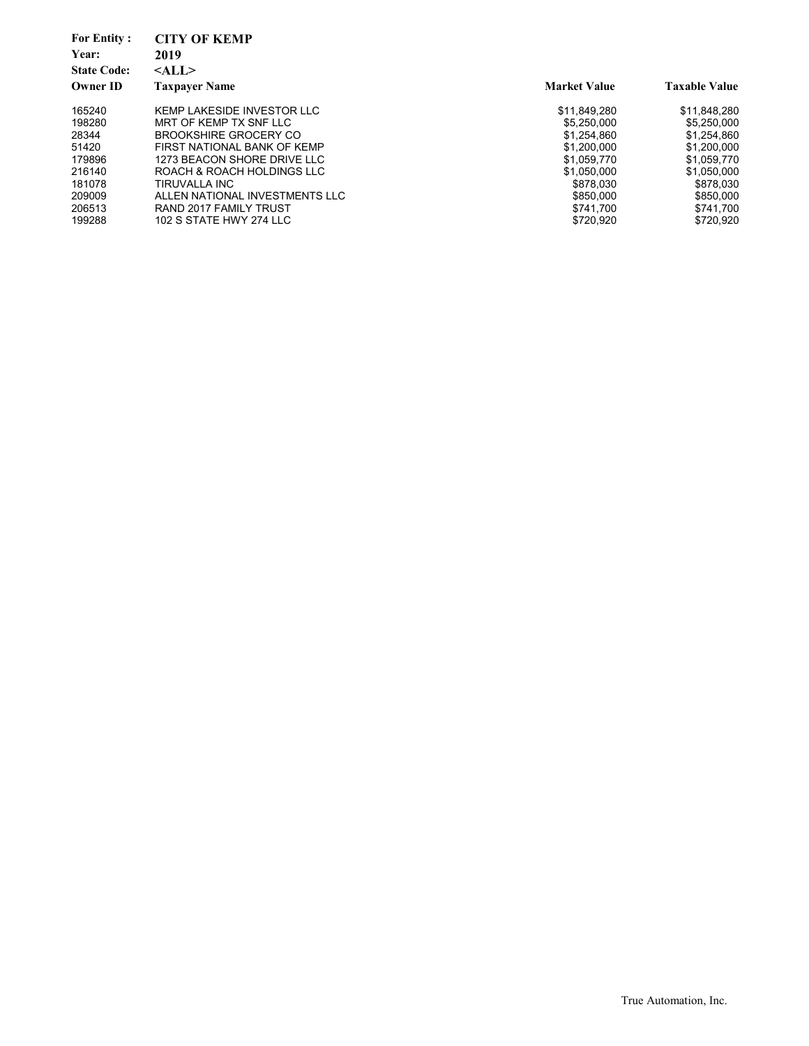**For Entity :** **CITY OF KEMP**
**Year:** **2019**
**State Code:** **<ALL>**

| Owner ID | Taxpayer Name | Market Value | Taxable Value |
|---|---|---|---|
| 165240 | KEMP LAKESIDE INVESTOR LLC | $11,849,280 | $11,848,280 |
| 198280 | MRT OF KEMP TX SNF LLC | $5,250,000 | $5,250,000 |
| 28344 | BROOKSHIRE GROCERY CO | $1,254,860 | $1,254,860 |
| 51420 | FIRST NATIONAL BANK OF KEMP | $1,200,000 | $1,200,000 |
| 179896 | 1273 BEACON SHORE DRIVE LLC | $1,059,770 | $1,059,770 |
| 216140 | ROACH & ROACH HOLDINGS LLC | $1,050,000 | $1,050,000 |
| 181078 | TIRUVALLA INC | $878,030 | $878,030 |
| 209009 | ALLEN NATIONAL INVESTMENTS LLC | $850,000 | $850,000 |
| 206513 | RAND 2017 FAMILY TRUST | $741,700 | $741,700 |
| 199288 | 102 S STATE HWY 274 LLC | $720,920 | $720,920 |

True Automation, Inc.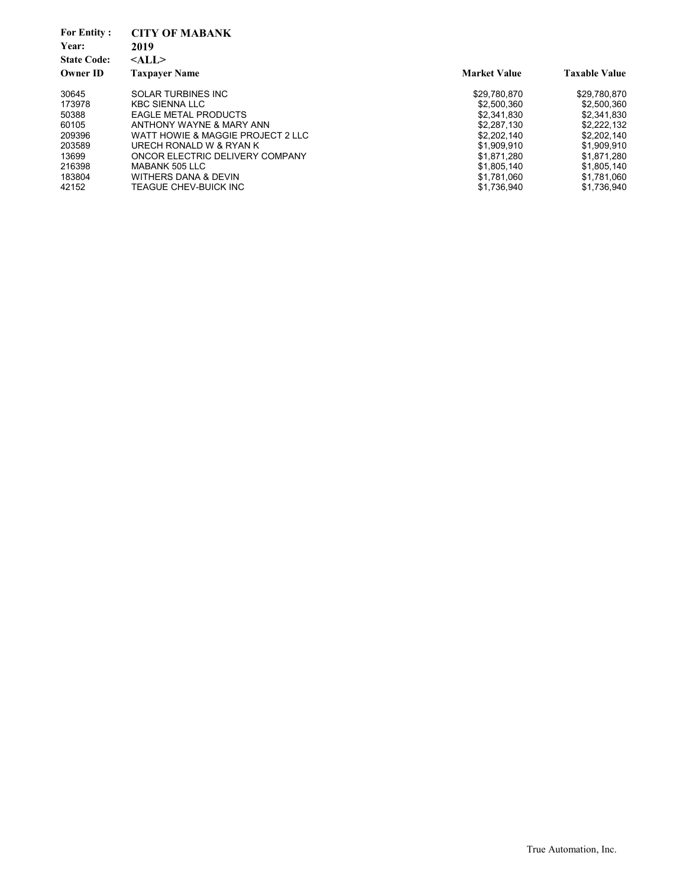**For Entity :** **CITY OF MABANK**
**Year:** **2019**
**State Code:** **<ALL>**

| Owner ID | Taxpayer Name | Market Value | Taxable Value |
|---|---|---|---|
| 30645 | SOLAR TURBINES INC | $29,780,870 | $29,780,870 |
| 173978 | KBC SIENNA LLC | $2,500,360 | $2,500,360 |
| 50388 | EAGLE METAL PRODUCTS | $2,341,830 | $2,341,830 |
| 60105 | ANTHONY WAYNE & MARY ANN | $2,287,130 | $2,222,132 |
| 209396 | WATT HOWIE & MAGGIE PROJECT 2 LLC | $2,202,140 | $2,202,140 |
| 203589 | URECH RONALD W & RYAN K | $1,909,910 | $1,909,910 |
| 13699 | ONCOR ELECTRIC DELIVERY COMPANY | $1,871,280 | $1,871,280 |
| 216398 | MABANK 505 LLC | $1,805,140 | $1,805,140 |
| 183804 | WITHERS DANA & DEVIN | $1,781,060 | $1,781,060 |
| 42152 | TEAGUE CHEV-BUICK INC | $1,736,940 | $1,736,940 |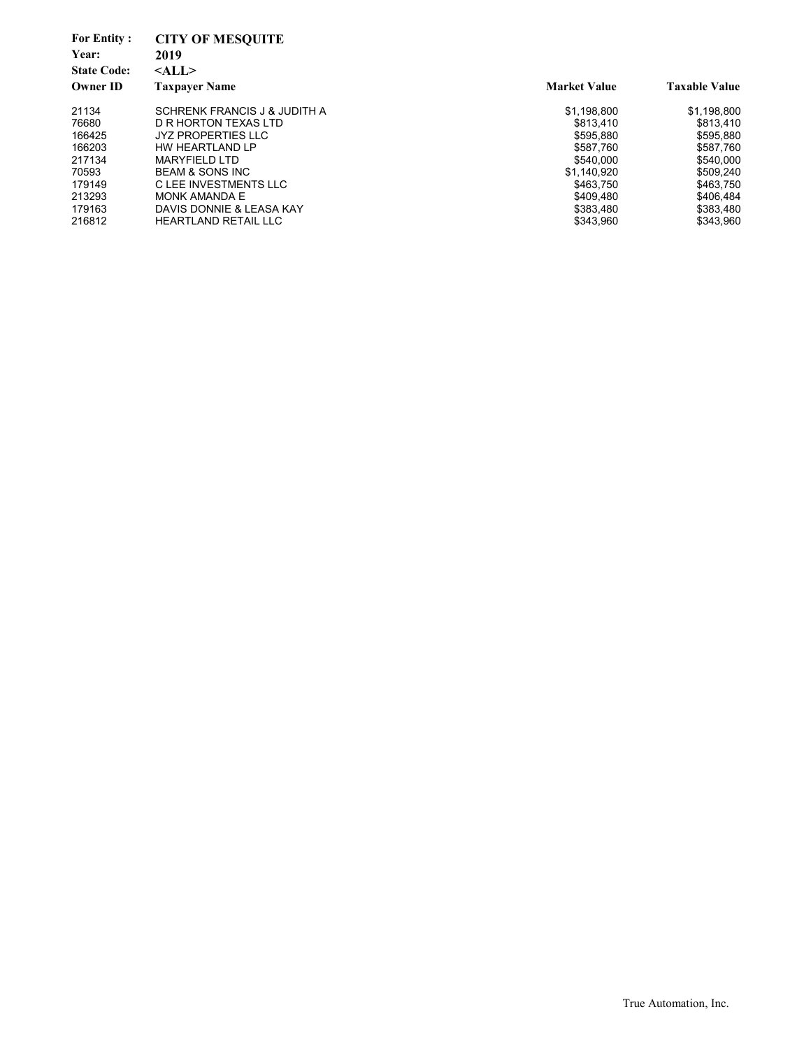**For Entity :** **CITY OF MESQUITE**
**Year:** **2019**
**State Code:** **<ALL>**

| Owner ID | Taxpayer Name | Market Value | Taxable Value |
|---|---|---|---|
| 21134 | SCHRENK FRANCIS J & JUDITH A | $1,198,800 | $1,198,800 |
| 76680 | D R HORTON TEXAS LTD | $813,410 | $813,410 |
| 166425 | JYZ PROPERTIES LLC | $595,880 | $595,880 |
| 166203 | HW HEARTLAND LP | $587,760 | $587,760 |
| 217134 | MARYFIELD LTD | $540,000 | $540,000 |
| 70593 | BEAM & SONS INC | $1,140,920 | $509,240 |
| 179149 | C LEE INVESTMENTS LLC | $463,750 | $463,750 |
| 213293 | MONK AMANDA E | $409,480 | $406,484 |
| 179163 | DAVIS DONNIE & LEASA KAY | $383,480 | $383,480 |
| 216812 | HEARTLAND RETAIL LLC | $343,960 | $343,960 |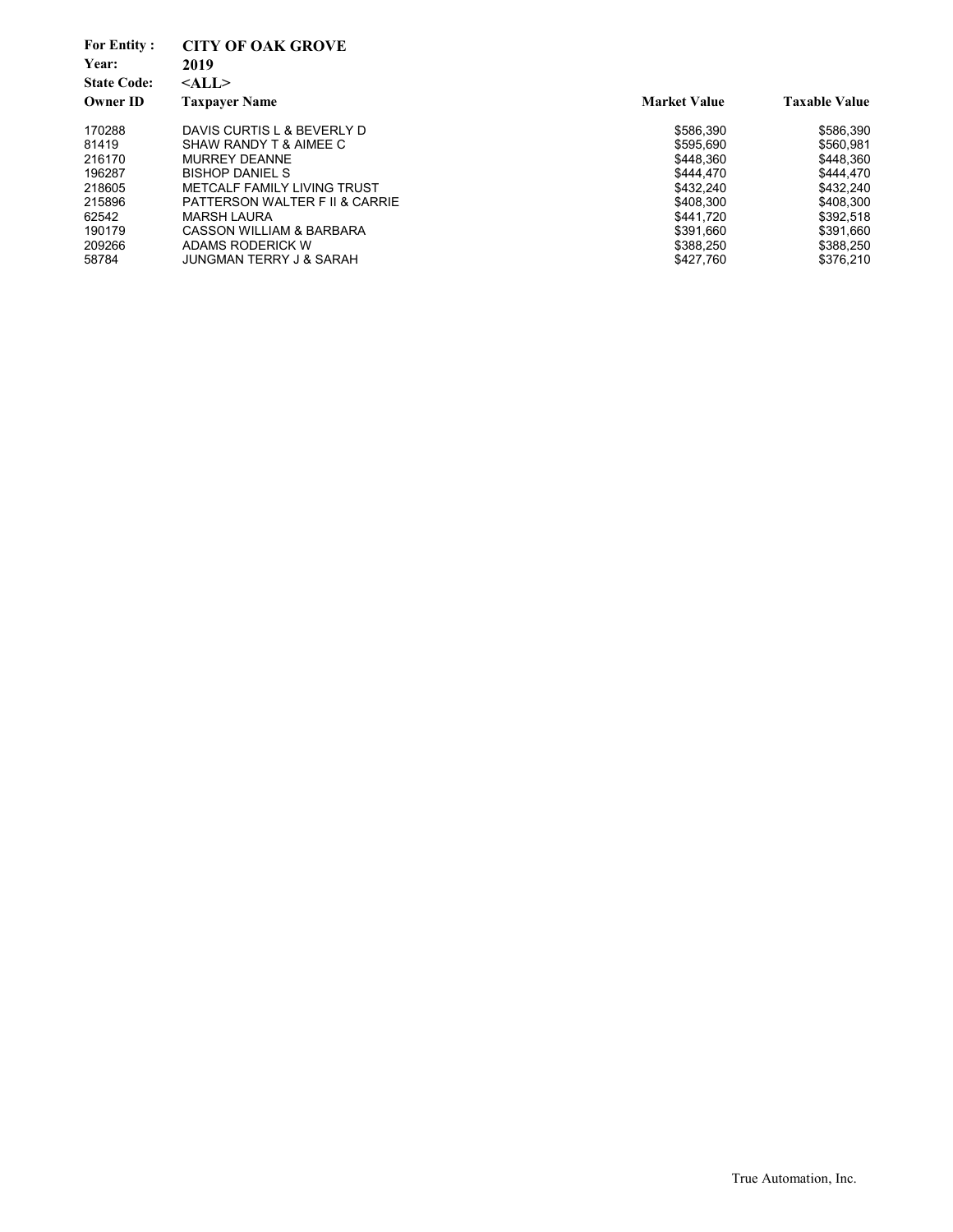**For Entity :** **CITY OF OAK GROVE**
**Year:** **2019**
**State Code:** **<ALL>**

| Owner ID | Taxpayer Name | Market Value | Taxable Value |
|---|---|---|---|
| 170288 | DAVIS CURTIS L & BEVERLY D | $586,390 | $586,390 |
| 81419 | SHAW RANDY T & AIMEE C | $595,690 | $560,981 |
| 216170 | MURREY DEANNE | $448,360 | $448,360 |
| 196287 | BISHOP DANIEL S | $444,470 | $444,470 |
| 218605 | METCALF FAMILY LIVING TRUST | $432,240 | $432,240 |
| 215896 | PATTERSON WALTER F II & CARRIE | $408,300 | $408,300 |
| 62542 | MARSH LAURA | $441,720 | $392,518 |
| 190179 | CASSON WILLIAM & BARBARA | $391,660 | $391,660 |
| 209266 | ADAMS RODERICK W | $388,250 | $388,250 |
| 58784 | JUNGMAN TERRY J & SARAH | $427,760 | $376,210 |

True Automation, Inc.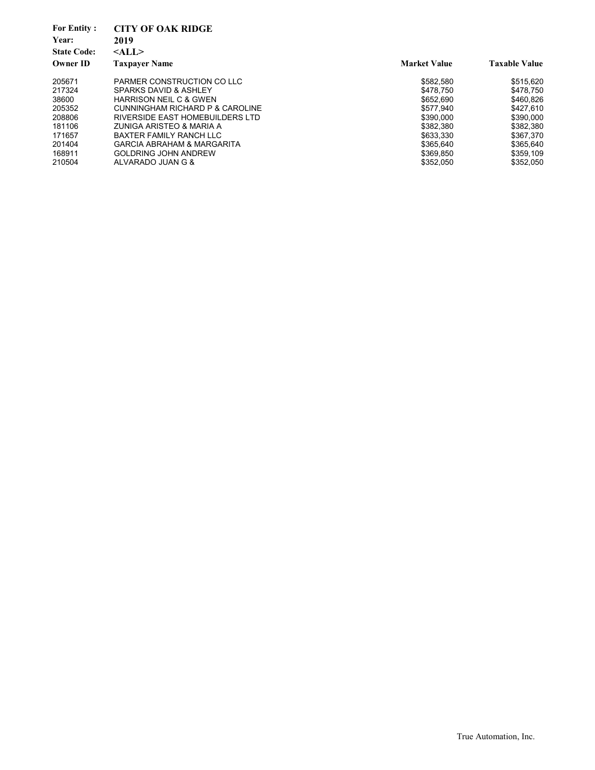**For Entity :** **CITY OF OAK RIDGE**
**Year:** **2019**
**State Code:** **<ALL>**

| Owner ID | Taxpayer Name | Market Value | Taxable Value |
|---|---|---|---|
| 205671 | PARMER CONSTRUCTION CO LLC | $582,580 | $515,620 |
| 217324 | SPARKS DAVID & ASHLEY | $478,750 | $478,750 |
| 38600 | HARRISON NEIL C & GWEN | $652,690 | $460,826 |
| 205352 | CUNNINGHAM RICHARD P & CAROLINE | $577,940 | $427,610 |
| 208806 | RIVERSIDE EAST HOMEBUILDERS LTD | $390,000 | $390,000 |
| 181106 | ZUNIGA ARISTEO & MARIA A | $382,380 | $382,380 |
| 171657 | BAXTER FAMILY RANCH LLC | $633,330 | $367,370 |
| 201404 | GARCIA ABRAHAM & MARGARITA | $365,640 | $365,640 |
| 168911 | GOLDRING JOHN ANDREW | $369,850 | $359,109 |
| 210504 | ALVARADO JUAN G & | $352,050 | $352,050 |

True Automation, Inc.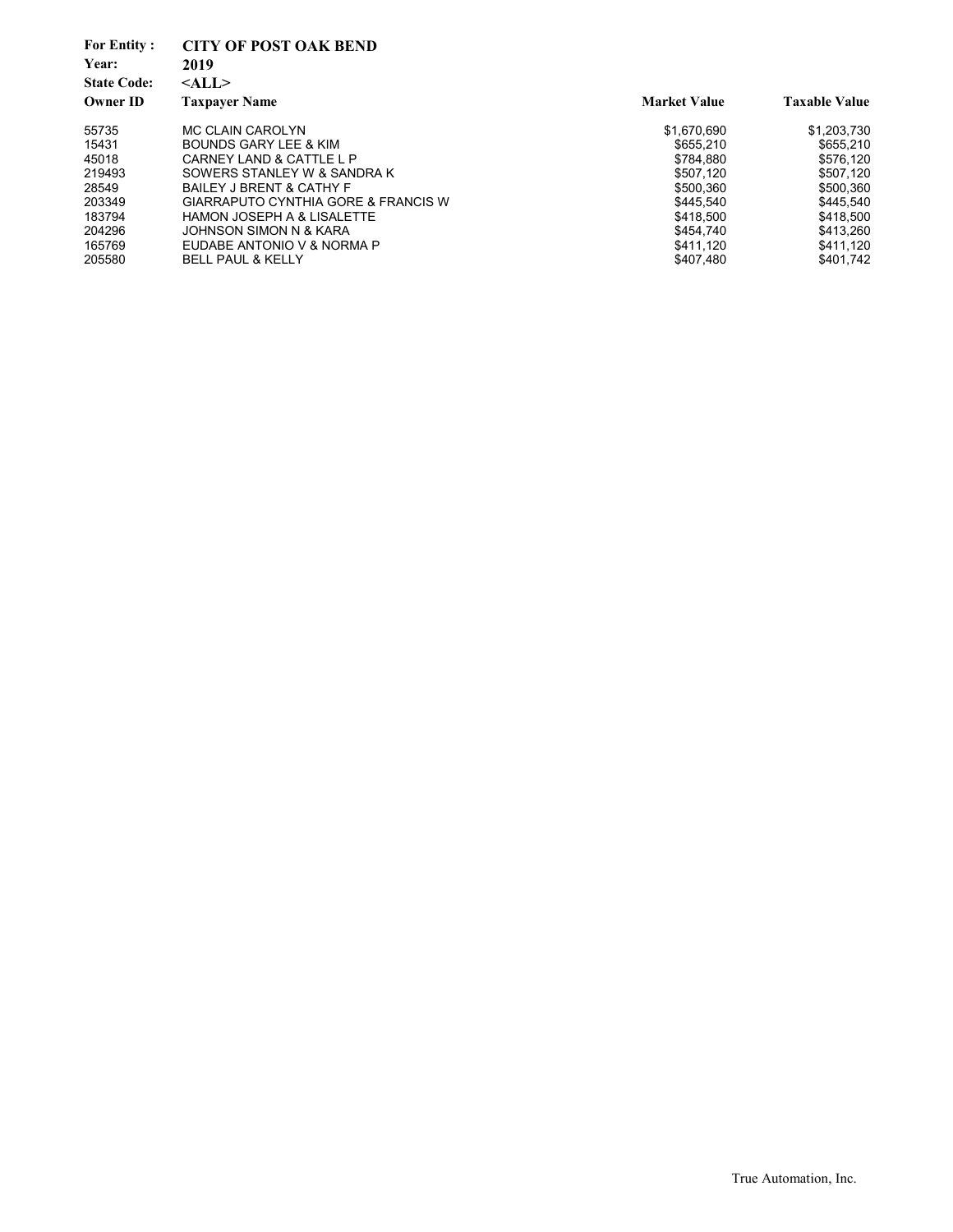**For Entity :** **CITY OF POST OAK BEND**
**Year:** **2019**
**State Code:** **<ALL>**

| Owner ID | Taxpayer Name | Market Value | Taxable Value |
|---|---|---|---|
| 55735 | MC CLAIN CAROLYN | $1,670,690 | $1,203,730 |
| 15431 | BOUNDS GARY LEE & KIM | $655,210 | $655,210 |
| 45018 | CARNEY LAND & CATTLE L P | $784,880 | $576,120 |
| 219493 | SOWERS STANLEY W & SANDRA K | $507,120 | $507,120 |
| 28549 | BAILEY J BRENT & CATHY F | $500,360 | $500,360 |
| 203349 | GIARRAPUTO CYNTHIA GORE & FRANCIS W | $445,540 | $445,540 |
| 183794 | HAMON JOSEPH A & LISALETTE | $418,500 | $418,500 |
| 204296 | JOHNSON SIMON N & KARA | $454,740 | $413,260 |
| 165769 | EUDABE ANTONIO V & NORMA P | $411,120 | $411,120 |
| 205580 | BELL PAUL & KELLY | $407,480 | $401,742 |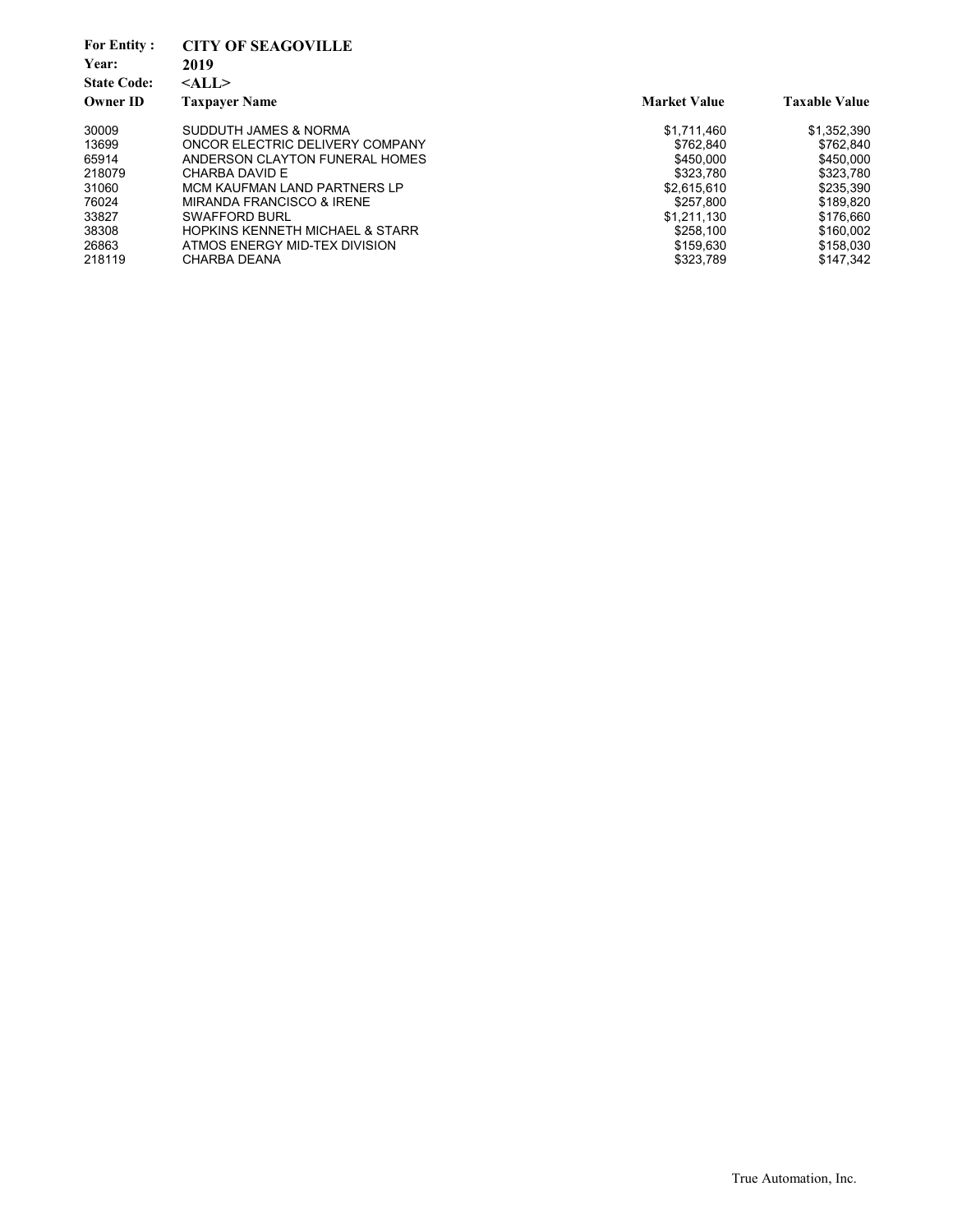**For Entity :** **CITY OF SEAGOVILLE**

**Year:** **2019**

**State Code:** **<ALL>**

| Owner ID | Taxpayer Name | Market Value | Taxable Value |
|---|---|---|---|
| 30009 | SUDDUTH JAMES & NORMA | $1,711,460 | $1,352,390 |
| 13699 | ONCOR ELECTRIC DELIVERY COMPANY | $762,840 | $762,840 |
| 65914 | ANDERSON CLAYTON FUNERAL HOMES | $450,000 | $450,000 |
| 218079 | CHARBA DAVID E | $323,780 | $323,780 |
| 31060 | MCM KAUFMAN LAND PARTNERS LP | $2,615,610 | $235,390 |
| 76024 | MIRANDA FRANCISCO & IRENE | $257,800 | $189,820 |
| 33827 | SWAFFORD BURL | $1,211,130 | $176,660 |
| 38308 | HOPKINS KENNETH MICHAEL & STARR | $258,100 | $160,002 |
| 26863 | ATMOS ENERGY MID-TEX DIVISION | $159,630 | $158,030 |
| 218119 | CHARBA DEANA | $323,789 | $147,342 |

True Automation, Inc.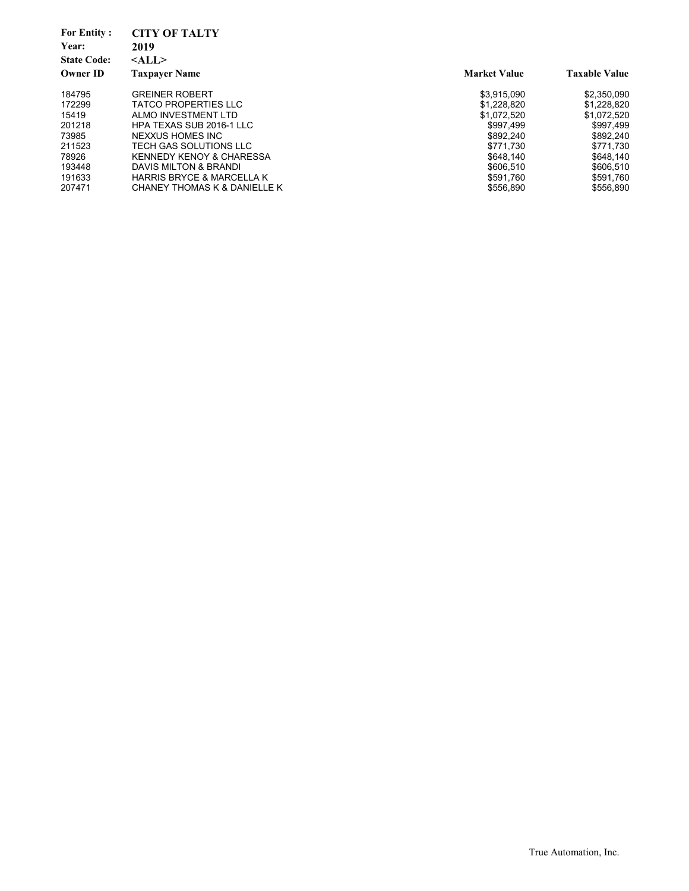**For Entity :** **CITY OF TALTY**
**Year:** **2019**
**State Code:** **<ALL>**

| Owner ID | Taxpayer Name | Market Value | Taxable Value |
|---|---|---|---|
| 184795 | GREINER ROBERT | $3,915,090 | $2,350,090 |
| 172299 | TATCO PROPERTIES LLC | $1,228,820 | $1,228,820 |
| 15419 | ALMO INVESTMENT LTD | $1,072,520 | $1,072,520 |
| 201218 | HPA TEXAS SUB 2016-1 LLC | $997,499 | $997,499 |
| 73985 | NEXXUS HOMES INC | $892,240 | $892,240 |
| 211523 | TECH GAS SOLUTIONS LLC | $771,730 | $771,730 |
| 78926 | KENNEDY KENOY & CHARESSA | $648,140 | $648,140 |
| 193448 | DAVIS MILTON & BRANDI | $606,510 | $606,510 |
| 191633 | HARRIS BRYCE & MARCELLA K | $591,760 | $591,760 |
| 207471 | CHANEY THOMAS K & DANIELLE K | $556,890 | $556,890 |

True Automation, Inc.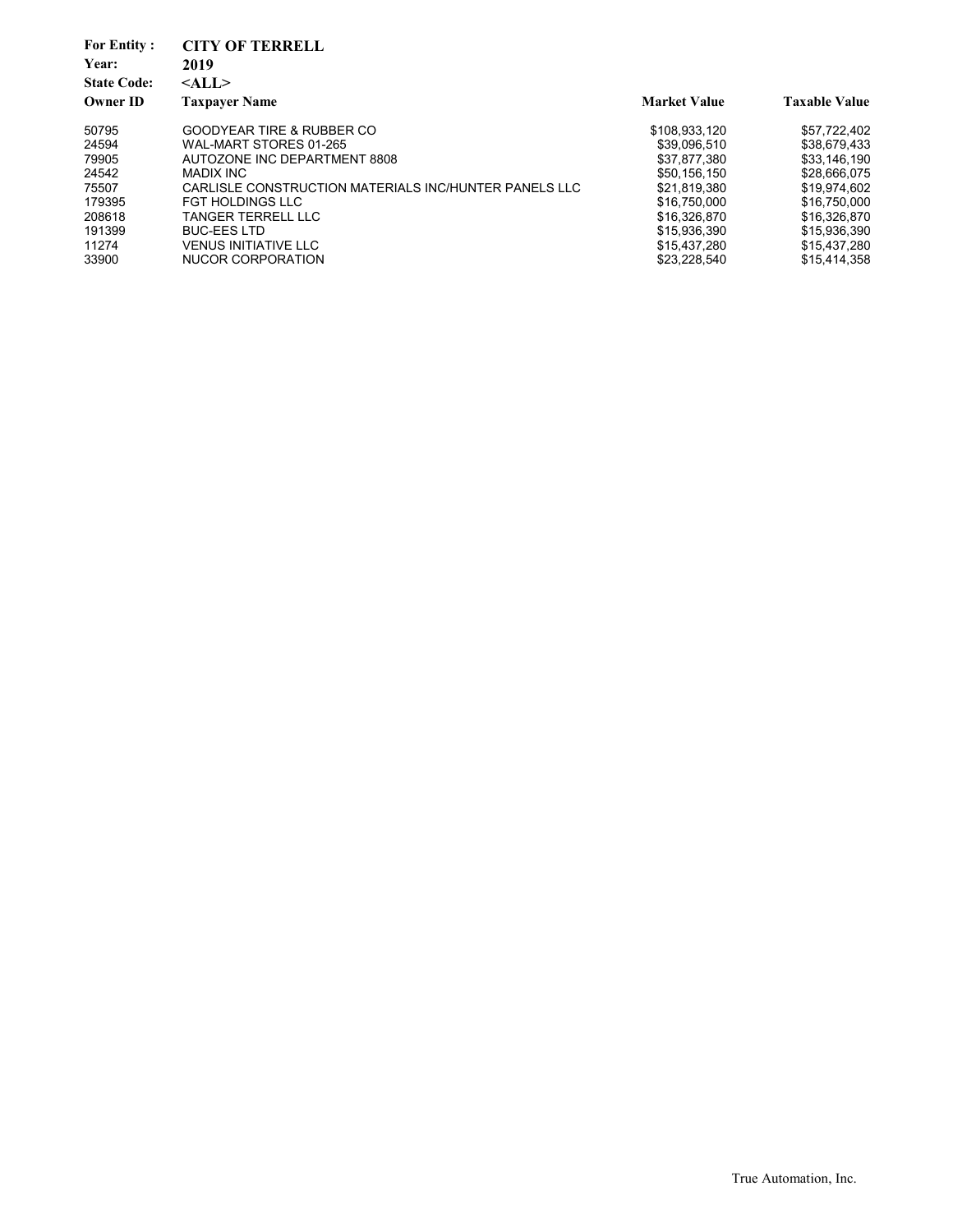**For Entity :** **CITY OF TERRELL**

**Year:** **2019**

**State Code:** **<ALL>**

| Owner ID | Taxpayer Name | Market Value | Taxable Value |
|---|---|---|---|
| 50795 | GOODYEAR TIRE & RUBBER CO | $108,933,120 | $57,722,402 |
| 24594 | WAL-MART STORES 01-265 | $39,096,510 | $38,679,433 |
| 79905 | AUTOZONE INC DEPARTMENT 8808 | $37,877,380 | $33,146,190 |
| 24542 | MADIX INC | $50,156,150 | $28,666,075 |
| 75507 | CARLISLE CONSTRUCTION MATERIALS INC/HUNTER PANELS LLC | $21,819,380 | $19,974,602 |
| 179395 | FGT HOLDINGS LLC | $16,750,000 | $16,750,000 |
| 208618 | TANGER TERRELL LLC | $16,326,870 | $16,326,870 |
| 191399 | BUC-EES LTD | $15,936,390 | $15,936,390 |
| 11274 | VENUS INITIATIVE LLC | $15,437,280 | $15,437,280 |
| 33900 | NUCOR CORPORATION | $23,228,540 | $15,414,358 |

True Automation, Inc.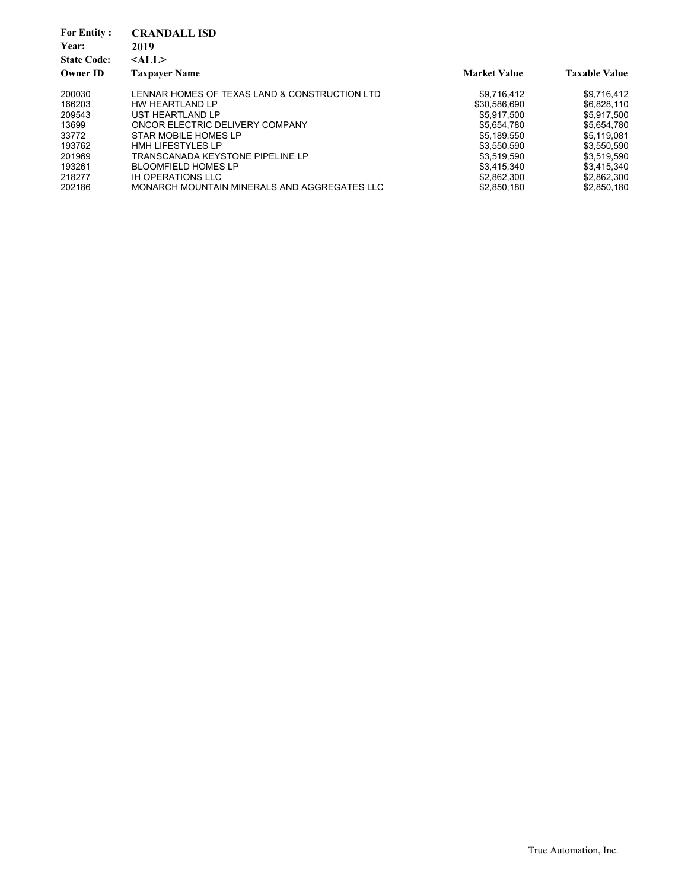**For Entity :** **CRANDALL ISD**
**Year:** **2019**
**State Code:** **<ALL>**

| Owner ID | Taxpayer Name | Market Value | Taxable Value |
|---|---|---|---|
| 200030 | LENNAR HOMES OF TEXAS LAND & CONSTRUCTION LTD | $9,716,412 | $9,716,412 |
| 166203 | HW HEARTLAND LP | $30,586,690 | $6,828,110 |
| 209543 | UST HEARTLAND LP | $5,917,500 | $5,917,500 |
| 13699 | ONCOR ELECTRIC DELIVERY COMPANY | $5,654,780 | $5,654,780 |
| 33772 | STAR MOBILE HOMES LP | $5,189,550 | $5,119,081 |
| 193762 | HMH LIFESTYLES LP | $3,550,590 | $3,550,590 |
| 201969 | TRANSCANADA KEYSTONE PIPELINE LP | $3,519,590 | $3,519,590 |
| 193261 | BLOOMFIELD HOMES LP | $3,415,340 | $3,415,340 |
| 218277 | IH OPERATIONS LLC | $2,862,300 | $2,862,300 |
| 202186 | MONARCH MOUNTAIN MINERALS AND AGGREGATES LLC | $2,850,180 | $2,850,180 |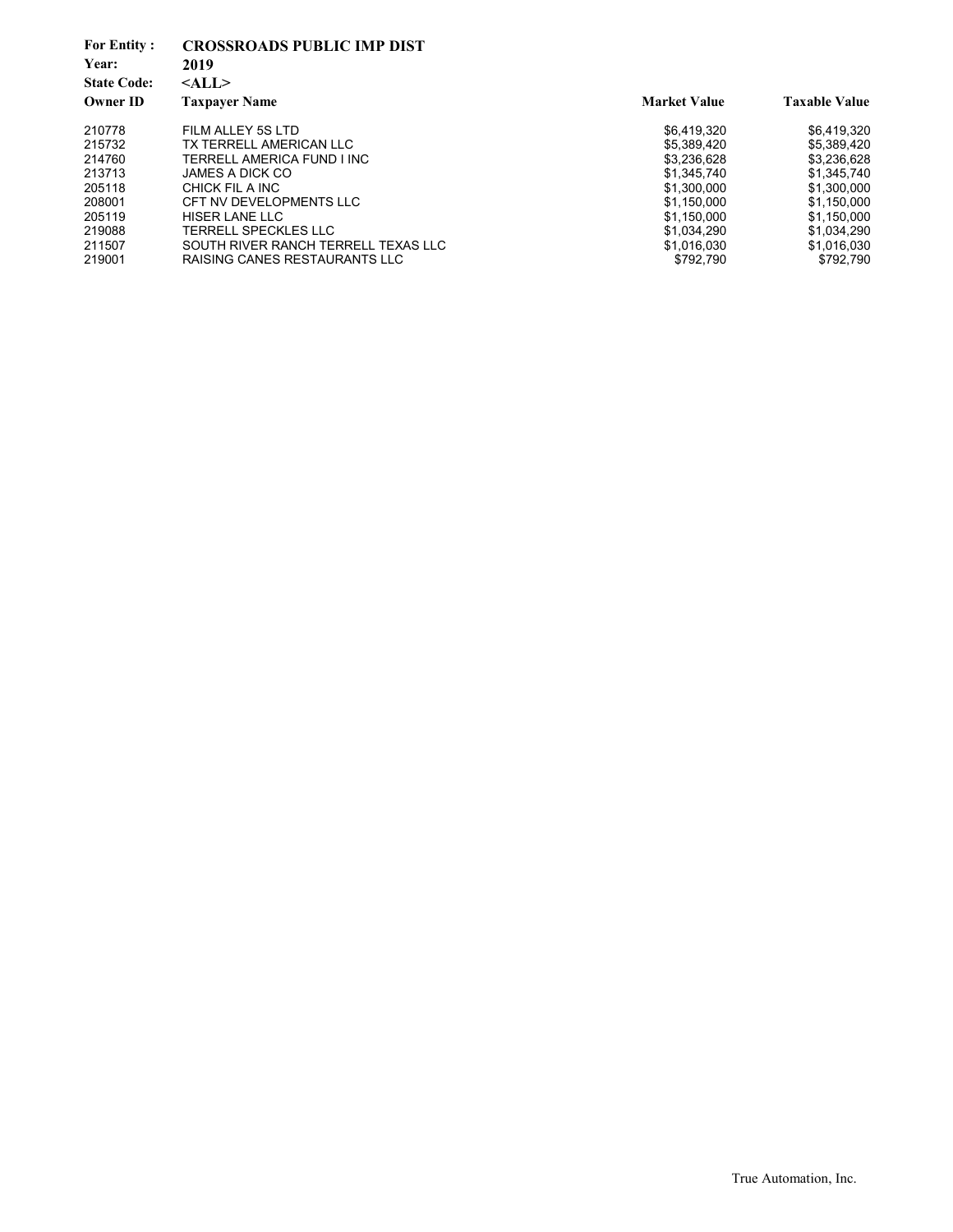**For Entity :** **CROSSROADS PUBLIC IMP DIST**
**Year:** **2019**
**State Code:** **<ALL>**

| Owner ID | Taxpayer Name | Market Value | Taxable Value |
|---|---|---|---|
| 210778 | FILM ALLEY 5S LTD | $6,419,320 | $6,419,320 |
| 215732 | TX TERRELL AMERICAN LLC | $5,389,420 | $5,389,420 |
| 214760 | TERRELL AMERICA FUND I INC | $3,236,628 | $3,236,628 |
| 213713 | JAMES A DICK CO | $1,345,740 | $1,345,740 |
| 205118 | CHICK FIL A INC | $1,300,000 | $1,300,000 |
| 208001 | CFT NV DEVELOPMENTS LLC | $1,150,000 | $1,150,000 |
| 205119 | HISER LANE LLC | $1,150,000 | $1,150,000 |
| 219088 | TERRELL SPECKLES LLC | $1,034,290 | $1,034,290 |
| 211507 | SOUTH RIVER RANCH TERRELL TEXAS LLC | $1,016,030 | $1,016,030 |
| 219001 | RAISING CANES RESTAURANTS LLC | $792,790 | $792,790 |

True Automation, Inc.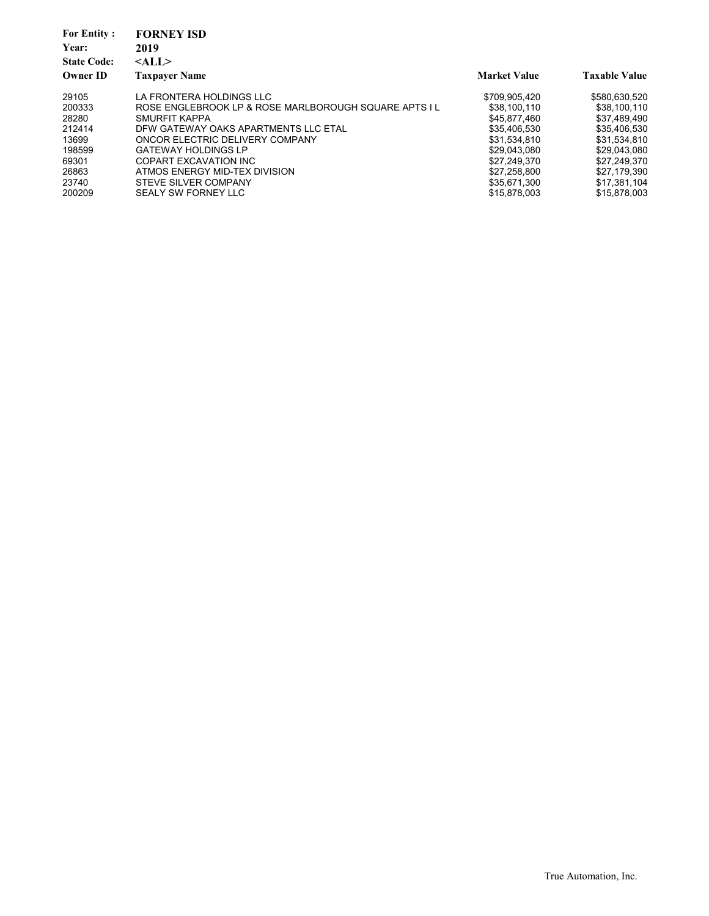**For Entity :** **FORNEY ISD**
**Year:** **2019**
**State Code:** **<ALL>**

| Owner ID | Taxpayer Name | Market Value | Taxable Value |
|---|---|---|---|
| 29105 | LA FRONTERA HOLDINGS LLC | $709,905,420 | $580,630,520 |
| 200333 | ROSE ENGLEBROOK LP & ROSE MARLBOROUGH SQUARE APTS I L | $38,100,110 | $38,100,110 |
| 28280 | SMURFIT KAPPA | $45,877,460 | $37,489,490 |
| 212414 | DFW GATEWAY OAKS APARTMENTS LLC ETAL | $35,406,530 | $35,406,530 |
| 13699 | ONCOR ELECTRIC DELIVERY COMPANY | $31,534,810 | $31,534,810 |
| 198599 | GATEWAY HOLDINGS LP | $29,043,080 | $29,043,080 |
| 69301 | COPART EXCAVATION INC | $27,249,370 | $27,249,370 |
| 26863 | ATMOS ENERGY MID-TEX DIVISION | $27,258,800 | $27,179,390 |
| 23740 | STEVE SILVER COMPANY | $35,671,300 | $17,381,104 |
| 200209 | SEALY SW FORNEY LLC | $15,878,003 | $15,878,003 |

True Automation, Inc.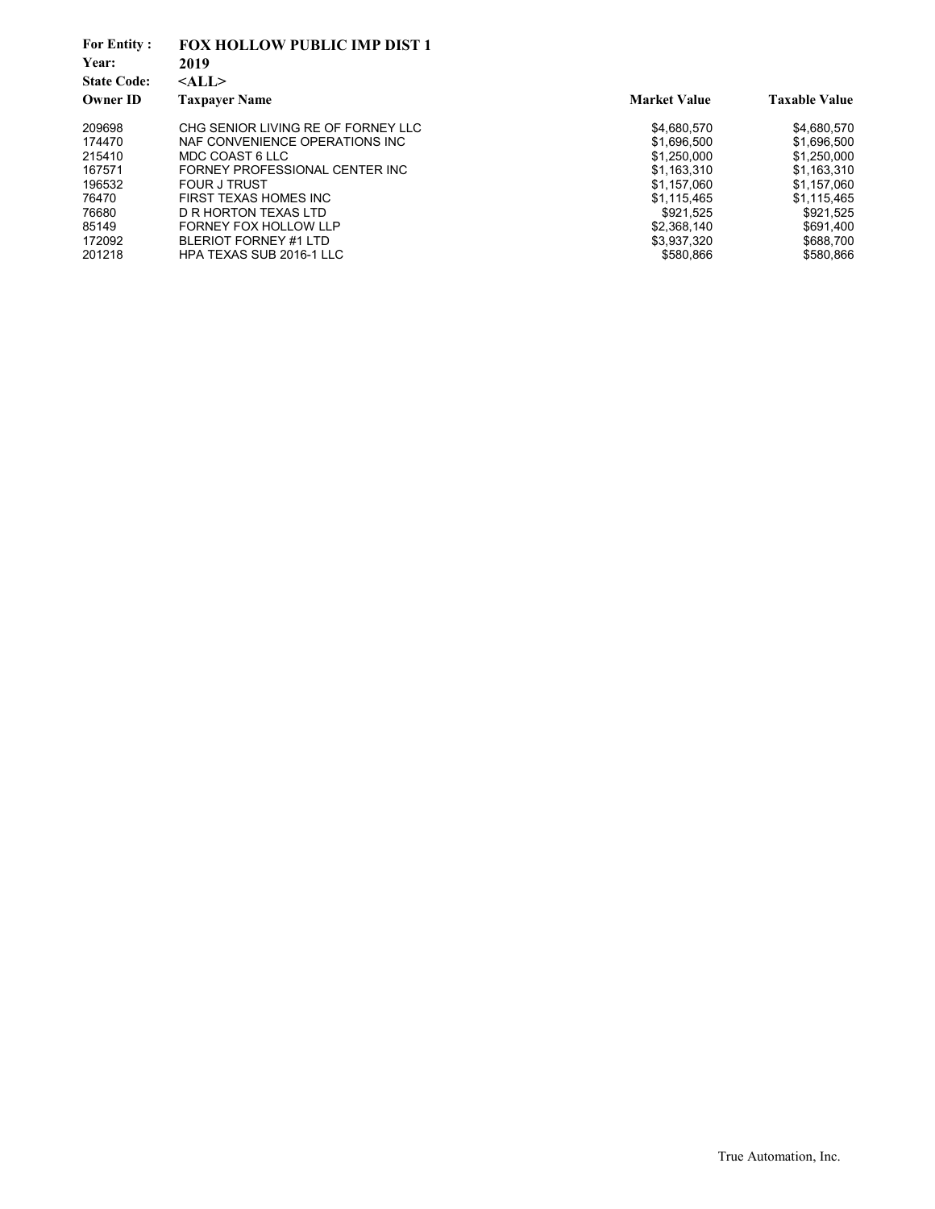**For Entity :** **FOX HOLLOW PUBLIC IMP DIST 1**
**Year:** **2019**
**State Code:** **<ALL>**

| Owner ID | Taxpayer Name | Market Value | Taxable Value |
|---|---|---|---|
| 209698 | CHG SENIOR LIVING RE OF FORNEY LLC | $4,680,570 | $4,680,570 |
| 174470 | NAF CONVENIENCE OPERATIONS INC | $1,696,500 | $1,696,500 |
| 215410 | MDC COAST 6 LLC | $1,250,000 | $1,250,000 |
| 167571 | FORNEY PROFESSIONAL CENTER INC | $1,163,310 | $1,163,310 |
| 196532 | FOUR J TRUST | $1,157,060 | $1,157,060 |
| 76470 | FIRST TEXAS HOMES INC | $1,115,465 | $1,115,465 |
| 76680 | D R HORTON TEXAS LTD | $921,525 | $921,525 |
| 85149 | FORNEY FOX HOLLOW LLP | $2,368,140 | $691,400 |
| 172092 | BLERIOT FORNEY #1 LTD | $3,937,320 | $688,700 |
| 201218 | HPA TEXAS SUB 2016-1 LLC | $580,866 | $580,866 |

True Automation, Inc.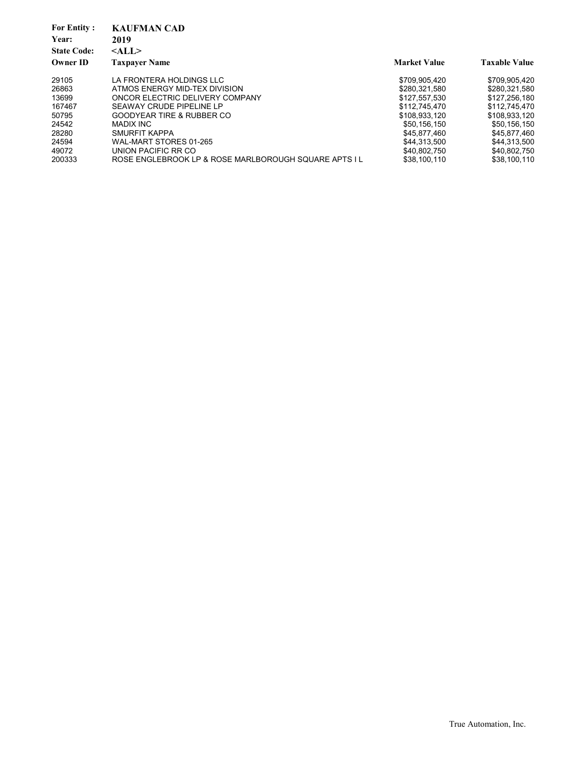**For Entity :** **KAUFMAN CAD**
**Year:** **2019**
**State Code:** **<ALL>**

| Owner ID | Taxpayer Name | Market Value | Taxable Value |
|---|---|---|---|
| 29105 | LA FRONTERA HOLDINGS LLC | $709,905,420 | $709,905,420 |
| 26863 | ATMOS ENERGY MID-TEX DIVISION | $280,321,580 | $280,321,580 |
| 13699 | ONCOR ELECTRIC DELIVERY COMPANY | $127,557,530 | $127,256,180 |
| 167467 | SEAWAY CRUDE PIPELINE LP | $112,745,470 | $112,745,470 |
| 50795 | GOODYEAR TIRE & RUBBER CO | $108,933,120 | $108,933,120 |
| 24542 | MADIX INC | $50,156,150 | $50,156,150 |
| 28280 | SMURFIT KAPPA | $45,877,460 | $45,877,460 |
| 24594 | WAL-MART STORES 01-265 | $44,313,500 | $44,313,500 |
| 49072 | UNION PACIFIC RR CO | $40,802,750 | $40,802,750 |
| 200333 | ROSE ENGLEBROOK LP & ROSE MARLBOROUGH SQUARE APTS I L | $38,100,110 | $38,100,110 |

True Automation, Inc.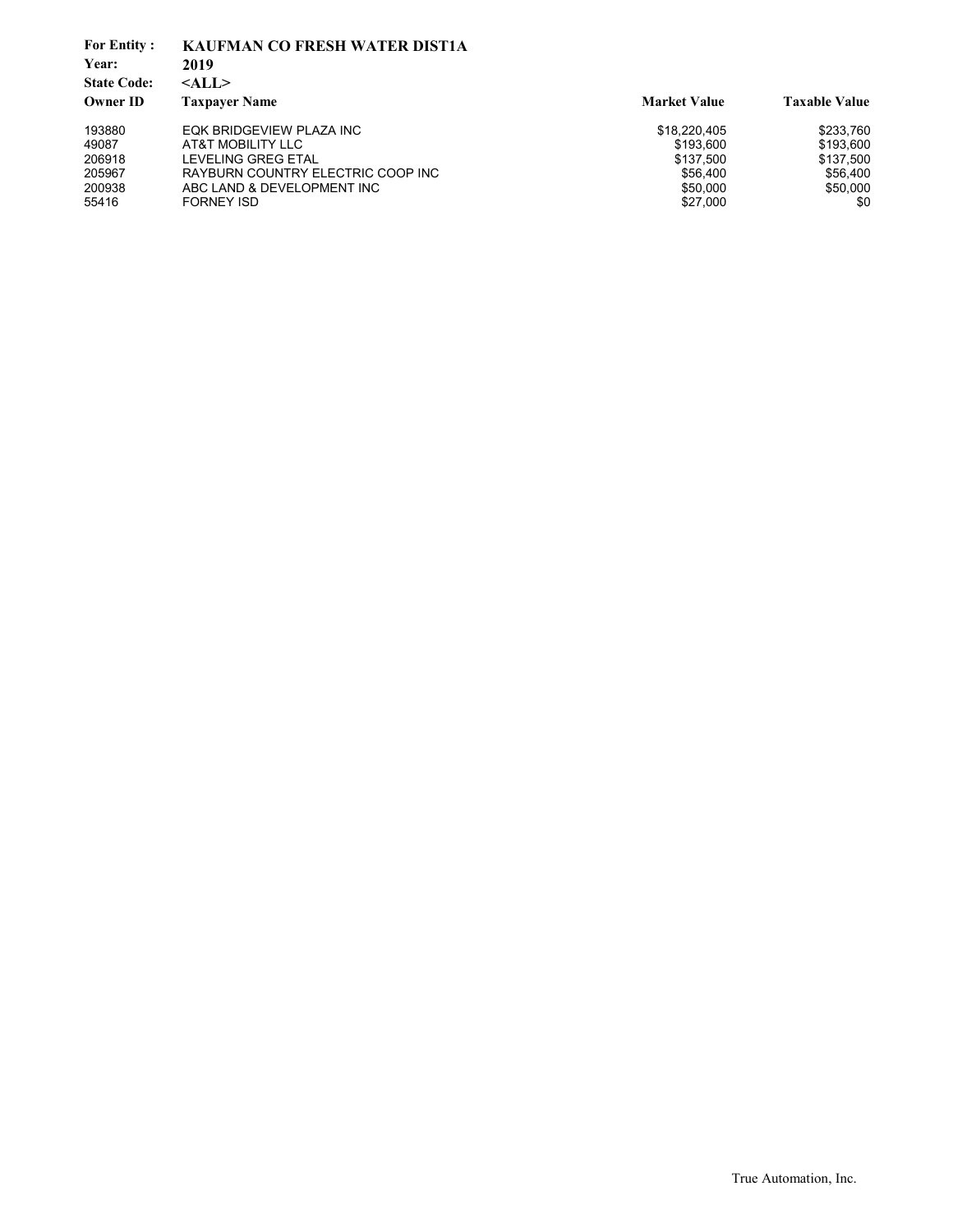**For Entity :** **KAUFMAN CO FRESH WATER DIST1A**
**Year:** **2019**
**State Code:** **<ALL>**

| Owner ID | Taxpayer Name | Market Value | Taxable Value |
|---|---|---|---|
| 193880 | EQK BRIDGEVIEW PLAZA INC | $18,220,405 | $233,760 |
| 49087 | AT&T MOBILITY LLC | $193,600 | $193,600 |
| 206918 | LEVELING GREG ETAL | $137,500 | $137,500 |
| 205967 | RAYBURN COUNTRY ELECTRIC COOP INC | $56,400 | $56,400 |
| 200938 | ABC LAND & DEVELOPMENT INC | $50,000 | $50,000 |
| 55416 | FORNEY ISD | $27,000 | $0 |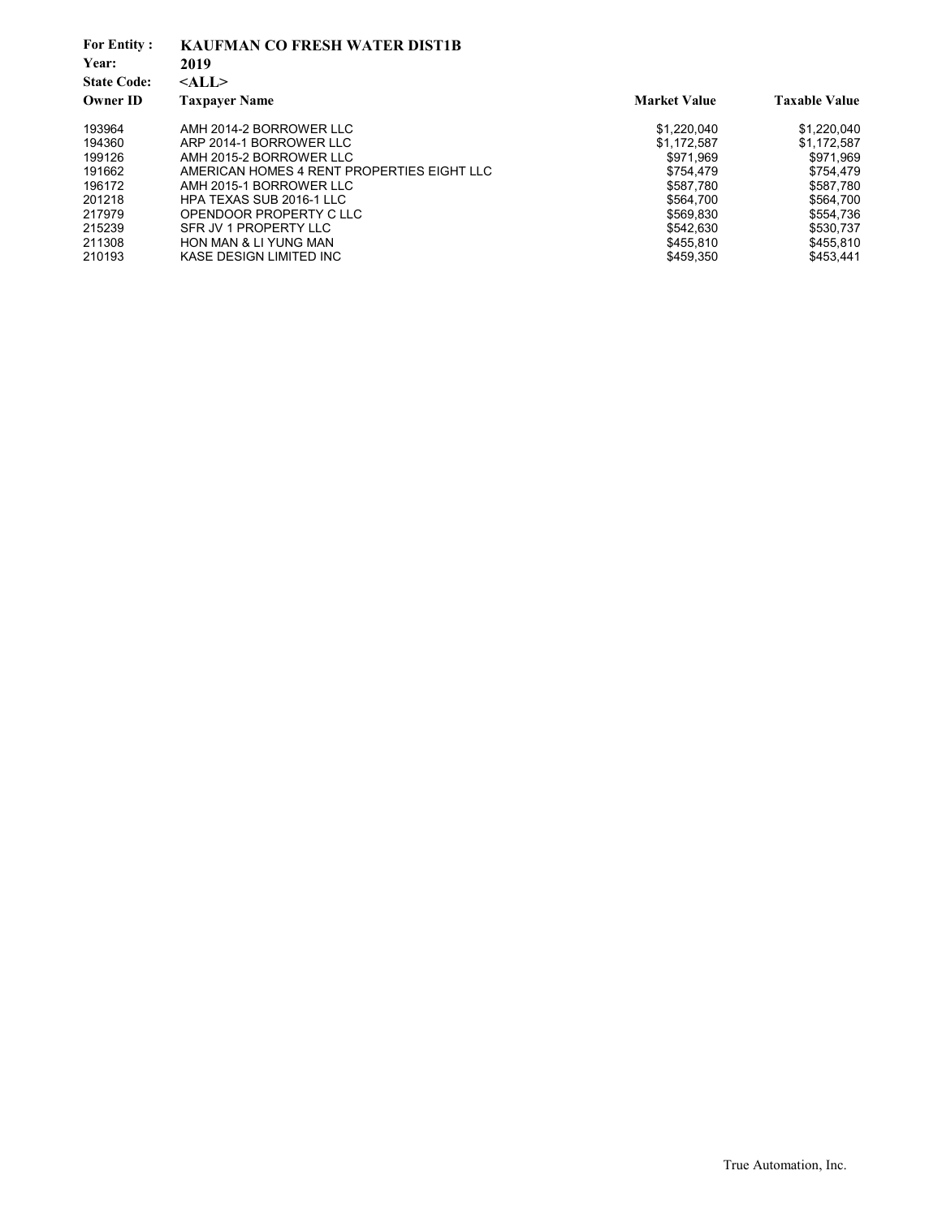**For Entity :** **KAUFMAN CO FRESH WATER DIST1B**
**Year:** **2019**
**State Code:** **<ALL>**

| Owner ID | Taxpayer Name | Market Value | Taxable Value |
|---|---|---|---|
| 193964 | AMH 2014-2 BORROWER LLC | $1,220,040 | $1,220,040 |
| 194360 | ARP 2014-1 BORROWER LLC | $1,172,587 | $1,172,587 |
| 199126 | AMH 2015-2 BORROWER LLC | $971,969 | $971,969 |
| 191662 | AMERICAN HOMES 4 RENT PROPERTIES EIGHT LLC | $754,479 | $754,479 |
| 196172 | AMH 2015-1 BORROWER LLC | $587,780 | $587,780 |
| 201218 | HPA TEXAS SUB 2016-1 LLC | $564,700 | $564,700 |
| 217979 | OPENDOOR PROPERTY C LLC | $569,830 | $554,736 |
| 215239 | SFR JV 1 PROPERTY LLC | $542,630 | $530,737 |
| 211308 | HON MAN & LI YUNG MAN | $455,810 | $455,810 |
| 210193 | KASE DESIGN LIMITED INC | $459,350 | $453,441 |

True Automation, Inc.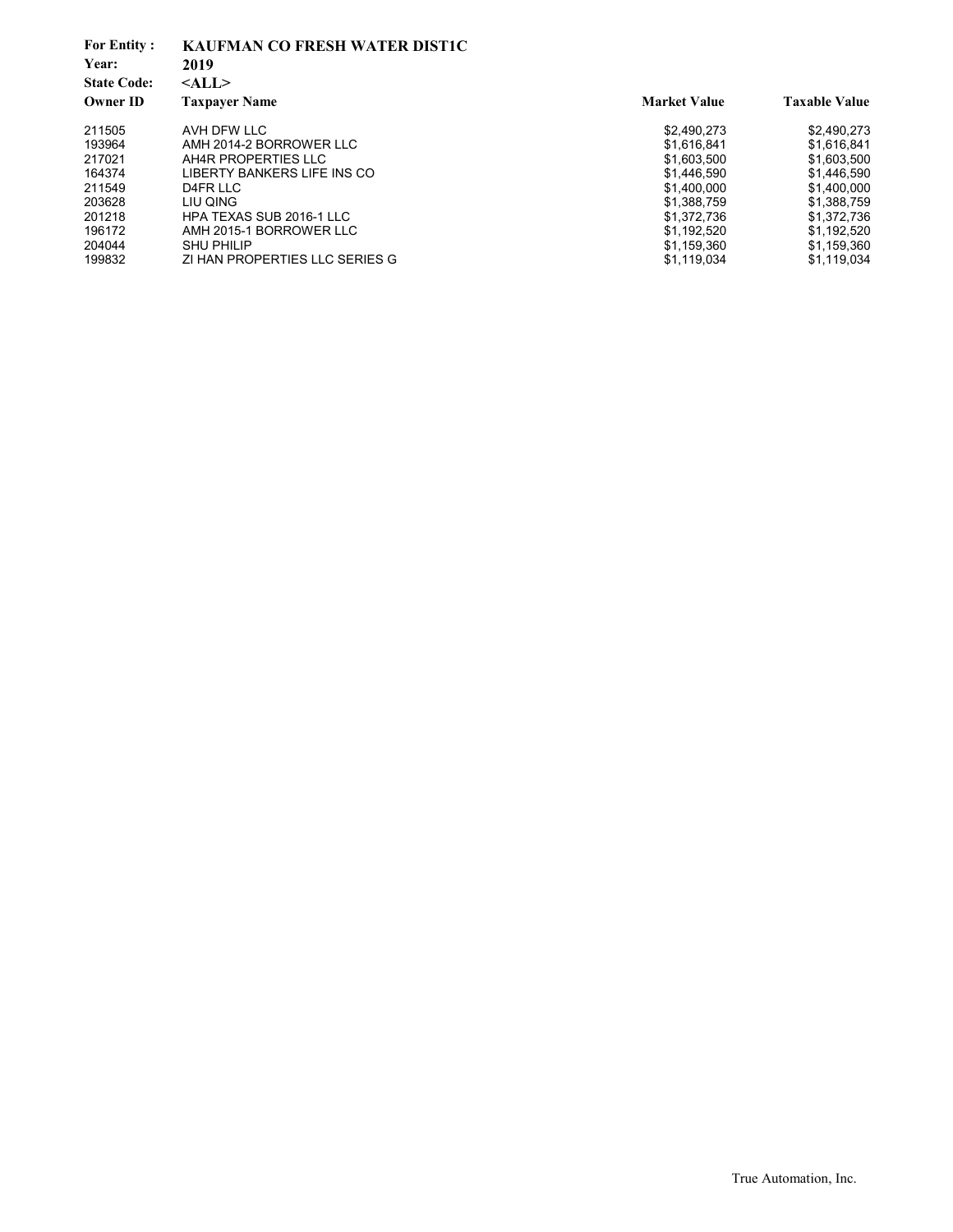**For Entity :** **KAUFMAN CO FRESH WATER DIST1C**
**Year:** **2019**
**State Code:** **<ALL>**

| Owner ID | Taxpayer Name | Market Value | Taxable Value |
|---|---|---|---|
| 211505 | AVH DFW LLC | $2,490,273 | $2,490,273 |
| 193964 | AMH 2014-2 BORROWER LLC | $1,616,841 | $1,616,841 |
| 217021 | AH4R PROPERTIES LLC | $1,603,500 | $1,603,500 |
| 164374 | LIBERTY BANKERS LIFE INS CO | $1,446,590 | $1,446,590 |
| 211549 | D4FR LLC | $1,400,000 | $1,400,000 |
| 203628 | LIU QING | $1,388,759 | $1,388,759 |
| 201218 | HPA TEXAS SUB 2016-1 LLC | $1,372,736 | $1,372,736 |
| 196172 | AMH 2015-1 BORROWER LLC | $1,192,520 | $1,192,520 |
| 204044 | SHU PHILIP | $1,159,360 | $1,159,360 |
| 199832 | ZI HAN PROPERTIES LLC SERIES G | $1,119,034 | $1,119,034 |

True Automation, Inc.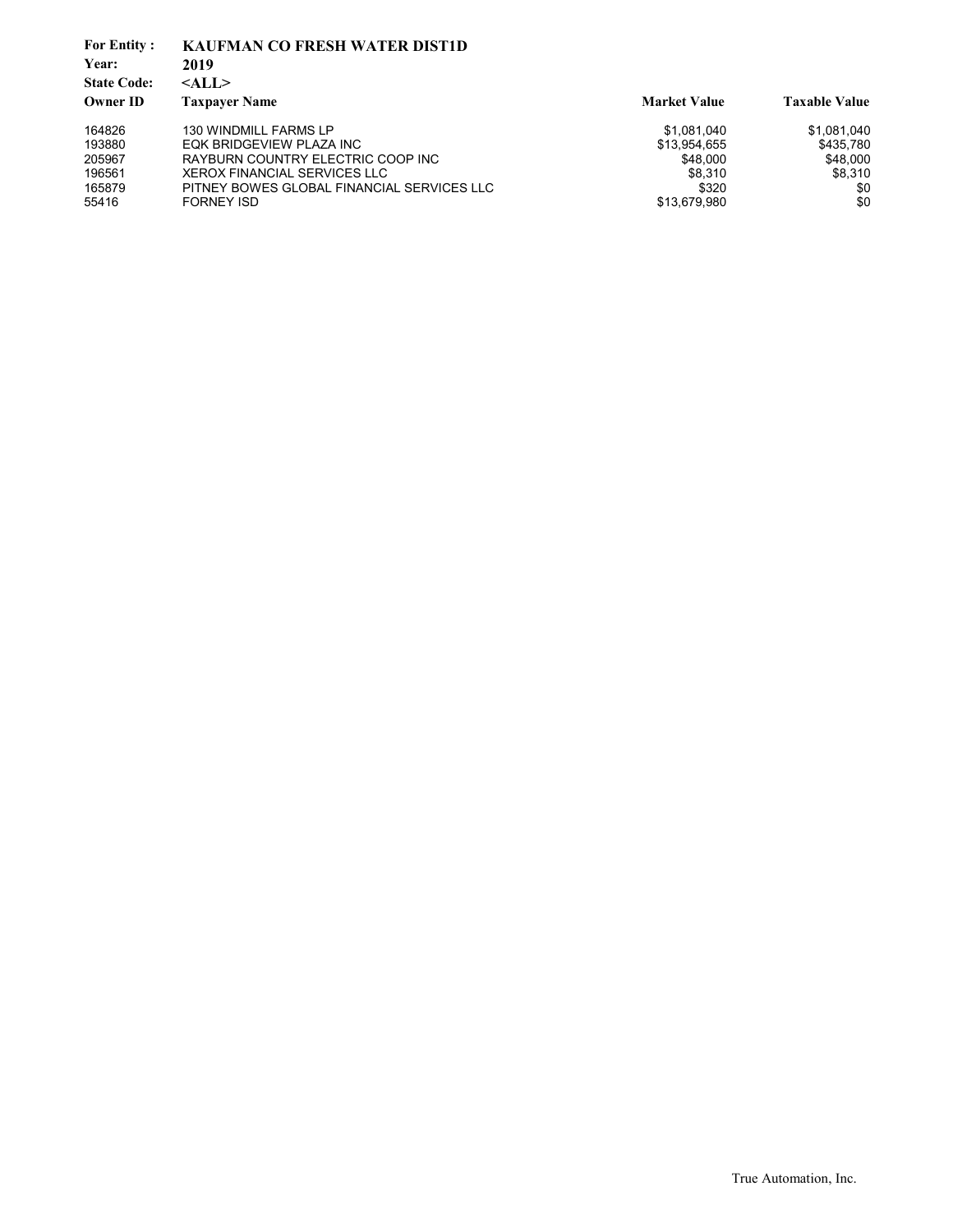**For Entity :** **KAUFMAN CO FRESH WATER DIST1D**
**Year:** **2019**
**State Code:** **<ALL>**

| Owner ID | Taxpayer Name | Market Value | Taxable Value |
|---|---|---|---|
| 164826 | 130 WINDMILL FARMS LP | $1,081,040 | $1,081,040 |
| 193880 | EQK BRIDGEVIEW PLAZA INC | $13,954,655 | $435,780 |
| 205967 | RAYBURN COUNTRY ELECTRIC COOP INC | $48,000 | $48,000 |
| 196561 | XEROX FINANCIAL SERVICES LLC | $8,310 | $8,310 |
| 165879 | PITNEY BOWES GLOBAL FINANCIAL SERVICES LLC | $320 | $0 |
| 55416 | FORNEY ISD | $13,679,980 | $0 |

True Automation, Inc.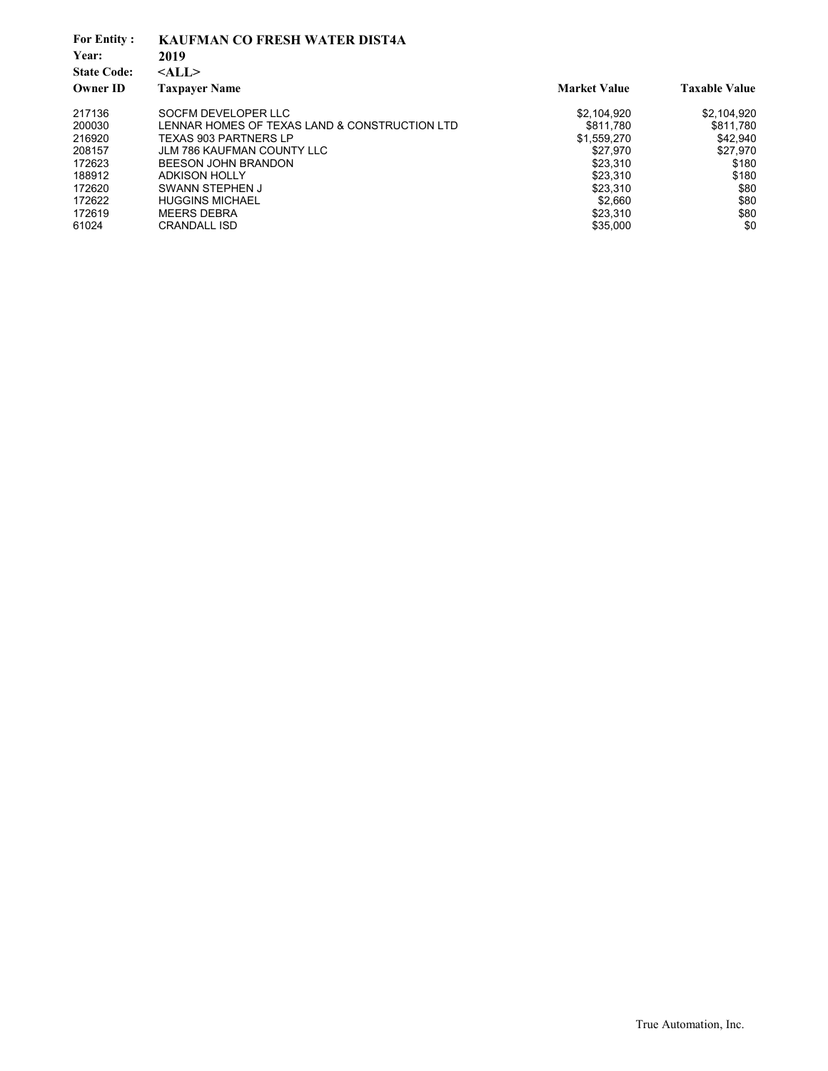**For Entity :** **KAUFMAN CO FRESH WATER DIST4A**
**Year:** **2019**
**State Code:** **<ALL>**

| Owner ID | Taxpayer Name | Market Value | Taxable Value |
|---|---|---|---|
| 217136 | SOCFM DEVELOPER LLC | $2,104,920 | $2,104,920 |
| 200030 | LENNAR HOMES OF TEXAS LAND & CONSTRUCTION LTD | $811,780 | $811,780 |
| 216920 | TEXAS 903 PARTNERS LP | $1,559,270 | $42,940 |
| 208157 | JLM 786 KAUFMAN COUNTY LLC | $27,970 | $27,970 |
| 172623 | BEESON JOHN BRANDON | $23,310 | $180 |
| 188912 | ADKISON HOLLY | $23,310 | $180 |
| 172620 | SWANN STEPHEN J | $23,310 | $80 |
| 172622 | HUGGINS MICHAEL | $2,660 | $80 |
| 172619 | MEERS DEBRA | $23,310 | $80 |
| 61024 | CRANDALL ISD | $35,000 | $0 |

True Automation, Inc.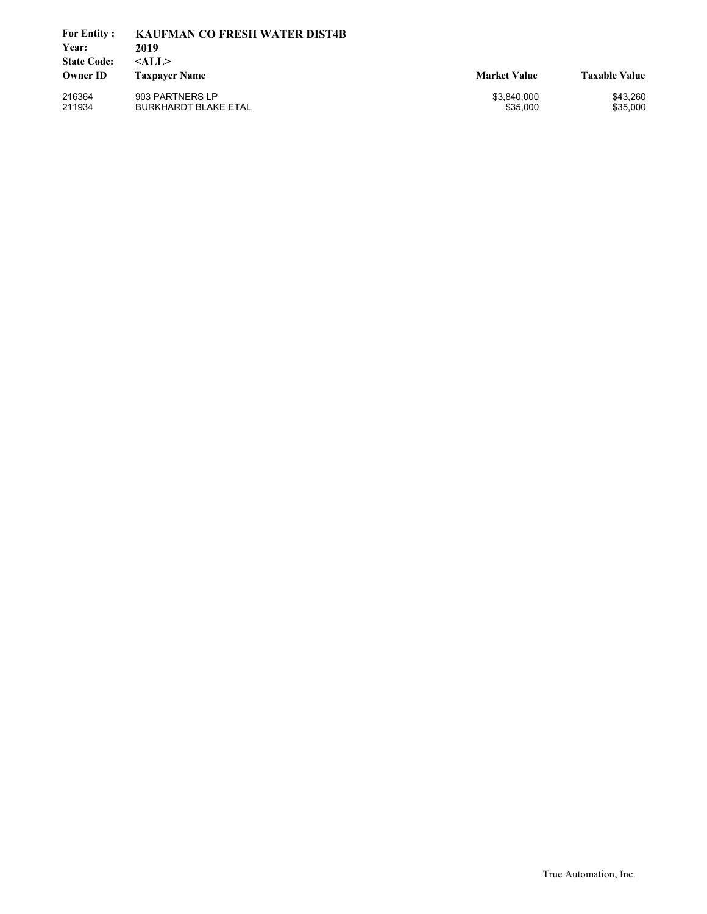**For Entity :** **KAUFMAN CO FRESH WATER DIST4B**
**Year:** **2019**
**State Code:** **<ALL>**

| Owner ID | Taxpayer Name | Market Value | Taxable Value |
|---|---|---|---|
| 216364 | 903 PARTNERS LP | $3,840,000 | $43,260 |
| 211934 | BURKHARDT BLAKE ETAL | $35,000 | $35,000 |

True Automation, Inc.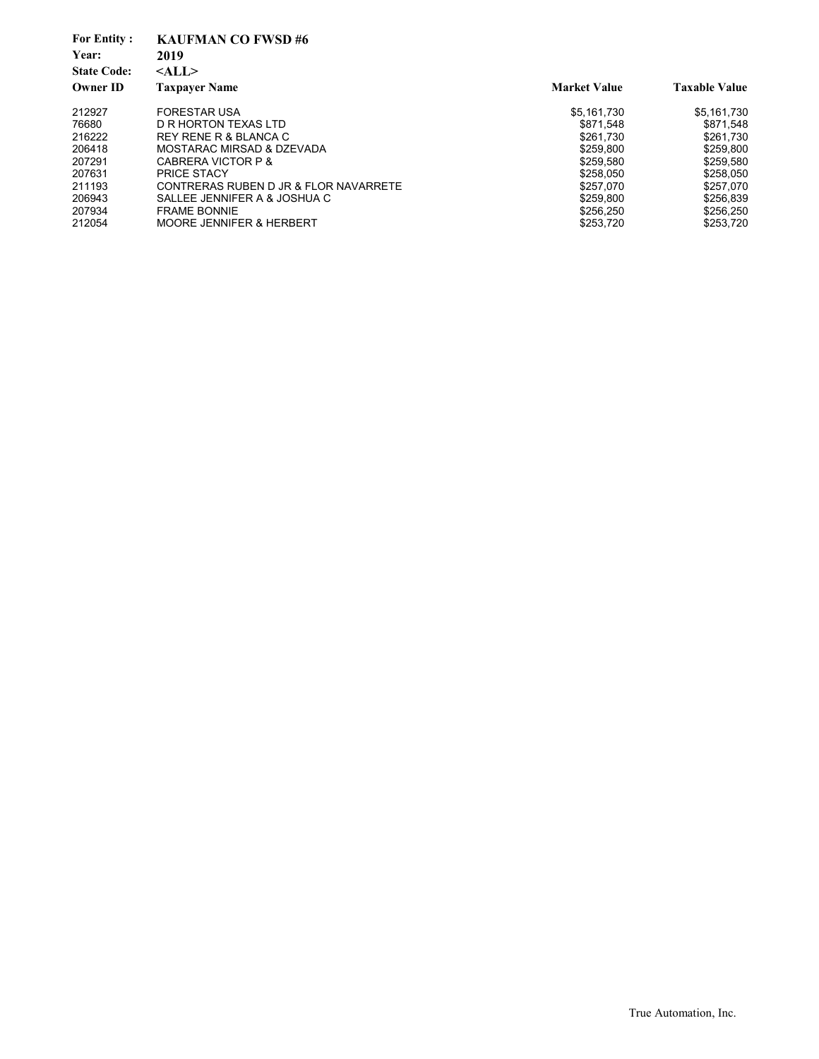**For Entity :** **KAUFMAN CO FWSD #6**
**Year:** **2019**
**State Code:** **<ALL>**

| Owner ID | Taxpayer Name | Market Value | Taxable Value |
|---|---|---|---|
| 212927 | FORESTAR USA | $5,161,730 | $5,161,730 |
| 76680 | D R HORTON TEXAS LTD | $871,548 | $871,548 |
| 216222 | REY RENE R & BLANCA C | $261,730 | $261,730 |
| 206418 | MOSTARAC MIRSAD & DZEVADA | $259,800 | $259,800 |
| 207291 | CABRERA VICTOR P & | $259,580 | $259,580 |
| 207631 | PRICE STACY | $258,050 | $258,050 |
| 211193 | CONTRERAS RUBEN D JR & FLOR NAVARRETE | $257,070 | $257,070 |
| 206943 | SALLEE JENNIFER A & JOSHUA C | $259,800 | $256,839 |
| 207934 | FRAME BONNIE | $256,250 | $256,250 |
| 212054 | MOORE JENNIFER & HERBERT | $253,720 | $253,720 |

True Automation, Inc.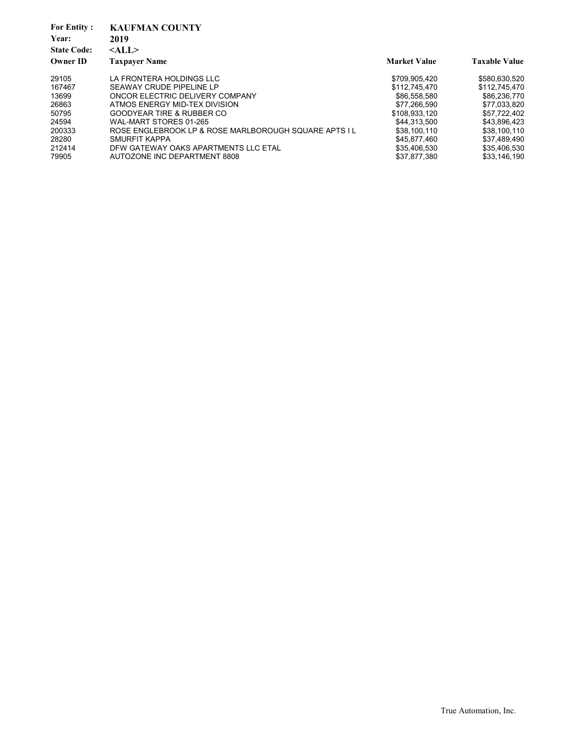**For Entity :** **KAUFMAN COUNTY**
**Year:** **2019**
**State Code:** **<ALL>**

| Owner ID | Taxpayer Name | Market Value | Taxable Value |
|---|---|---|---|
| 29105 | LA FRONTERA HOLDINGS LLC | $709,905,420 | $580,630,520 |
| 167467 | SEAWAY CRUDE PIPELINE LP | $112,745,470 | $112,745,470 |
| 13699 | ONCOR ELECTRIC DELIVERY COMPANY | $86,558,580 | $86,236,770 |
| 26863 | ATMOS ENERGY MID-TEX DIVISION | $77,266,590 | $77,033,820 |
| 50795 | GOODYEAR TIRE & RUBBER CO | $108,933,120 | $57,722,402 |
| 24594 | WAL-MART STORES 01-265 | $44,313,500 | $43,896,423 |
| 200333 | ROSE ENGLEBROOK LP & ROSE MARLBOROUGH SQUARE APTS I L | $38,100,110 | $38,100,110 |
| 28280 | SMURFIT KAPPA | $45,877,460 | $37,489,490 |
| 212414 | DFW GATEWAY OAKS APARTMENTS LLC ETAL | $35,406,530 | $35,406,530 |
| 79905 | AUTOZONE INC DEPARTMENT 8808 | $37,877,380 | $33,146,190 |

True Automation, Inc.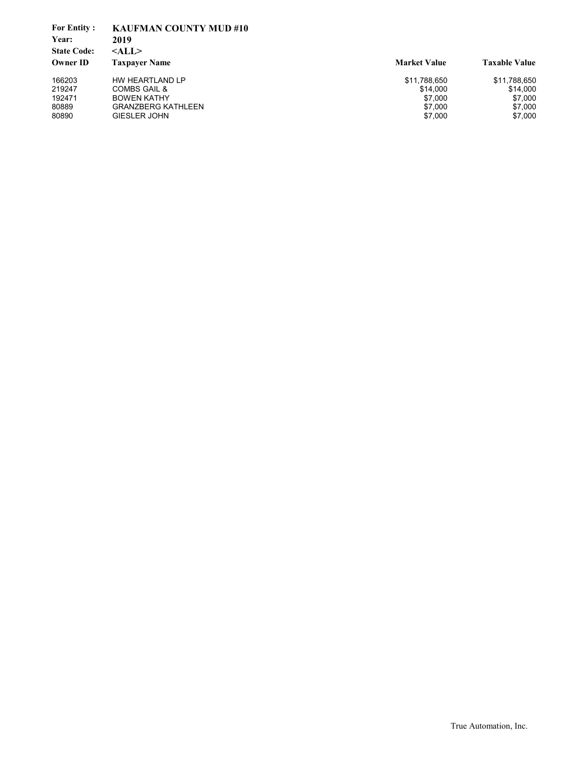**For Entity :** **KAUFMAN COUNTY MUD #10**
**Year:** **2019**
**State Code:** **<ALL>**

| Owner ID | Taxpayer Name | Market Value | Taxable Value |
|---|---|---|---|
| 166203 | HW HEARTLAND LP | $11,788,650 | $11,788,650 |
| 219247 | COMBS GAIL & | $14,000 | $14,000 |
| 192471 | BOWEN KATHY | $7,000 | $7,000 |
| 80889 | GRANZBERG KATHLEEN | $7,000 | $7,000 |
| 80890 | GIESLER JOHN | $7,000 | $7,000 |

True Automation, Inc.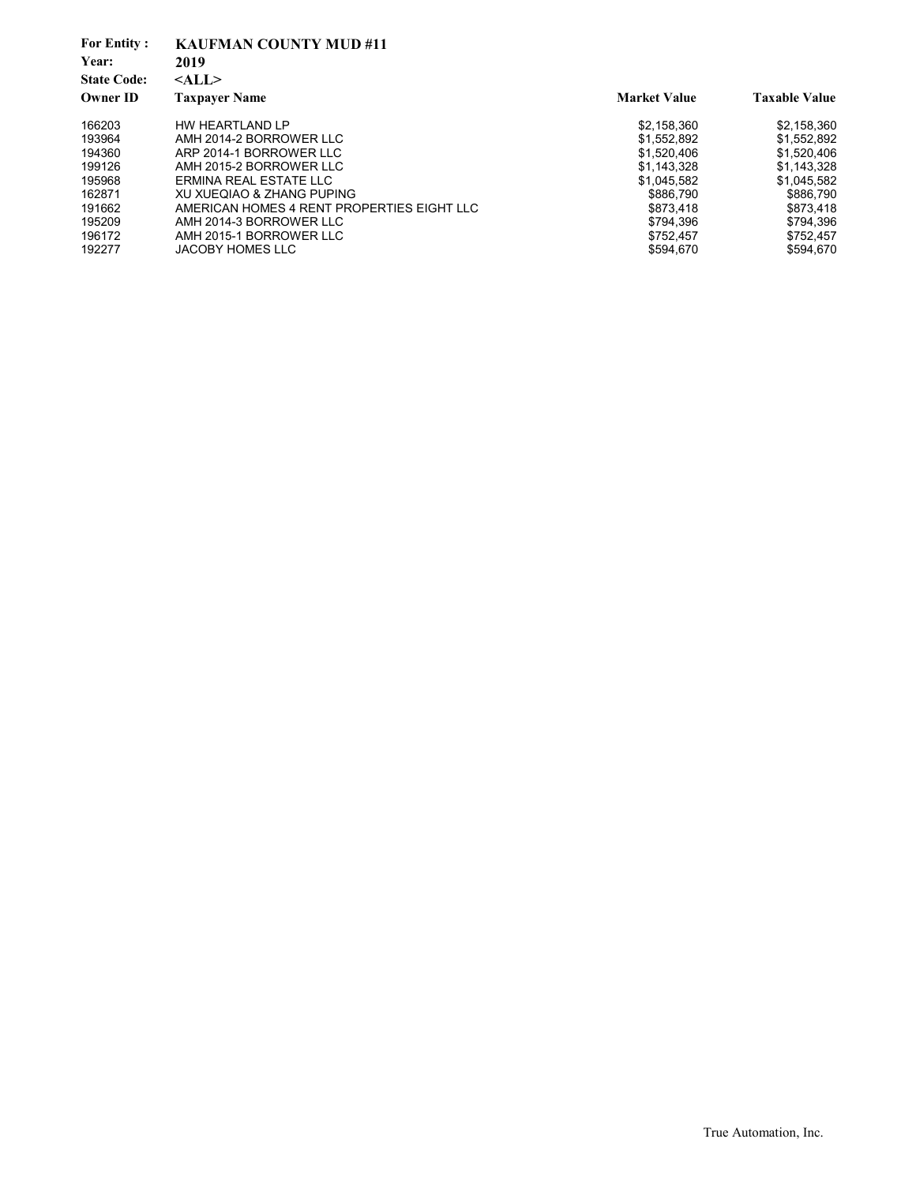**For Entity :** **KAUFMAN COUNTY MUD #11**
**Year:** **2019**
**State Code:** **<ALL>**

| Owner ID | Taxpayer Name | Market Value | Taxable Value |
|---|---|---|---|
| 166203 | HW HEARTLAND LP | $2,158,360 | $2,158,360 |
| 193964 | AMH 2014-2 BORROWER LLC | $1,552,892 | $1,552,892 |
| 194360 | ARP 2014-1 BORROWER LLC | $1,520,406 | $1,520,406 |
| 199126 | AMH 2015-2 BORROWER LLC | $1,143,328 | $1,143,328 |
| 195968 | ERMINA REAL ESTATE LLC | $1,045,582 | $1,045,582 |
| 162871 | XU XUEQIAO & ZHANG PUPING | $886,790 | $886,790 |
| 191662 | AMERICAN HOMES 4 RENT PROPERTIES EIGHT LLC | $873,418 | $873,418 |
| 195209 | AMH 2014-3 BORROWER LLC | $794,396 | $794,396 |
| 196172 | AMH 2015-1 BORROWER LLC | $752,457 | $752,457 |
| 192277 | JACOBY HOMES LLC | $594,670 | $594,670 |

True Automation, Inc.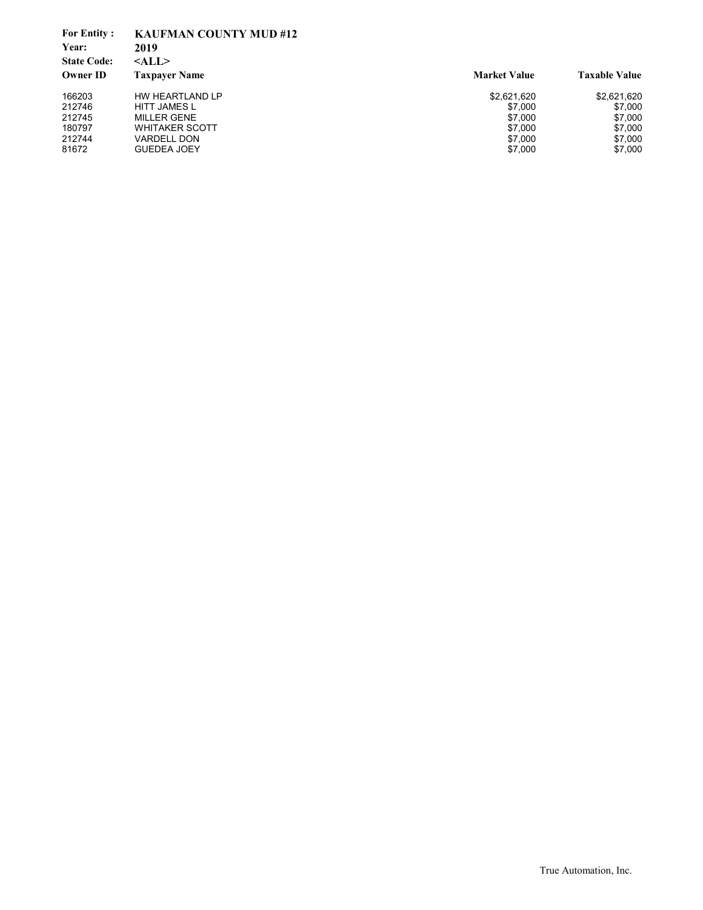**For Entity :** **KAUFMAN COUNTY MUD #12**
**Year:** **2019**
**State Code:** **<ALL>**

| Owner ID | Taxpayer Name | Market Value | Taxable Value |
|---|---|---|---|
| 166203 | HW HEARTLAND LP | $2,621,620 | $2,621,620 |
| 212746 | HITT JAMES L | $7,000 | $7,000 |
| 212745 | MILLER GENE | $7,000 | $7,000 |
| 180797 | WHITAKER SCOTT | $7,000 | $7,000 |
| 212744 | VARDELL DON | $7,000 | $7,000 |
| 81672 | GUEDEA JOEY | $7,000 | $7,000 |

True Automation, Inc.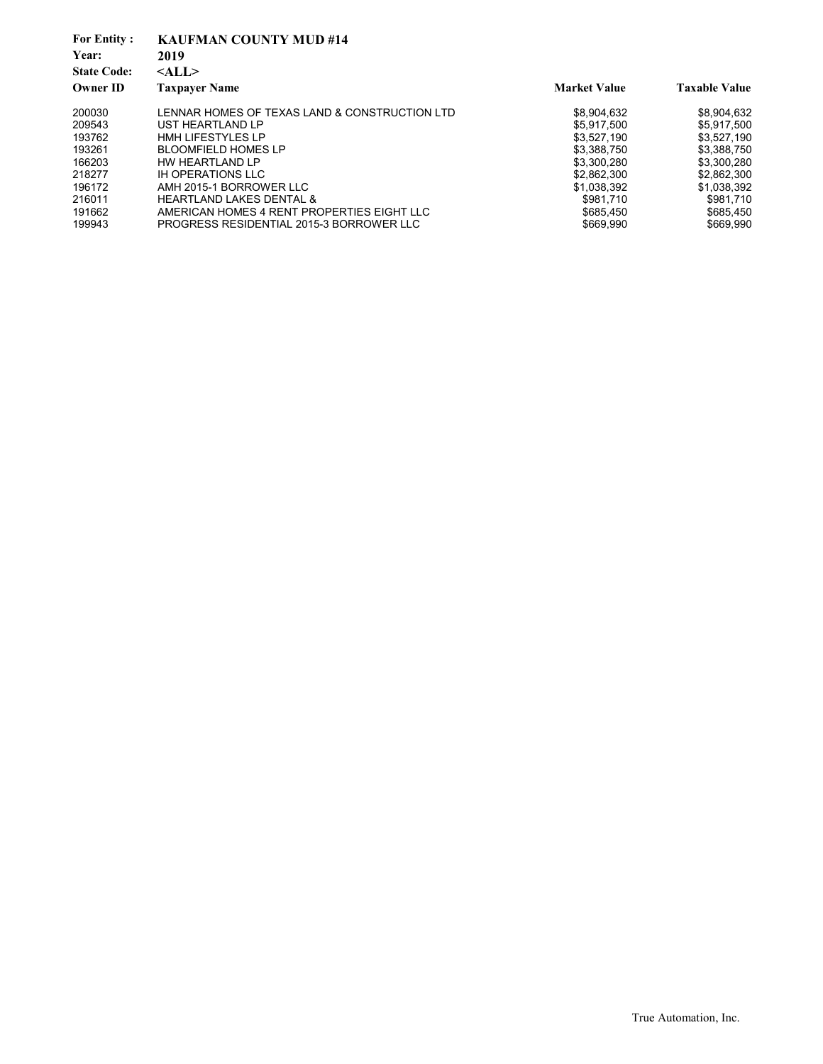**For Entity :** **KAUFMAN COUNTY MUD #14**

**Year:** **2019**

**State Code:** **<ALL>**

| Owner ID | Taxpayer Name | Market Value | Taxable Value |
|---|---|---|---|
| 200030 | LENNAR HOMES OF TEXAS LAND & CONSTRUCTION LTD | $8,904,632 | $8,904,632 |
| 209543 | UST HEARTLAND LP | $5,917,500 | $5,917,500 |
| 193762 | HMH LIFESTYLES LP | $3,527,190 | $3,527,190 |
| 193261 | BLOOMFIELD HOMES LP | $3,388,750 | $3,388,750 |
| 166203 | HW HEARTLAND LP | $3,300,280 | $3,300,280 |
| 218277 | IH OPERATIONS LLC | $2,862,300 | $2,862,300 |
| 196172 | AMH 2015-1 BORROWER LLC | $1,038,392 | $1,038,392 |
| 216011 | HEARTLAND LAKES DENTAL & | $981,710 | $981,710 |
| 191662 | AMERICAN HOMES 4 RENT PROPERTIES EIGHT LLC | $685,450 | $685,450 |
| 199943 | PROGRESS RESIDENTIAL 2015-3 BORROWER LLC | $669,990 | $669,990 |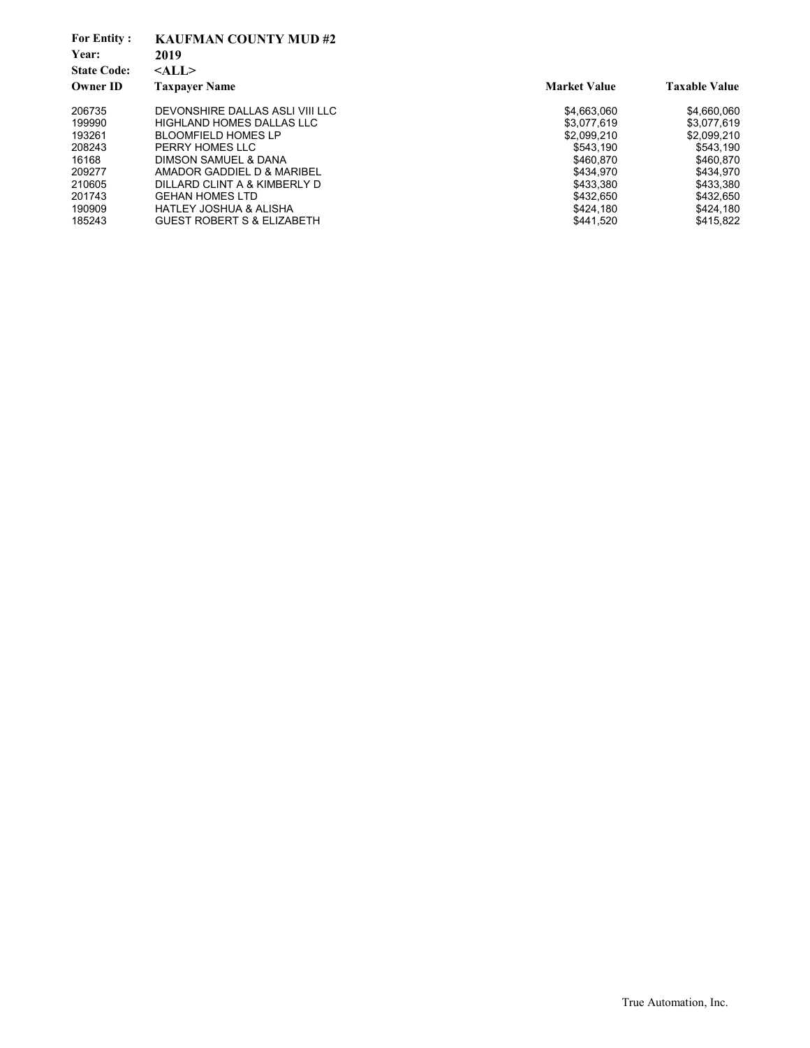**For Entity :** **KAUFMAN COUNTY MUD #2**
**Year:** **2019**
**State Code:** **<ALL>**

| Owner ID | Taxpayer Name | Market Value | Taxable Value |
|---|---|---|---|
| 206735 | DEVONSHIRE DALLAS ASLI VIII LLC | $4,663,060 | $4,660,060 |
| 199990 | HIGHLAND HOMES DALLAS LLC | $3,077,619 | $3,077,619 |
| 193261 | BLOOMFIELD HOMES LP | $2,099,210 | $2,099,210 |
| 208243 | PERRY HOMES LLC | $543,190 | $543,190 |
| 16168 | DIMSON SAMUEL & DANA | $460,870 | $460,870 |
| 209277 | AMADOR GADDIEL D & MARIBEL | $434,970 | $434,970 |
| 210605 | DILLARD CLINT A & KIMBERLY D | $433,380 | $433,380 |
| 201743 | GEHAN HOMES LTD | $432,650 | $432,650 |
| 190909 | HATLEY JOSHUA & ALISHA | $424,180 | $424,180 |
| 185243 | GUEST ROBERT S & ELIZABETH | $441,520 | $415,822 |

True Automation, Inc.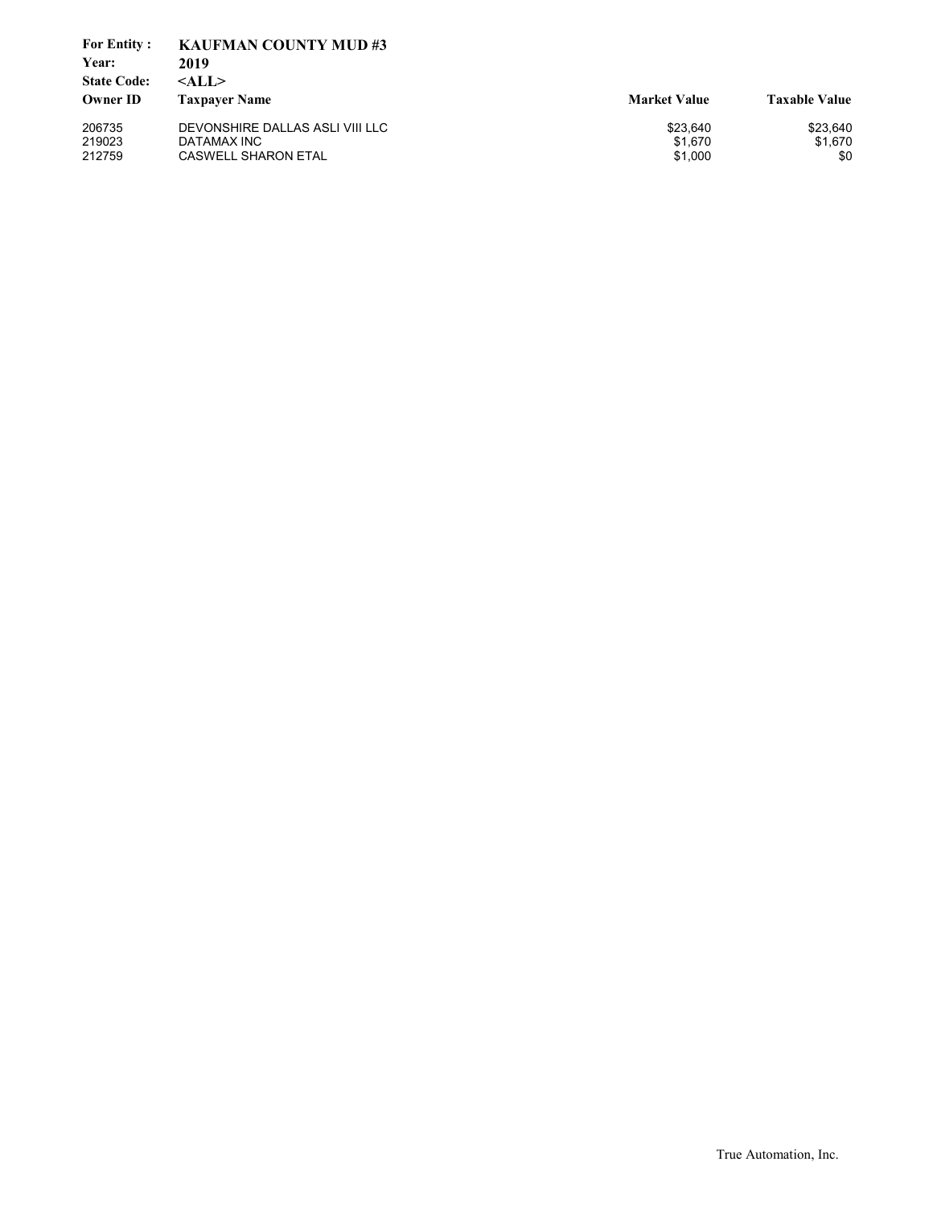**For Entity :** **KAUFMAN COUNTY MUD #3**
**Year:** **2019**
**State Code:** **<ALL>**

| Owner ID | Taxpayer Name | Market Value | Taxable Value |
|---|---|---|---|
| 206735 | DEVONSHIRE DALLAS ASLI VIII LLC | $23,640 | $23,640 |
| 219023 | DATAMAX INC | $1,670 | $1,670 |
| 212759 | CASWELL SHARON ETAL | $1,000 | $0 |

True Automation, Inc.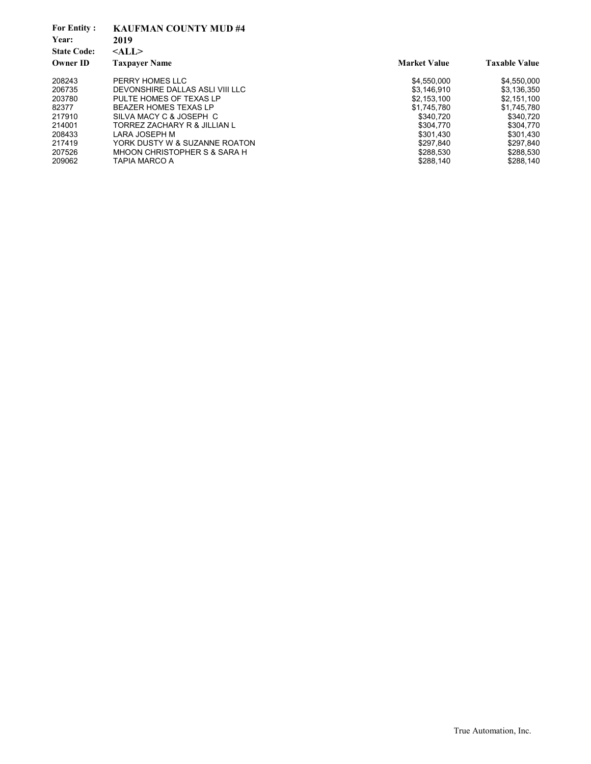**For Entity :** **KAUFMAN COUNTY MUD #4**
**Year:** **2019**
**State Code:** **<ALL>**

| Owner ID | Taxpayer Name | Market Value | Taxable Value |
|---|---|---|---|
| 208243 | PERRY HOMES LLC | $4,550,000 | $4,550,000 |
| 206735 | DEVONSHIRE DALLAS ASLI VIII LLC | $3,146,910 | $3,136,350 |
| 203780 | PULTE HOMES OF TEXAS LP | $2,153,100 | $2,151,100 |
| 82377 | BEAZER HOMES TEXAS LP | $1,745,780 | $1,745,780 |
| 217910 | SILVA MACY C & JOSEPH C | $340,720 | $340,720 |
| 214001 | TORREZ ZACHARY R & JILLIAN L | $304,770 | $304,770 |
| 208433 | LARA JOSEPH M | $301,430 | $301,430 |
| 217419 | YORK DUSTY W & SUZANNE ROATON | $297,840 | $297,840 |
| 207526 | MHOON CHRISTOPHER S & SARA H | $288,530 | $288,530 |
| 209062 | TAPIA MARCO A | $288,140 | $288,140 |

True Automation, Inc.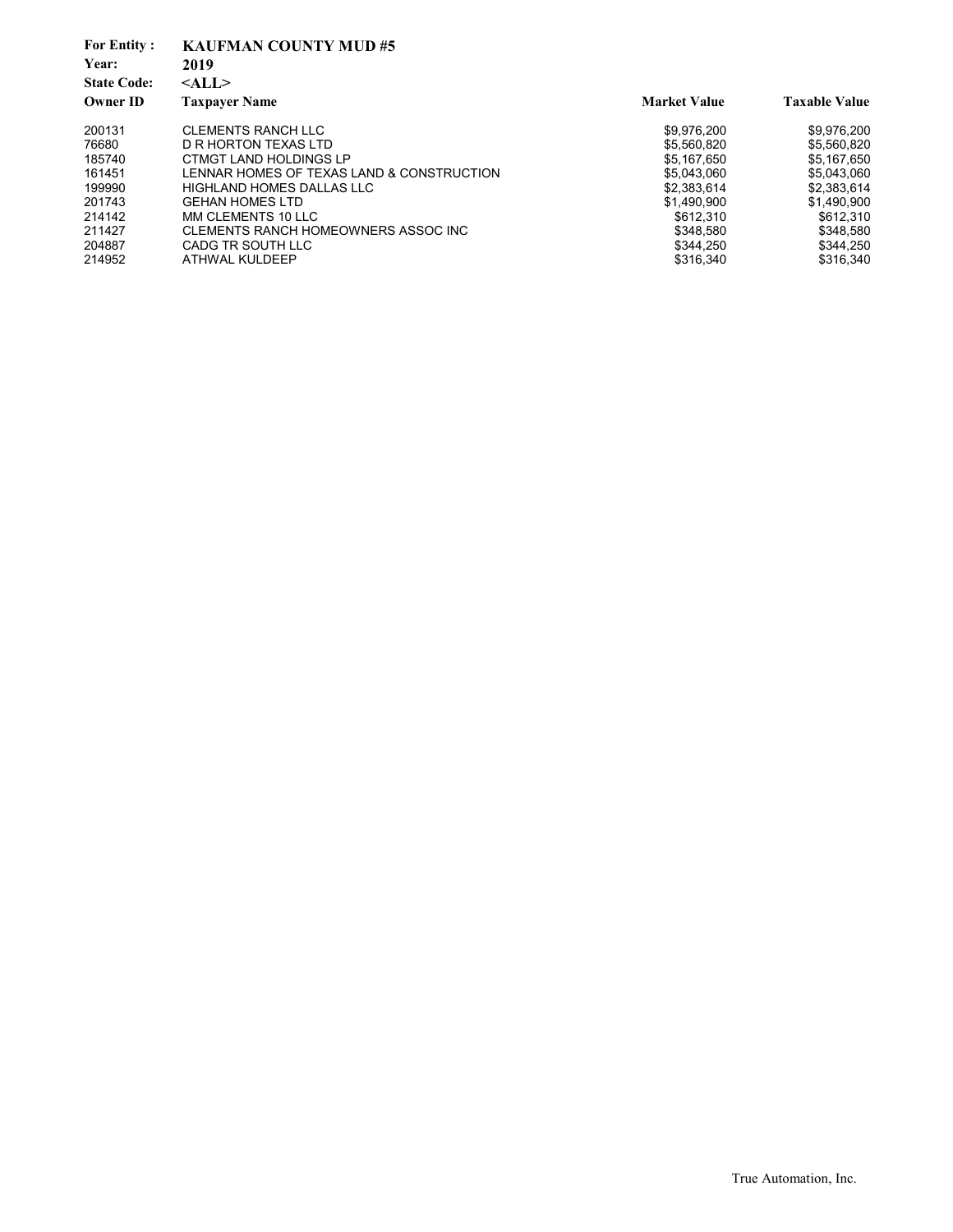**For Entity :** KAUFMAN COUNTY MUD #5
**Year:** 2019
**State Code:** <ALL>

| Owner ID | Taxpayer Name | Market Value | Taxable Value |
|---|---|---|---|
| 200131 | CLEMENTS RANCH LLC | $9,976,200 | $9,976,200 |
| 76680 | D R HORTON TEXAS LTD | $5,560,820 | $5,560,820 |
| 185740 | CTMGT LAND HOLDINGS LP | $5,167,650 | $5,167,650 |
| 161451 | LENNAR HOMES OF TEXAS LAND & CONSTRUCTION | $5,043,060 | $5,043,060 |
| 199990 | HIGHLAND HOMES DALLAS LLC | $2,383,614 | $2,383,614 |
| 201743 | GEHAN HOMES LTD | $1,490,900 | $1,490,900 |
| 214142 | MM CLEMENTS 10 LLC | $612,310 | $612,310 |
| 211427 | CLEMENTS RANCH HOMEOWNERS ASSOC INC | $348,580 | $348,580 |
| 204887 | CADG TR SOUTH LLC | $344,250 | $344,250 |
| 214952 | ATHWAL KULDEEP | $316,340 | $316,340 |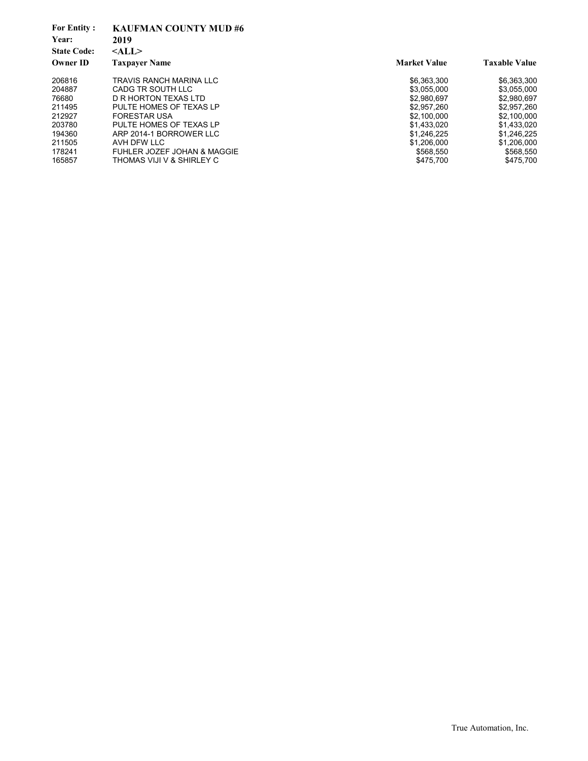**For Entity :** **KAUFMAN COUNTY MUD #6**
**Year:** **2019**
**State Code:** **<ALL>**

| Owner ID | Taxpayer Name | Market Value | Taxable Value |
|---|---|---|---|
| 206816 | TRAVIS RANCH MARINA LLC | $6,363,300 | $6,363,300 |
| 204887 | CADG TR SOUTH LLC | $3,055,000 | $3,055,000 |
| 76680 | D R HORTON TEXAS LTD | $2,980,697 | $2,980,697 |
| 211495 | PULTE HOMES OF TEXAS LP | $2,957,260 | $2,957,260 |
| 212927 | FORESTAR USA | $2,100,000 | $2,100,000 |
| 203780 | PULTE HOMES OF TEXAS LP | $1,433,020 | $1,433,020 |
| 194360 | ARP 2014-1 BORROWER LLC | $1,246,225 | $1,246,225 |
| 211505 | AVH DFW LLC | $1,206,000 | $1,206,000 |
| 178241 | FUHLER JOZEF JOHAN & MAGGIE | $568,550 | $568,550 |
| 165857 | THOMAS VIJI V & SHIRLEY C | $475,700 | $475,700 |

True Automation, Inc.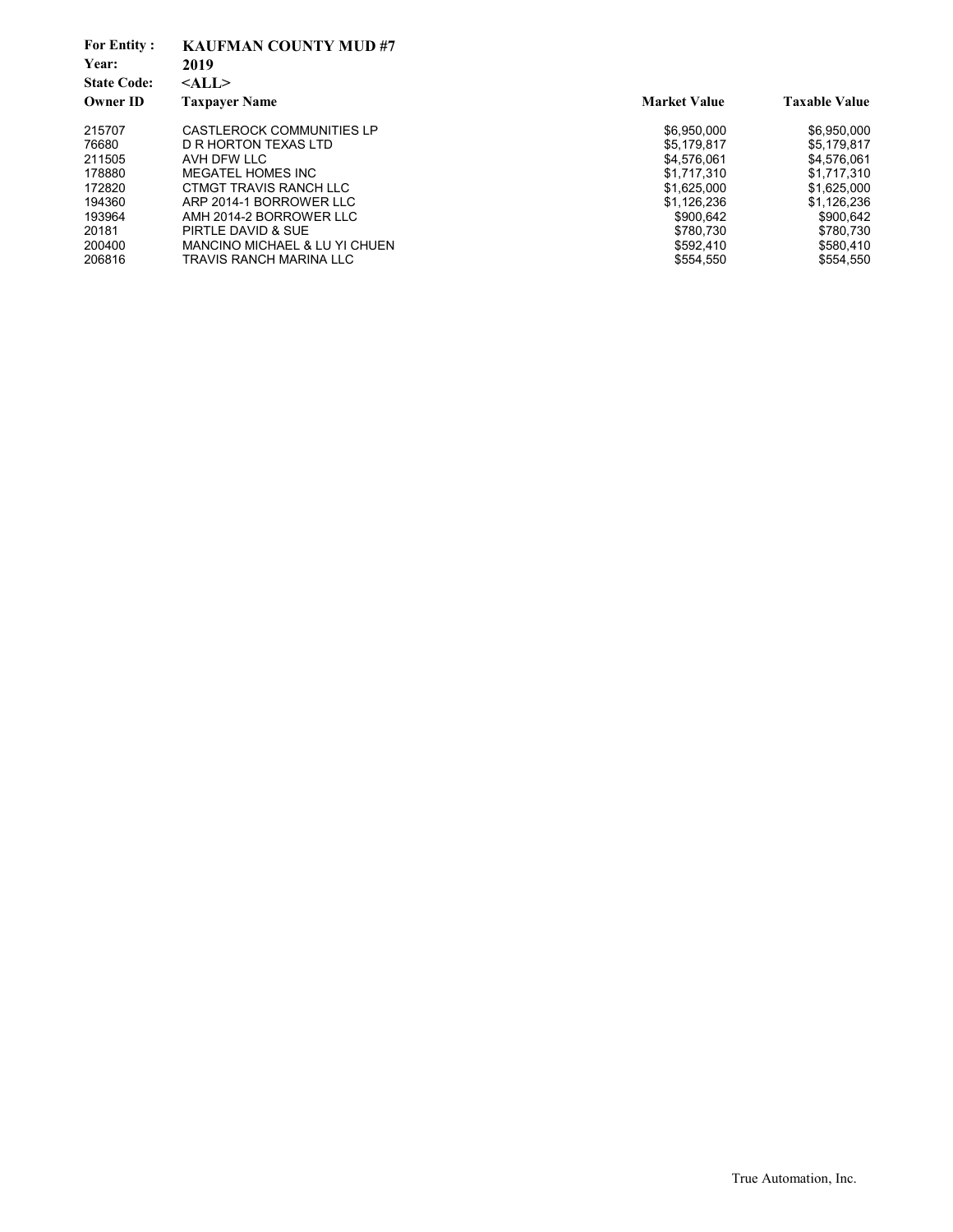**For Entity :** **KAUFMAN COUNTY MUD #7**
**Year:** **2019**
**State Code:** **<ALL>**

| Owner ID | Taxpayer Name | Market Value | Taxable Value |
|---|---|---|---|
| 215707 | CASTLEROCK COMMUNITIES LP | $6,950,000 | $6,950,000 |
| 76680 | D R HORTON TEXAS LTD | $5,179,817 | $5,179,817 |
| 211505 | AVH DFW LLC | $4,576,061 | $4,576,061 |
| 178880 | MEGATEL HOMES INC | $1,717,310 | $1,717,310 |
| 172820 | CTMGT TRAVIS RANCH LLC | $1,625,000 | $1,625,000 |
| 194360 | ARP 2014-1 BORROWER LLC | $1,126,236 | $1,126,236 |
| 193964 | AMH 2014-2 BORROWER LLC | $900,642 | $900,642 |
| 20181 | PIRTLE DAVID & SUE | $780,730 | $780,730 |
| 200400 | MANCINO MICHAEL & LU YI CHUEN | $592,410 | $580,410 |
| 206816 | TRAVIS RANCH MARINA LLC | $554,550 | $554,550 |

True Automation, Inc.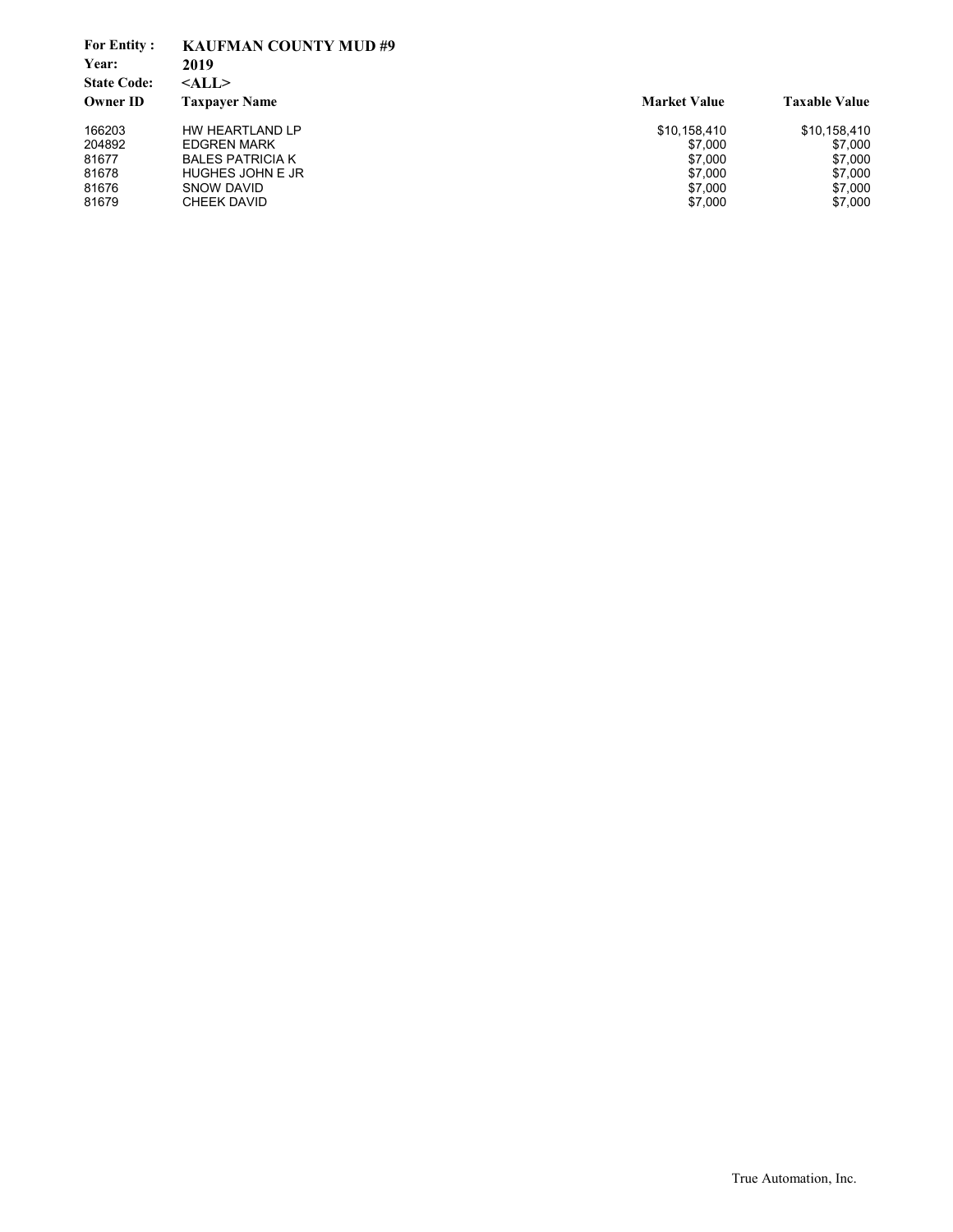**For Entity :** **KAUFMAN COUNTY MUD #9**
**Year:** **2019**
**State Code:** **<ALL>**

| Owner ID | Taxpayer Name | Market Value | Taxable Value |
|---|---|---|---|
| 166203 | HW HEARTLAND LP | $10,158,410 | $10,158,410 |
| 204892 | EDGREN MARK | $7,000 | $7,000 |
| 81677 | BALES PATRICIA K | $7,000 | $7,000 |
| 81678 | HUGHES JOHN E JR | $7,000 | $7,000 |
| 81676 | SNOW DAVID | $7,000 | $7,000 |
| 81679 | CHEEK DAVID | $7,000 | $7,000 |

True Automation, Inc.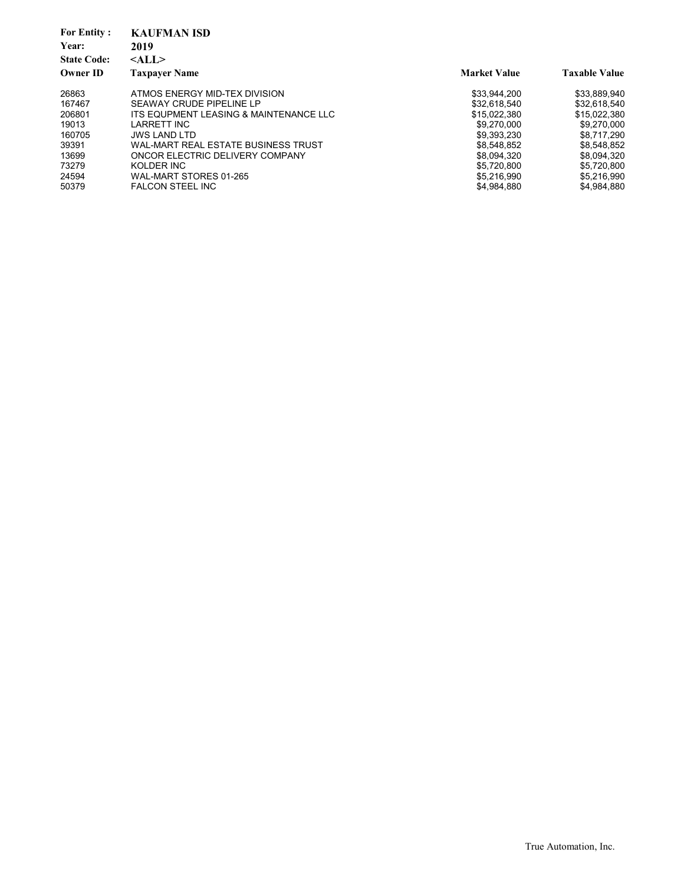**For Entity :** KAUFMAN ISD
**Year:** 2019
**State Code:** <ALL>

| Owner ID | Taxpayer Name | Market Value | Taxable Value |
|---|---|---|---|
| 26863 | ATMOS ENERGY MID-TEX DIVISION | $33,944,200 | $33,889,940 |
| 167467 | SEAWAY CRUDE PIPELINE LP | $32,618,540 | $32,618,540 |
| 206801 | ITS EQUPMENT LEASING & MAINTENANCE LLC | $15,022,380 | $15,022,380 |
| 19013 | LARRETT INC | $9,270,000 | $9,270,000 |
| 160705 | JWS LAND LTD | $9,393,230 | $8,717,290 |
| 39391 | WAL-MART REAL ESTATE BUSINESS TRUST | $8,548,852 | $8,548,852 |
| 13699 | ONCOR ELECTRIC DELIVERY COMPANY | $8,094,320 | $8,094,320 |
| 73279 | KOLDER INC | $5,720,800 | $5,720,800 |
| 24594 | WAL-MART STORES 01-265 | $5,216,990 | $5,216,990 |
| 50379 | FALCON STEEL INC | $4,984,880 | $4,984,880 |

True Automation, Inc.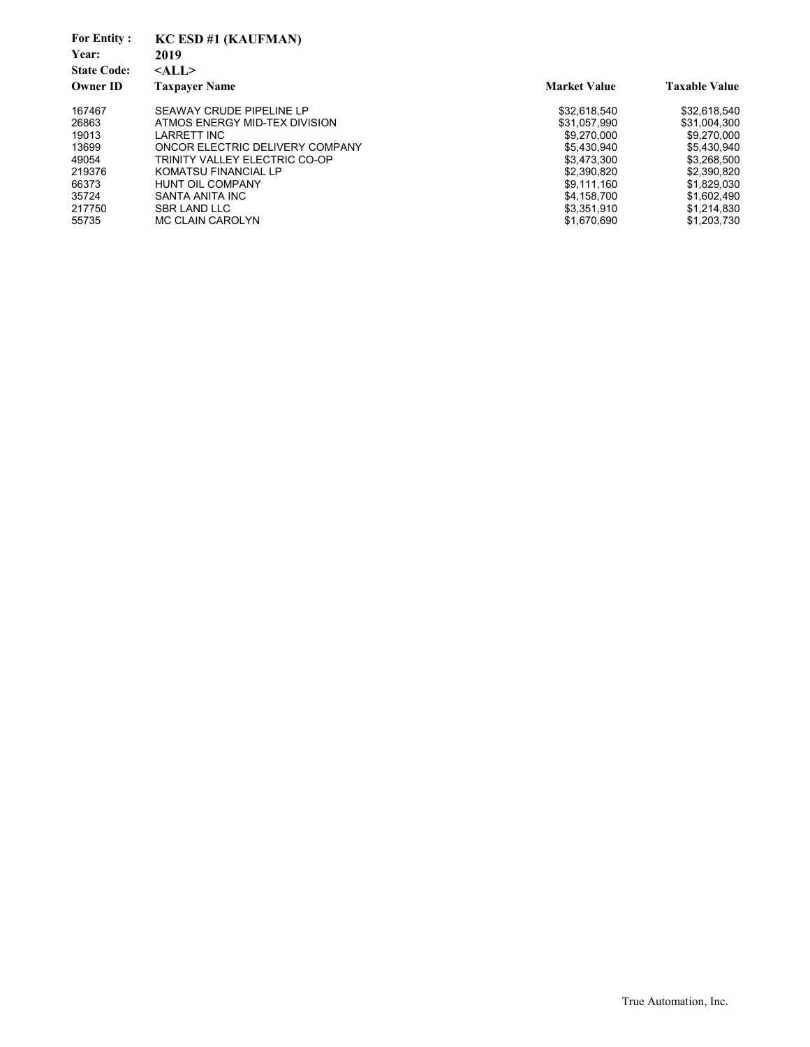**For Entity :** **KC ESD #1 (KAUFMAN)**
**Year:** **2019**
**State Code:** **<ALL>**

| Owner ID | Taxpayer Name | Market Value | Taxable Value |
|---|---|---|---|
| 167467 | SEAWAY CRUDE PIPELINE LP | $32,618,540 | $32,618,540 |
| 26863 | ATMOS ENERGY MID-TEX DIVISION | $31,057,990 | $31,004,300 |
| 19013 | LARRETT INC | $9,270,000 | $9,270,000 |
| 13699 | ONCOR ELECTRIC DELIVERY COMPANY | $5,430,940 | $5,430,940 |
| 49054 | TRINITY VALLEY ELECTRIC CO-OP | $3,473,300 | $3,268,500 |
| 219376 | KOMATSU FINANCIAL LP | $2,390,820 | $2,390,820 |
| 66373 | HUNT OIL COMPANY | $9,111,160 | $1,829,030 |
| 35724 | SANTA ANITA INC | $4,158,700 | $1,602,490 |
| 217750 | SBR LAND LLC | $3,351,910 | $1,214,830 |
| 55735 | MC CLAIN CAROLYN | $1,670,690 | $1,203,730 |

True Automation, Inc.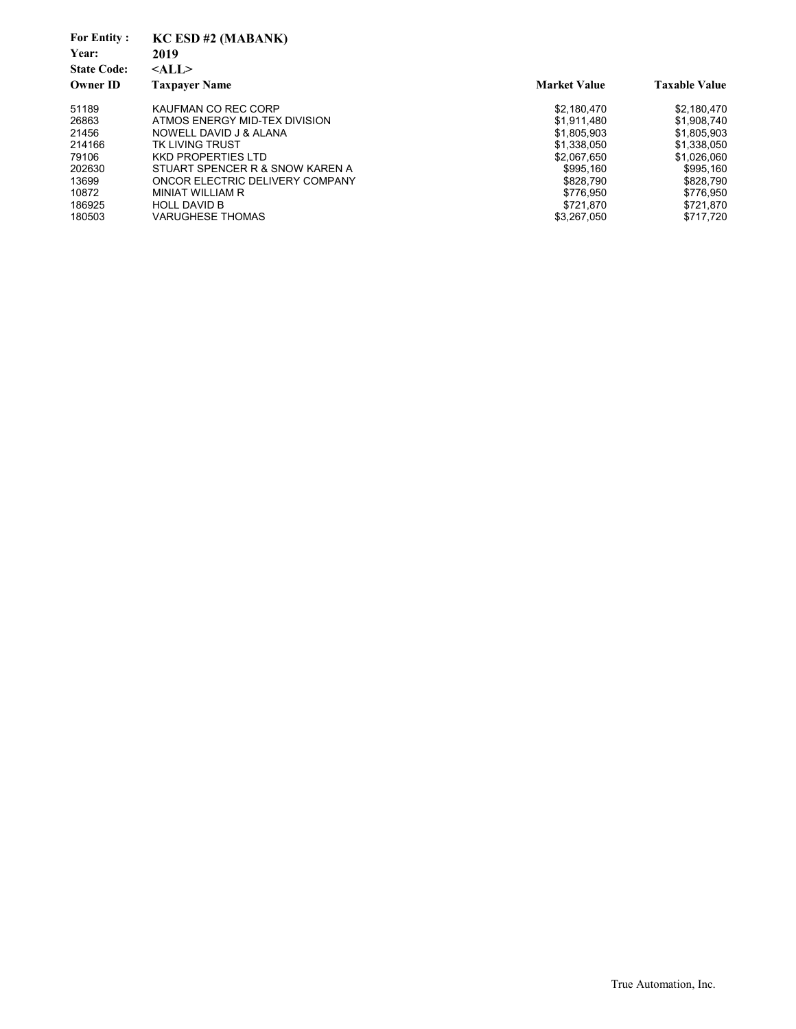**For Entity :** KC ESD #2 (MABANK)
**Year:** 2019
**State Code:** <ALL>

| Owner ID | Taxpayer Name | Market Value | Taxable Value |
|---|---|---|---|
| 51189 | KAUFMAN CO REC CORP | $2,180,470 | $2,180,470 |
| 26863 | ATMOS ENERGY MID-TEX DIVISION | $1,911,480 | $1,908,740 |
| 21456 | NOWELL DAVID J & ALANA | $1,805,903 | $1,805,903 |
| 214166 | TK LIVING TRUST | $1,338,050 | $1,338,050 |
| 79106 | KKD PROPERTIES LTD | $2,067,650 | $1,026,060 |
| 202630 | STUART SPENCER R & SNOW KAREN A | $995,160 | $995,160 |
| 13699 | ONCOR ELECTRIC DELIVERY COMPANY | $828,790 | $828,790 |
| 10872 | MINIAT WILLIAM R | $776,950 | $776,950 |
| 186925 | HOLL DAVID B | $721,870 | $721,870 |
| 180503 | VARUGHESE THOMAS | $3,267,050 | $717,720 |

True Automation, Inc.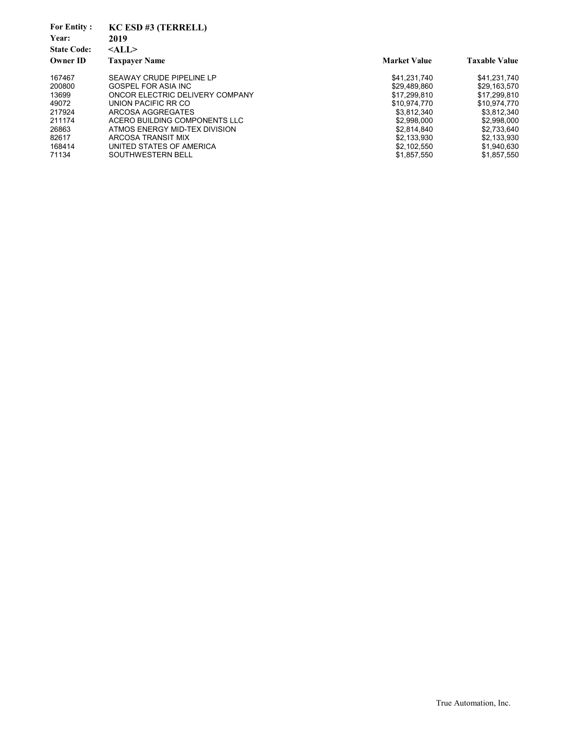**For Entity :** KC ESD #3 (TERRELL)
**Year:** 2019
**State Code:** <ALL>

| Owner ID | Taxpayer Name | Market Value | Taxable Value |
|---|---|---|---|
| 167467 | SEAWAY CRUDE PIPELINE LP | $41,231,740 | $41,231,740 |
| 200800 | GOSPEL FOR ASIA INC | $29,489,860 | $29,163,570 |
| 13699 | ONCOR ELECTRIC DELIVERY COMPANY | $17,299,810 | $17,299,810 |
| 49072 | UNION PACIFIC RR CO | $10,974,770 | $10,974,770 |
| 217924 | ARCOSA AGGREGATES | $3,812,340 | $3,812,340 |
| 211174 | ACERO BUILDING COMPONENTS LLC | $2,998,000 | $2,998,000 |
| 26863 | ATMOS ENERGY MID-TEX DIVISION | $2,814,840 | $2,733,640 |
| 82617 | ARCOSA TRANSIT MIX | $2,133,930 | $2,133,930 |
| 168414 | UNITED STATES OF AMERICA | $2,102,550 | $1,940,630 |
| 71134 | SOUTHWESTERN BELL | $1,857,550 | $1,857,550 |

True Automation, Inc.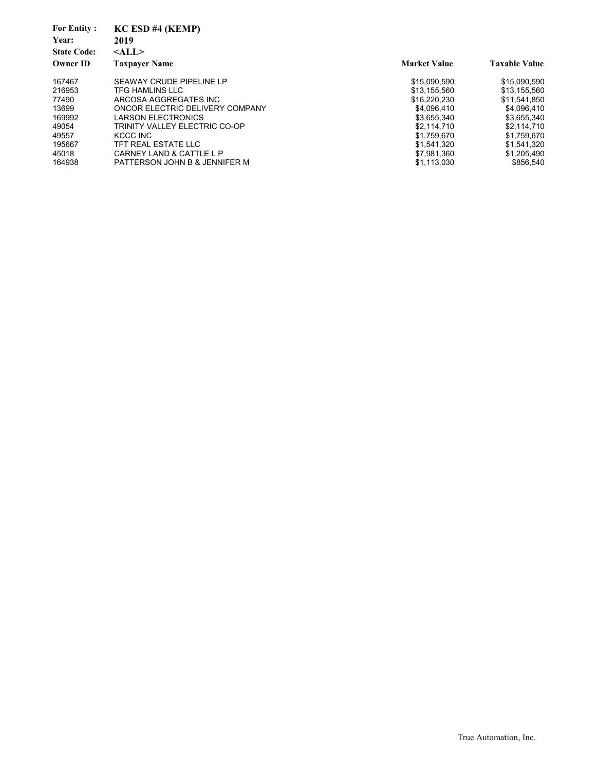**For Entity :** **KC ESD #4 (KEMP)**
**Year:** **2019**
**State Code:** **<ALL>**

| Owner ID | Taxpayer Name | Market Value | Taxable Value |
|---|---|---|---|
| 167467 | SEAWAY CRUDE PIPELINE LP | $15,090,590 | $15,090,590 |
| 216953 | TFG HAMLINS LLC | $13,155,560 | $13,155,560 |
| 77490 | ARCOSA AGGREGATES INC | $16,220,230 | $11,541,850 |
| 13699 | ONCOR ELECTRIC DELIVERY COMPANY | $4,096,410 | $4,096,410 |
| 169992 | LARSON ELECTRONICS | $3,655,340 | $3,655,340 |
| 49054 | TRINITY VALLEY ELECTRIC CO-OP | $2,114,710 | $2,114,710 |
| 49557 | KCCC INC | $1,759,670 | $1,759,670 |
| 195667 | TFT REAL ESTATE LLC | $1,541,320 | $1,541,320 |
| 45018 | CARNEY LAND & CATTLE L P | $7,981,360 | $1,205,490 |
| 164938 | PATTERSON JOHN B & JENNIFER M | $1,113,030 | $856,540 |

True Automation, Inc.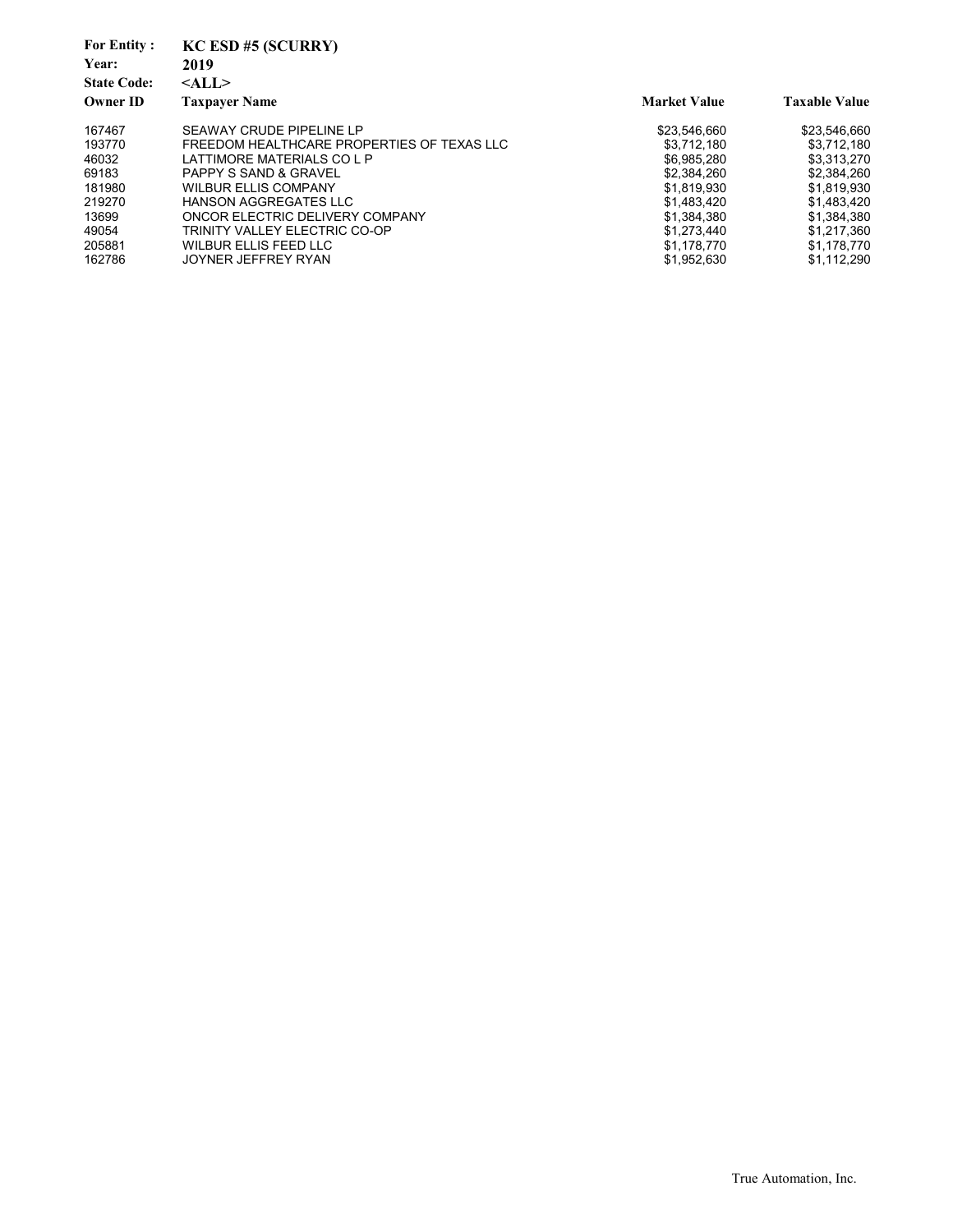**For Entity :** KC ESD #5 (SCURRY)
**Year:** 2019
**State Code:** <ALL>

| Owner ID | Taxpayer Name | Market Value | Taxable Value |
|---|---|---|---|
| 167467 | SEAWAY CRUDE PIPELINE LP | $23,546,660 | $23,546,660 |
| 193770 | FREEDOM HEALTHCARE PROPERTIES OF TEXAS LLC | $3,712,180 | $3,712,180 |
| 46032 | LATTIMORE MATERIALS CO L P | $6,985,280 | $3,313,270 |
| 69183 | PAPPY S SAND & GRAVEL | $2,384,260 | $2,384,260 |
| 181980 | WILBUR ELLIS COMPANY | $1,819,930 | $1,819,930 |
| 219270 | HANSON AGGREGATES LLC | $1,483,420 | $1,483,420 |
| 13699 | ONCOR ELECTRIC DELIVERY COMPANY | $1,384,380 | $1,384,380 |
| 49054 | TRINITY VALLEY ELECTRIC CO-OP | $1,273,440 | $1,217,360 |
| 205881 | WILBUR ELLIS FEED LLC | $1,178,770 | $1,178,770 |
| 162786 | JOYNER JEFFREY RYAN | $1,952,630 | $1,112,290 |

True Automation, Inc.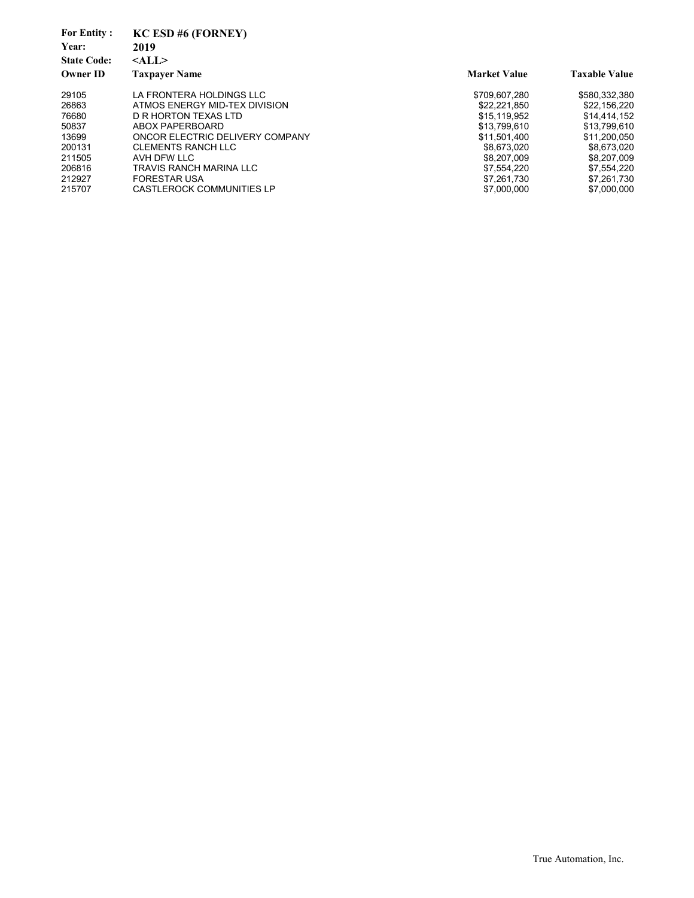**For Entity :** KC ESD #6 (FORNEY)
**Year:** 2019
**State Code:** <ALL>

| Owner ID | Taxpayer Name | Market Value | Taxable Value |
|---|---|---|---|
| 29105 | LA FRONTERA HOLDINGS LLC | $709,607,280 | $580,332,380 |
| 26863 | ATMOS ENERGY MID-TEX DIVISION | $22,221,850 | $22,156,220 |
| 76680 | D R HORTON TEXAS LTD | $15,119,952 | $14,414,152 |
| 50837 | ABOX PAPERBOARD | $13,799,610 | $13,799,610 |
| 13699 | ONCOR ELECTRIC DELIVERY COMPANY | $11,501,400 | $11,200,050 |
| 200131 | CLEMENTS RANCH LLC | $8,673,020 | $8,673,020 |
| 211505 | AVH DFW LLC | $8,207,009 | $8,207,009 |
| 206816 | TRAVIS RANCH MARINA LLC | $7,554,220 | $7,554,220 |
| 212927 | FORESTAR USA | $7,261,730 | $7,261,730 |
| 215707 | CASTLEROCK COMMUNITIES LP | $7,000,000 | $7,000,000 |

True Automation, Inc.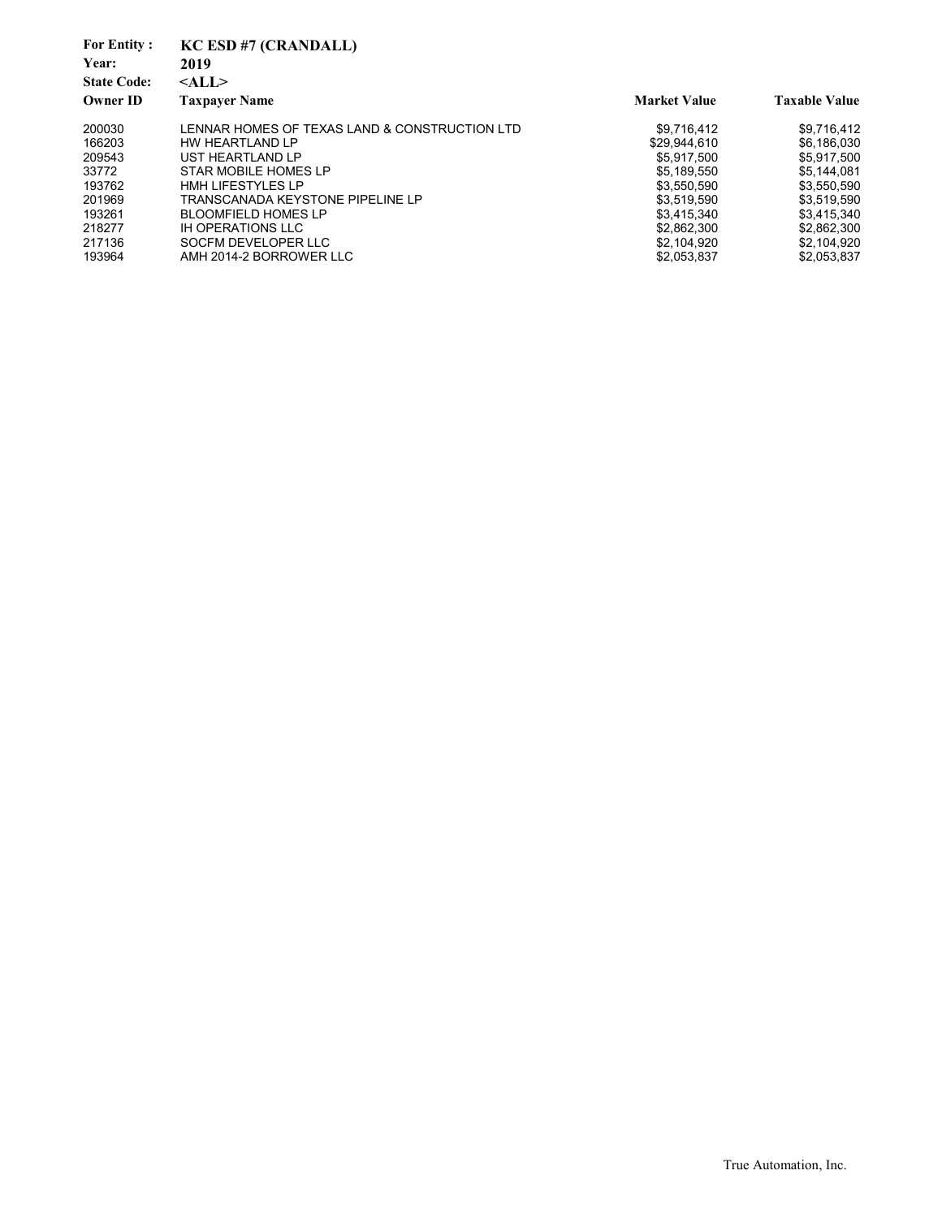**For Entity :** **KC ESD #7 (CRANDALL)**
**Year:** **2019**
**State Code:** **<ALL>**

| Owner ID | Taxpayer Name | Market Value | Taxable Value |
|---|---|---|---|
| 200030 | LENNAR HOMES OF TEXAS LAND & CONSTRUCTION LTD | $9,716,412 | $9,716,412 |
| 166203 | HW HEARTLAND LP | $29,944,610 | $6,186,030 |
| 209543 | UST HEARTLAND LP | $5,917,500 | $5,917,500 |
| 33772 | STAR MOBILE HOMES LP | $5,189,550 | $5,144,081 |
| 193762 | HMH LIFESTYLES LP | $3,550,590 | $3,550,590 |
| 201969 | TRANSCANADA KEYSTONE PIPELINE LP | $3,519,590 | $3,519,590 |
| 193261 | BLOOMFIELD HOMES LP | $3,415,340 | $3,415,340 |
| 218277 | IH OPERATIONS LLC | $2,862,300 | $2,862,300 |
| 217136 | SOCFM DEVELOPER LLC | $2,104,920 | $2,104,920 |
| 193964 | AMH 2014-2 BORROWER LLC | $2,053,837 | $2,053,837 |

True Automation, Inc.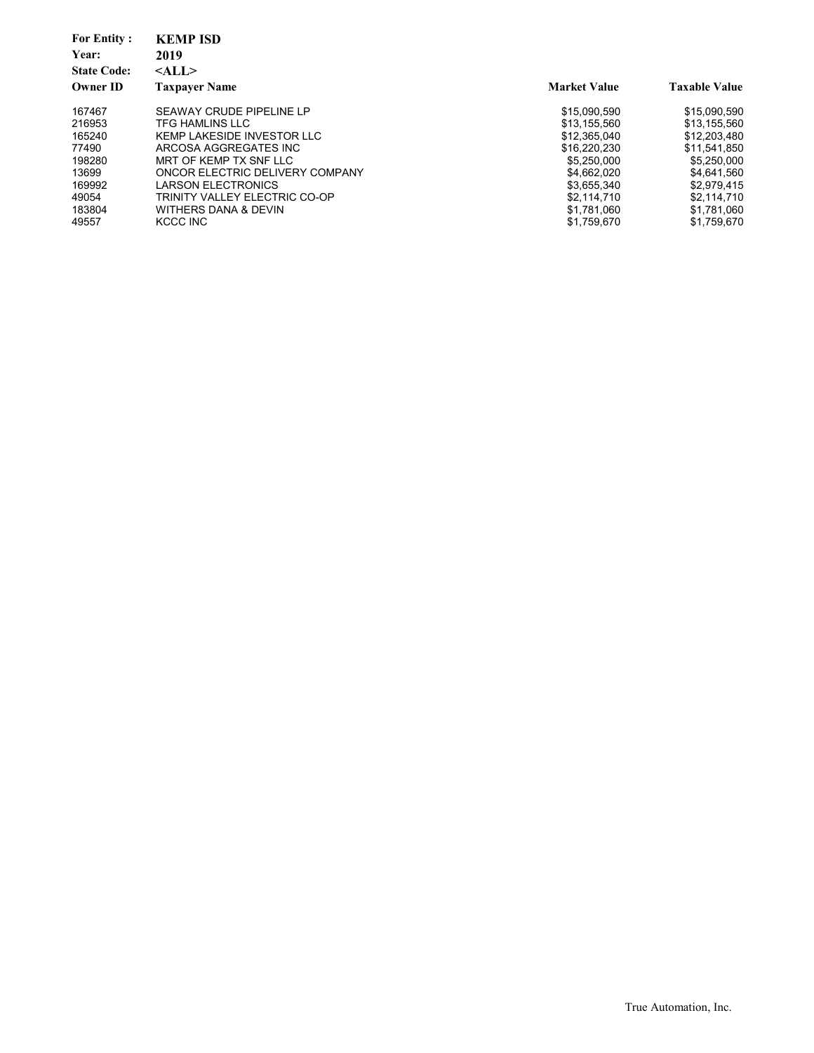**For Entity :** **KEMP ISD**
**Year:** **2019**
**State Code:** **<ALL>**

| Owner ID | Taxpayer Name | Market Value | Taxable Value |
|---|---|---|---|
| 167467 | SEAWAY CRUDE PIPELINE LP | $15,090,590 | $15,090,590 |
| 216953 | TFG HAMLINS LLC | $13,155,560 | $13,155,560 |
| 165240 | KEMP LAKESIDE INVESTOR LLC | $12,365,040 | $12,203,480 |
| 77490 | ARCOSA AGGREGATES INC | $16,220,230 | $11,541,850 |
| 198280 | MRT OF KEMP TX SNF LLC | $5,250,000 | $5,250,000 |
| 13699 | ONCOR ELECTRIC DELIVERY COMPANY | $4,662,020 | $4,641,560 |
| 169992 | LARSON ELECTRONICS | $3,655,340 | $2,979,415 |
| 49054 | TRINITY VALLEY ELECTRIC CO-OP | $2,114,710 | $2,114,710 |
| 183804 | WITHERS DANA & DEVIN | $1,781,060 | $1,781,060 |
| 49557 | KCCC INC | $1,759,670 | $1,759,670 |

True Automation, Inc.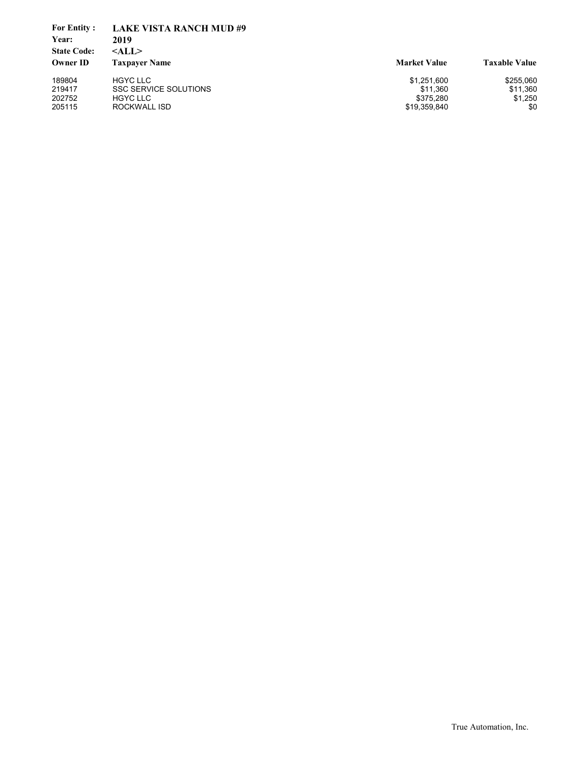**For Entity :** **LAKE VISTA RANCH MUD #9**
**Year:** **2019**
**State Code:** **<ALL>**

| Owner ID | Taxpayer Name | Market Value | Taxable Value |
|---|---|---|---|
| 189804 | HGYC LLC | $1,251,600 | $255,060 |
| 219417 | SSC SERVICE SOLUTIONS | $11,360 | $11,360 |
| 202752 | HGYC LLC | $375,280 | $1,250 |
| 205115 | ROCKWALL ISD | $19,359,840 | $0 |

True Automation, Inc.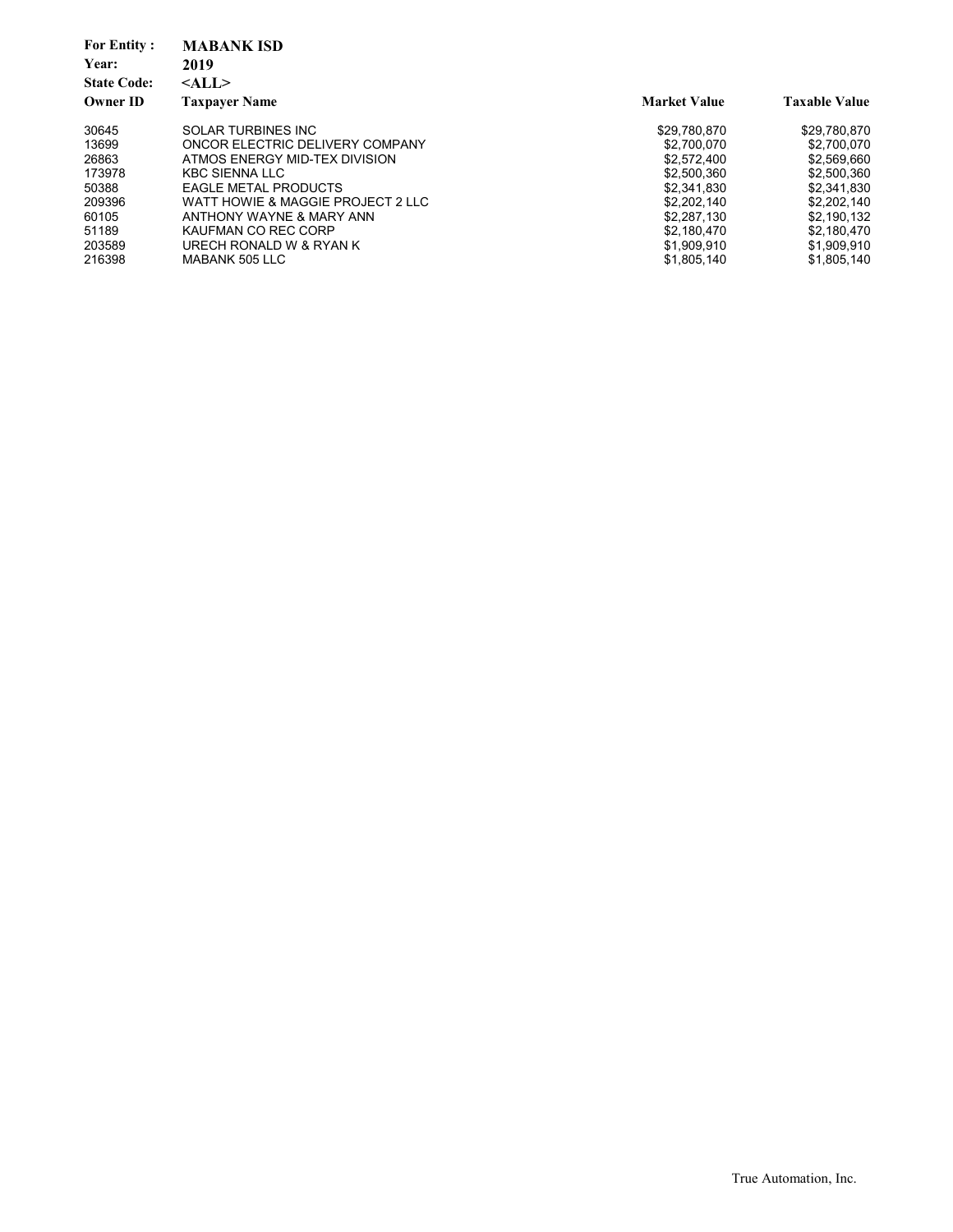**For Entity :** **MABANK ISD**
**Year:** **2019**
**State Code:** **<ALL>**

| Owner ID | Taxpayer Name | Market Value | Taxable Value |
|---|---|---|---|
| 30645 | SOLAR TURBINES INC | $29,780,870 | $29,780,870 |
| 13699 | ONCOR ELECTRIC DELIVERY COMPANY | $2,700,070 | $2,700,070 |
| 26863 | ATMOS ENERGY MID-TEX DIVISION | $2,572,400 | $2,569,660 |
| 173978 | KBC SIENNA LLC | $2,500,360 | $2,500,360 |
| 50388 | EAGLE METAL PRODUCTS | $2,341,830 | $2,341,830 |
| 209396 | WATT HOWIE & MAGGIE PROJECT 2 LLC | $2,202,140 | $2,202,140 |
| 60105 | ANTHONY WAYNE & MARY ANN | $2,287,130 | $2,190,132 |
| 51189 | KAUFMAN CO REC CORP | $2,180,470 | $2,180,470 |
| 203589 | URECH RONALD W & RYAN K | $1,909,910 | $1,909,910 |
| 216398 | MABANK 505 LLC | $1,805,140 | $1,805,140 |

True Automation, Inc.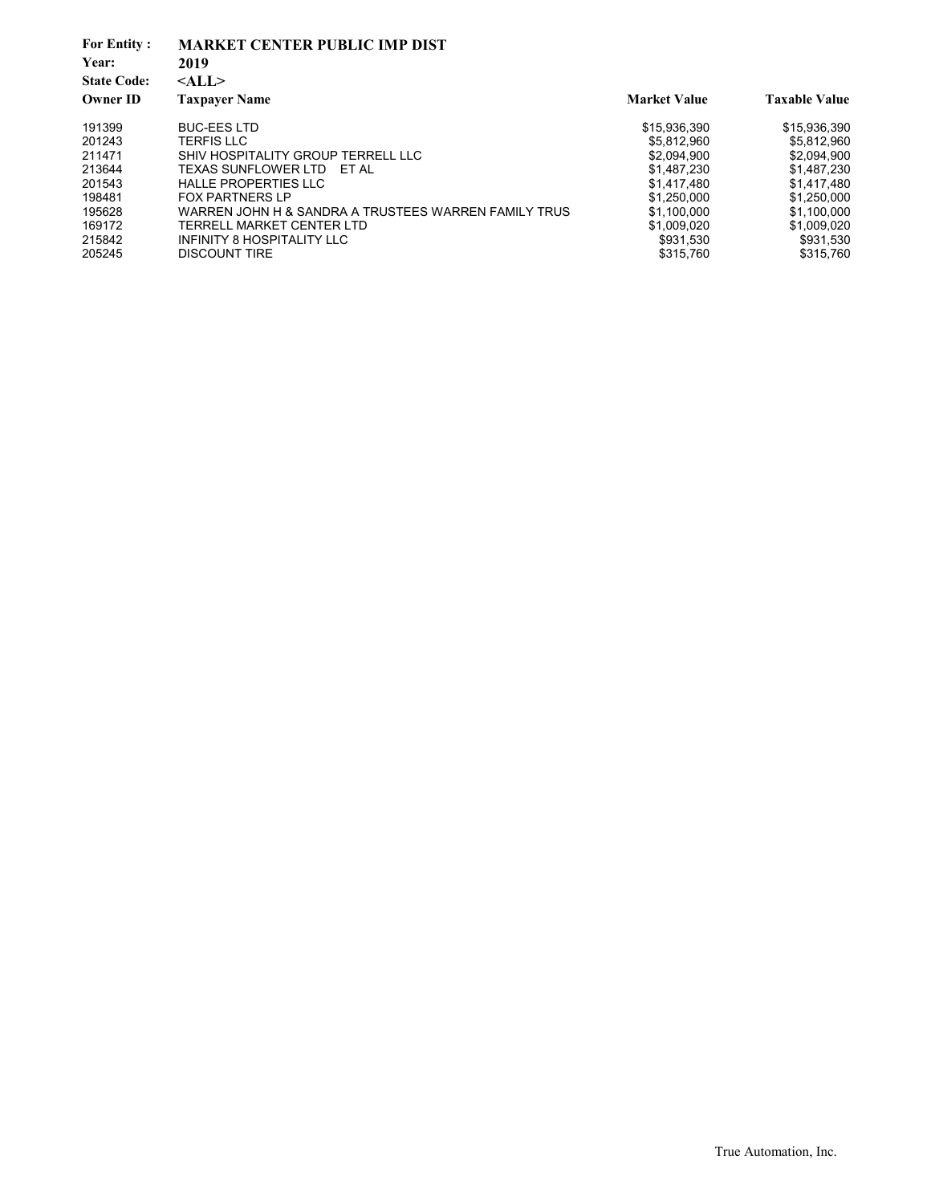**For Entity :** **MARKET CENTER PUBLIC IMP DIST**
**Year:** **2019**
**State Code:** **<ALL>**

| Owner ID | Taxpayer Name | Market Value | Taxable Value |
|---|---|---|---|
| 191399 | BUC-EES LTD | $15,936,390 | $15,936,390 |
| 201243 | TERFIS LLC | $5,812,960 | $5,812,960 |
| 211471 | SHIV HOSPITALITY GROUP TERRELL LLC | $2,094,900 | $2,094,900 |
| 213644 | TEXAS SUNFLOWER LTD ET AL | $1,487,230 | $1,487,230 |
| 201543 | HALLE PROPERTIES LLC | $1,417,480 | $1,417,480 |
| 198481 | FOX PARTNERS LP | $1,250,000 | $1,250,000 |
| 195628 | WARREN JOHN H & SANDRA A TRUSTEES WARREN FAMILY TRUS | $1,100,000 | $1,100,000 |
| 169172 | TERRELL MARKET CENTER LTD | $1,009,020 | $1,009,020 |
| 215842 | INFINITY 8 HOSPITALITY LLC | $931,530 | $931,530 |
| 205245 | DISCOUNT TIRE | $315,760 | $315,760 |

True Automation, Inc.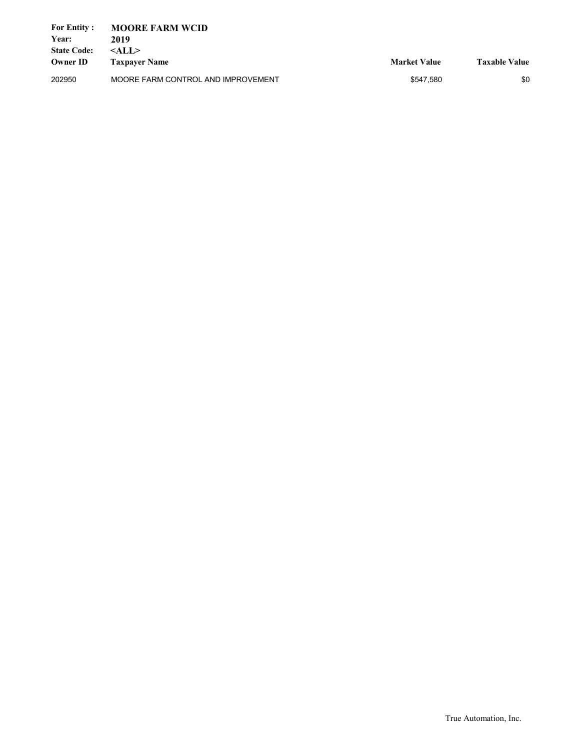**For Entity :** **MOORE FARM WCID**
**Year:** **2019**
**State Code:** **<ALL>**

| Owner ID | Taxpayer Name | Market Value | Taxable Value |
|---|---|---|---|
| 202950 | MOORE FARM CONTROL AND IMPROVEMENT | $547,580 | $0 |

True Automation, Inc.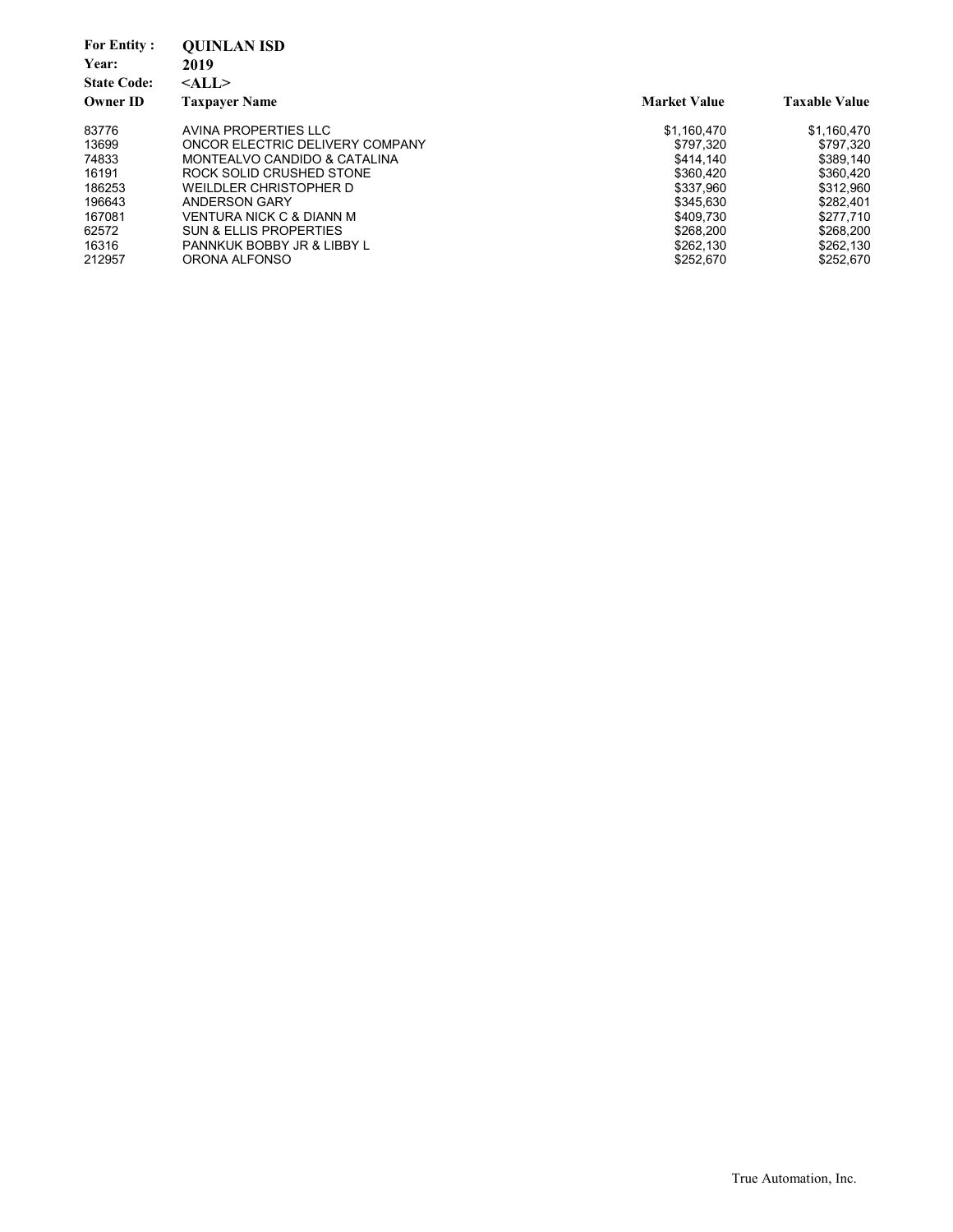**For Entity :** **QUINLAN ISD**
**Year:** **2019**
**State Code:** **<ALL>**

| Owner ID | Taxpayer Name | Market Value | Taxable Value |
|---|---|---|---|
| 83776 | AVINA PROPERTIES LLC | $1,160,470 | $1,160,470 |
| 13699 | ONCOR ELECTRIC DELIVERY COMPANY | $797,320 | $797,320 |
| 74833 | MONTEALVO CANDIDO & CATALINA | $414,140 | $389,140 |
| 16191 | ROCK SOLID CRUSHED STONE | $360,420 | $360,420 |
| 186253 | WEILDLER CHRISTOPHER D | $337,960 | $312,960 |
| 196643 | ANDERSON GARY | $345,630 | $282,401 |
| 167081 | VENTURA NICK C & DIANN M | $409,730 | $277,710 |
| 62572 | SUN & ELLIS PROPERTIES | $268,200 | $268,200 |
| 16316 | PANNKUK BOBBY JR & LIBBY L | $262,130 | $262,130 |
| 212957 | ORONA ALFONSO | $252,670 | $252,670 |

True Automation, Inc.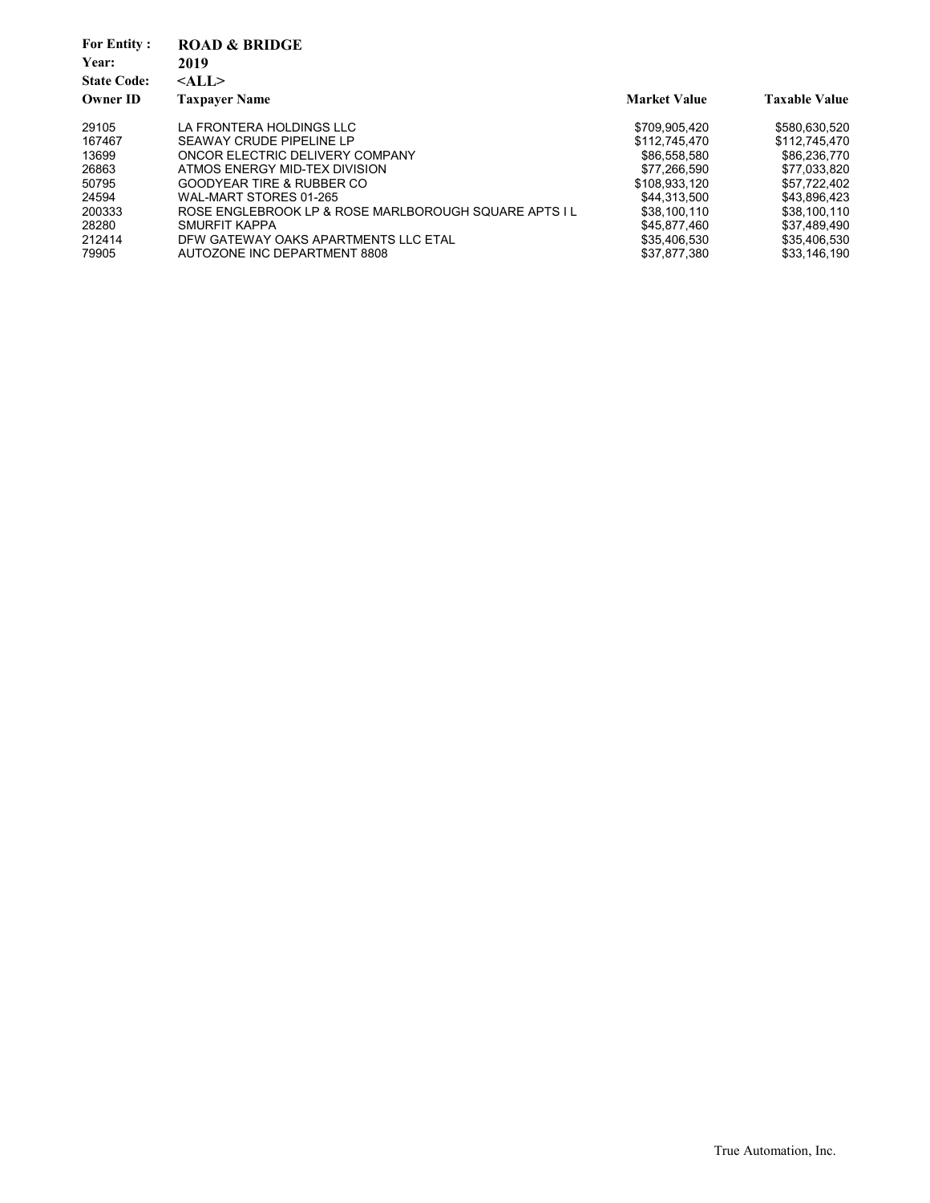**For Entity :** **ROAD & BRIDGE**
**Year:** **2019**
**State Code:** **<ALL>**

| Owner ID | Taxpayer Name | Market Value | Taxable Value |
|---|---|---|---|
| 29105 | LA FRONTERA HOLDINGS LLC | $709,905,420 | $580,630,520 |
| 167467 | SEAWAY CRUDE PIPELINE LP | $112,745,470 | $112,745,470 |
| 13699 | ONCOR ELECTRIC DELIVERY COMPANY | $86,558,580 | $86,236,770 |
| 26863 | ATMOS ENERGY MID-TEX DIVISION | $77,266,590 | $77,033,820 |
| 50795 | GOODYEAR TIRE & RUBBER CO | $108,933,120 | $57,722,402 |
| 24594 | WAL-MART STORES 01-265 | $44,313,500 | $43,896,423 |
| 200333 | ROSE ENGLEBROOK LP & ROSE MARLBOROUGH SQUARE APTS I L | $38,100,110 | $38,100,110 |
| 28280 | SMURFIT KAPPA | $45,877,460 | $37,489,490 |
| 212414 | DFW GATEWAY OAKS APARTMENTS LLC ETAL | $35,406,530 | $35,406,530 |
| 79905 | AUTOZONE INC DEPARTMENT 8808 | $37,877,380 | $33,146,190 |

True Automation, Inc.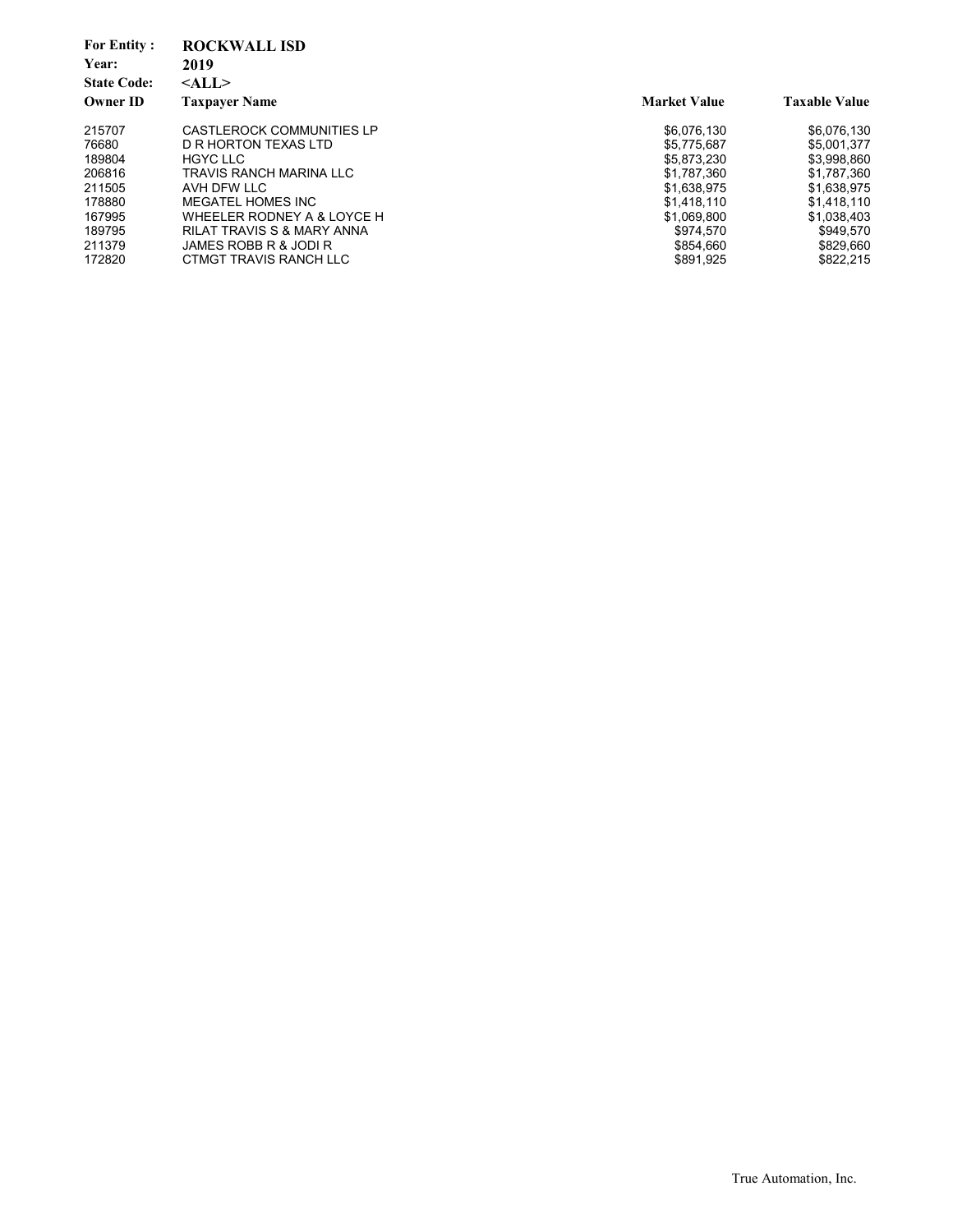**For Entity :** **ROCKWALL ISD**
**Year:** **2019**
**State Code:** **<ALL>**

| Owner ID | Taxpayer Name | Market Value | Taxable Value |
|---|---|---|---|
| 215707 | CASTLEROCK COMMUNITIES LP | $6,076,130 | $6,076,130 |
| 76680 | D R HORTON TEXAS LTD | $5,775,687 | $5,001,377 |
| 189804 | HGYC LLC | $5,873,230 | $3,998,860 |
| 206816 | TRAVIS RANCH MARINA LLC | $1,787,360 | $1,787,360 |
| 211505 | AVH DFW LLC | $1,638,975 | $1,638,975 |
| 178880 | MEGATEL HOMES INC | $1,418,110 | $1,418,110 |
| 167995 | WHEELER RODNEY A & LOYCE H | $1,069,800 | $1,038,403 |
| 189795 | RILAT TRAVIS S & MARY ANNA | $974,570 | $949,570 |
| 211379 | JAMES ROBB R & JODI R | $854,660 | $829,660 |
| 172820 | CTMGT TRAVIS RANCH LLC | $891,925 | $822,215 |

True Automation, Inc.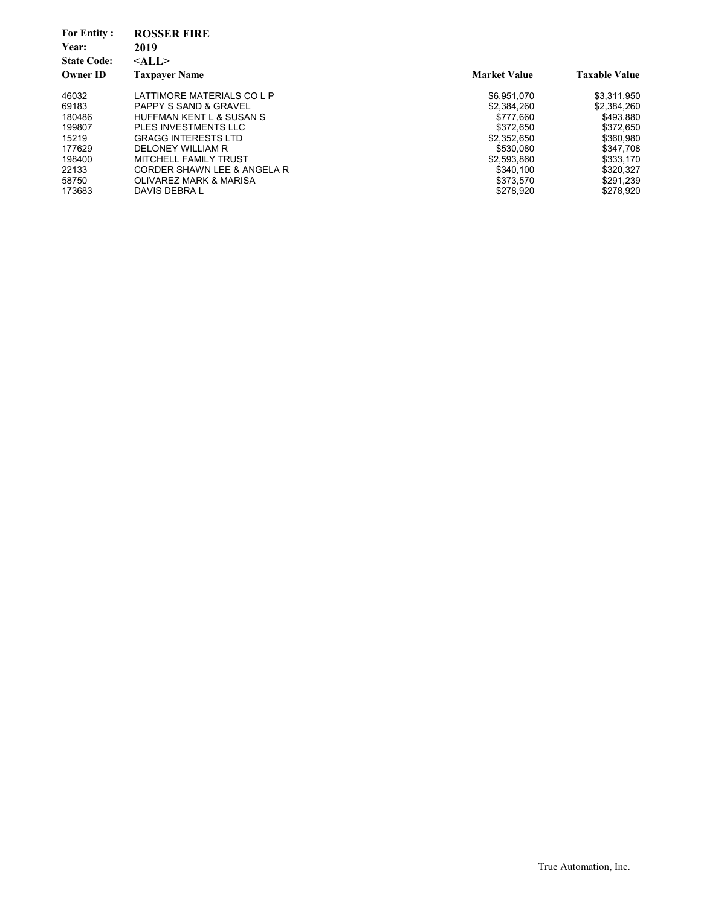**For Entity :** **ROSSER FIRE**

**Year:** **2019**

**State Code:** **<ALL>**

| Owner ID | Taxpayer Name | Market Value | Taxable Value |
|---|---|---|---|
| 46032 | LATTIMORE MATERIALS CO L P | $6,951,070 | $3,311,950 |
| 69183 | PAPPY S SAND & GRAVEL | $2,384,260 | $2,384,260 |
| 180486 | HUFFMAN KENT L & SUSAN S | $777,660 | $493,880 |
| 199807 | PLES INVESTMENTS LLC | $372,650 | $372,650 |
| 15219 | GRAGG INTERESTS LTD | $2,352,650 | $360,980 |
| 177629 | DELONEY WILLIAM R | $530,080 | $347,708 |
| 198400 | MITCHELL FAMILY TRUST | $2,593,860 | $333,170 |
| 22133 | CORDER SHAWN LEE & ANGELA R | $340,100 | $320,327 |
| 58750 | OLIVAREZ MARK & MARISA | $373,570 | $291,239 |
| 173683 | DAVIS DEBRA L | $278,920 | $278,920 |

True Automation, Inc.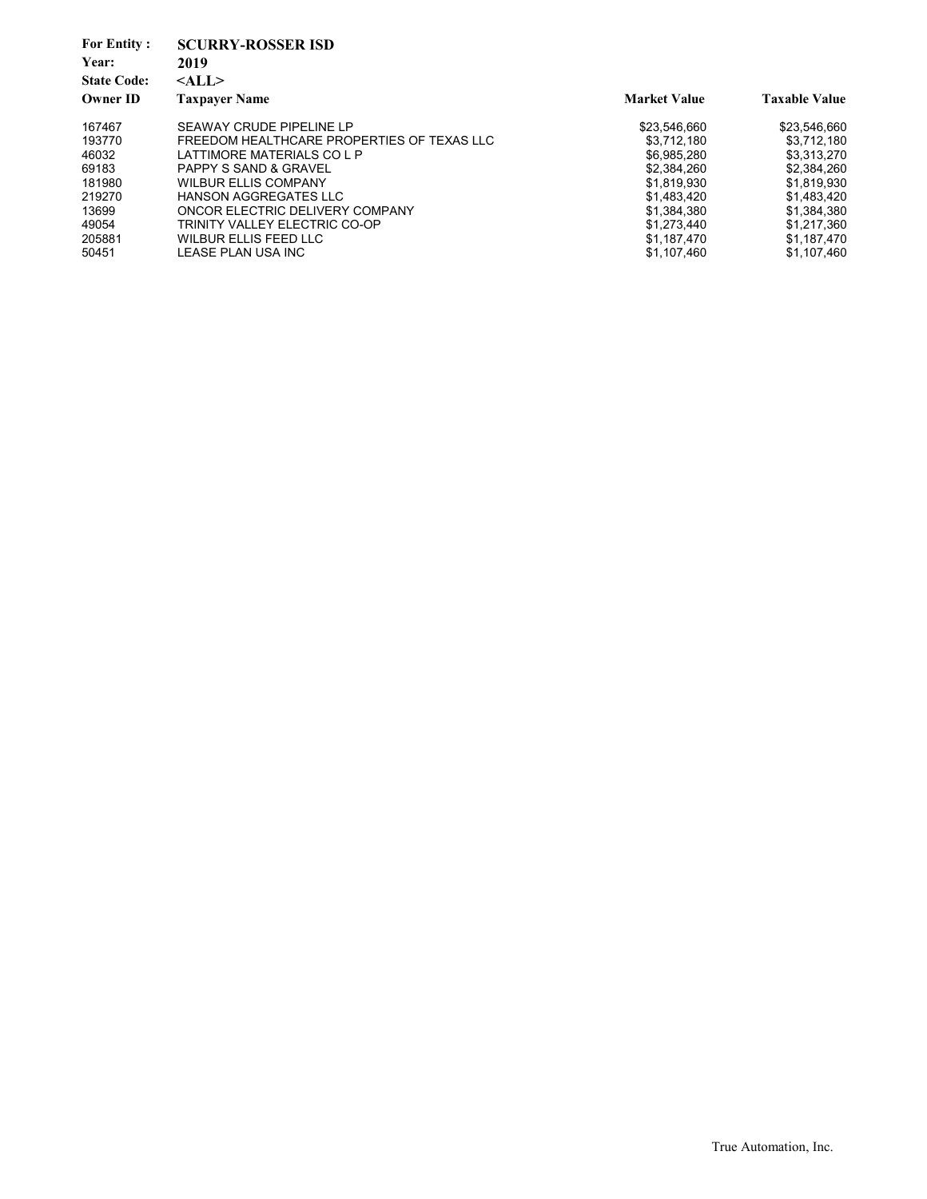**For Entity :** **SCURRY-ROSSER ISD**

**Year:** **2019**

**State Code:** **<ALL>**

| Owner ID | Taxpayer Name | Market Value | Taxable Value |
|---|---|---|---|
| 167467 | SEAWAY CRUDE PIPELINE LP | $23,546,660 | $23,546,660 |
| 193770 | FREEDOM HEALTHCARE PROPERTIES OF TEXAS LLC | $3,712,180 | $3,712,180 |
| 46032 | LATTIMORE MATERIALS CO L P | $6,985,280 | $3,313,270 |
| 69183 | PAPPY S SAND & GRAVEL | $2,384,260 | $2,384,260 |
| 181980 | WILBUR ELLIS COMPANY | $1,819,930 | $1,819,930 |
| 219270 | HANSON AGGREGATES LLC | $1,483,420 | $1,483,420 |
| 13699 | ONCOR ELECTRIC DELIVERY COMPANY | $1,384,380 | $1,384,380 |
| 49054 | TRINITY VALLEY ELECTRIC CO-OP | $1,273,440 | $1,217,360 |
| 205881 | WILBUR ELLIS FEED LLC | $1,187,470 | $1,187,470 |
| 50451 | LEASE PLAN USA INC | $1,107,460 | $1,107,460 |

True Automation, Inc.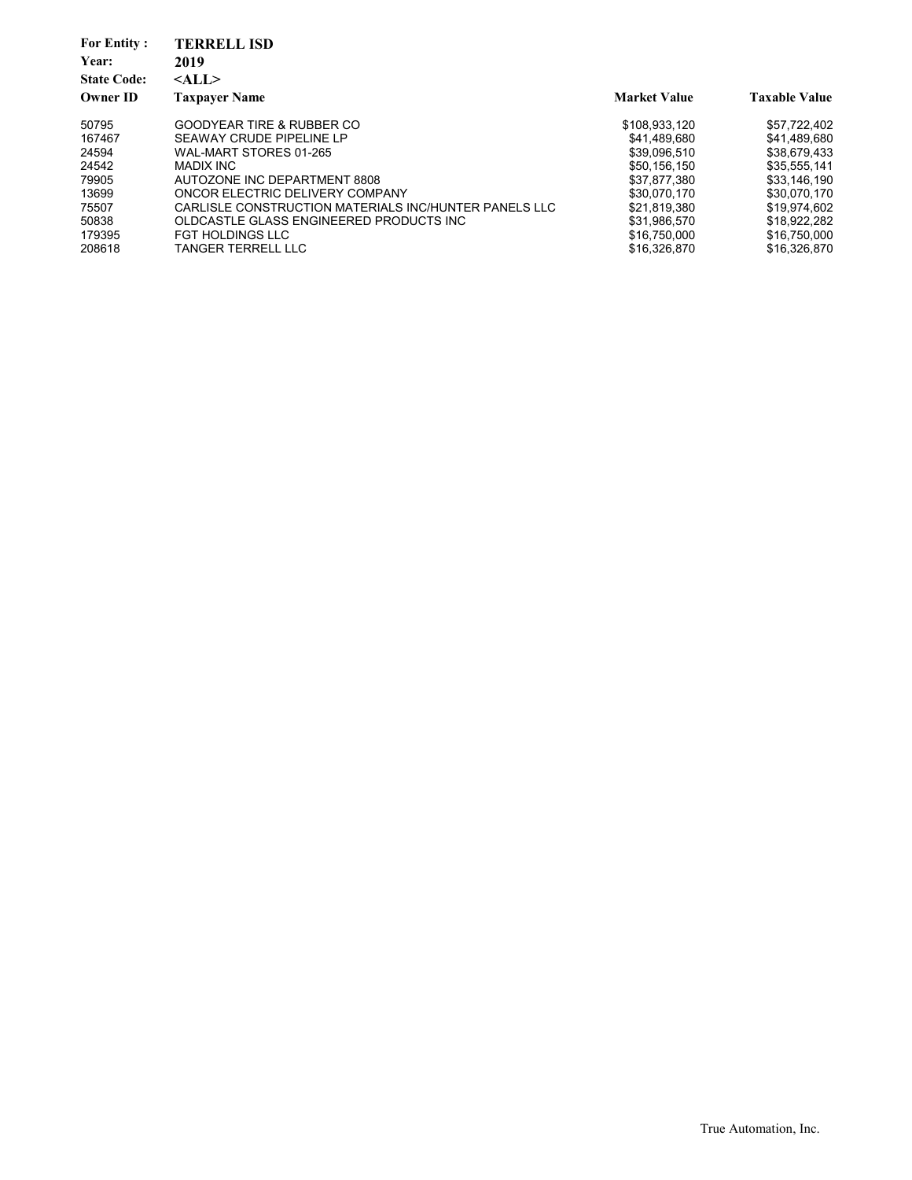**For Entity :** TERRELL ISD
**Year:** 2019
**State Code:** <ALL>

| Owner ID | Taxpayer Name | Market Value | Taxable Value |
|---|---|---|---|
| 50795 | GOODYEAR TIRE & RUBBER CO | $108,933,120 | $57,722,402 |
| 167467 | SEAWAY CRUDE PIPELINE LP | $41,489,680 | $41,489,680 |
| 24594 | WAL-MART STORES 01-265 | $39,096,510 | $38,679,433 |
| 24542 | MADIX INC | $50,156,150 | $35,555,141 |
| 79905 | AUTOZONE INC DEPARTMENT 8808 | $37,877,380 | $33,146,190 |
| 13699 | ONCOR ELECTRIC DELIVERY COMPANY | $30,070,170 | $30,070,170 |
| 75507 | CARLISLE CONSTRUCTION MATERIALS INC/HUNTER PANELS LLC | $21,819,380 | $19,974,602 |
| 50838 | OLDCASTLE GLASS ENGINEERED PRODUCTS INC | $31,986,570 | $18,922,282 |
| 179395 | FGT HOLDINGS LLC | $16,750,000 | $16,750,000 |
| 208618 | TANGER TERRELL LLC | $16,326,870 | $16,326,870 |

True Automation, Inc.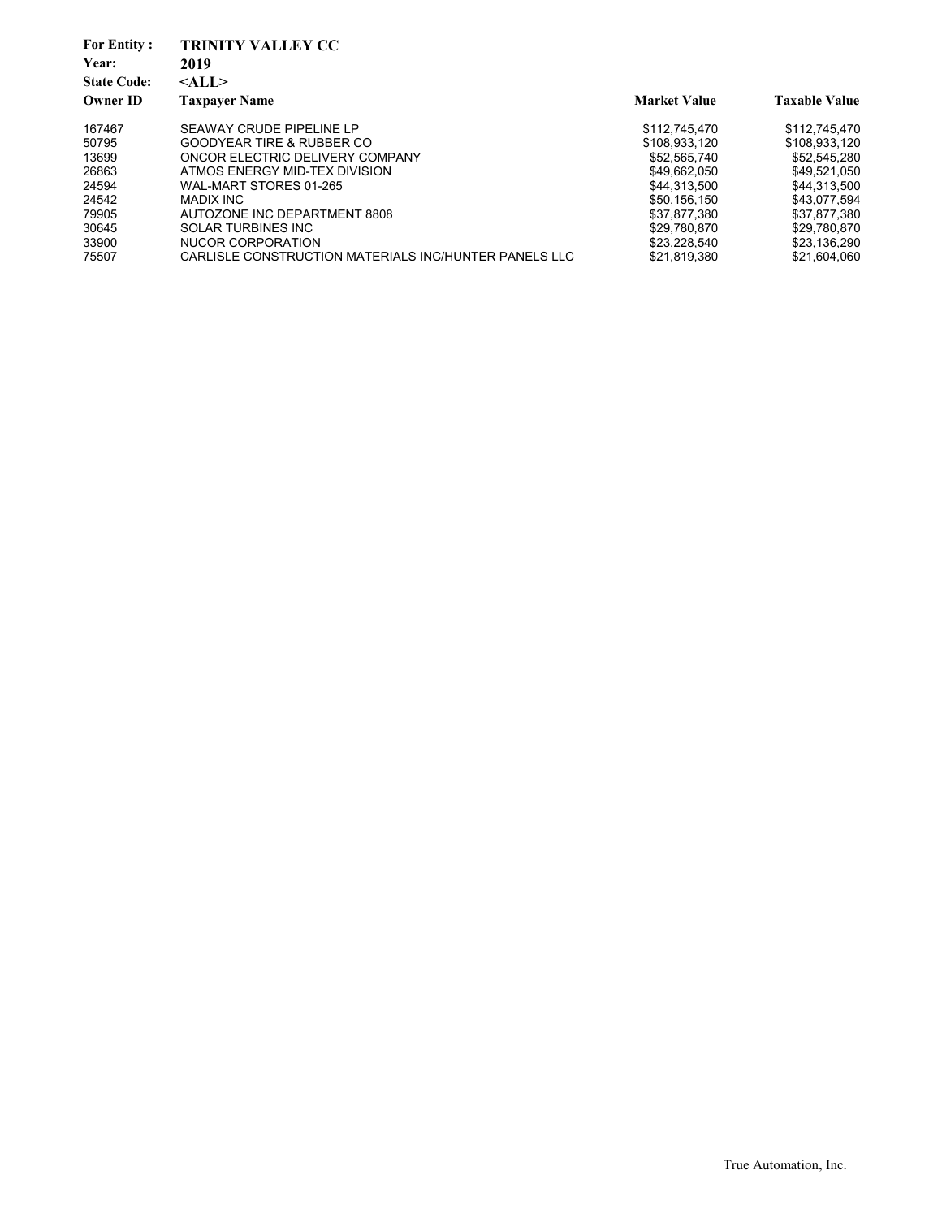**For Entity :** **TRINITY VALLEY CC**
**Year:** **2019**
**State Code:** **<ALL>**

| Owner ID | Taxpayer Name | Market Value | Taxable Value |
|---|---|---|---|
| 167467 | SEAWAY CRUDE PIPELINE LP | $112,745,470 | $112,745,470 |
| 50795 | GOODYEAR TIRE & RUBBER CO | $108,933,120 | $108,933,120 |
| 13699 | ONCOR ELECTRIC DELIVERY COMPANY | $52,565,740 | $52,545,280 |
| 26863 | ATMOS ENERGY MID-TEX DIVISION | $49,662,050 | $49,521,050 |
| 24594 | WAL-MART STORES 01-265 | $44,313,500 | $44,313,500 |
| 24542 | MADIX INC | $50,156,150 | $43,077,594 |
| 79905 | AUTOZONE INC DEPARTMENT 8808 | $37,877,380 | $37,877,380 |
| 30645 | SOLAR TURBINES INC | $29,780,870 | $29,780,870 |
| 33900 | NUCOR CORPORATION | $23,228,540 | $23,136,290 |
| 75507 | CARLISLE CONSTRUCTION MATERIALS INC/HUNTER PANELS LLC | $21,819,380 | $21,604,060 |

True Automation, Inc.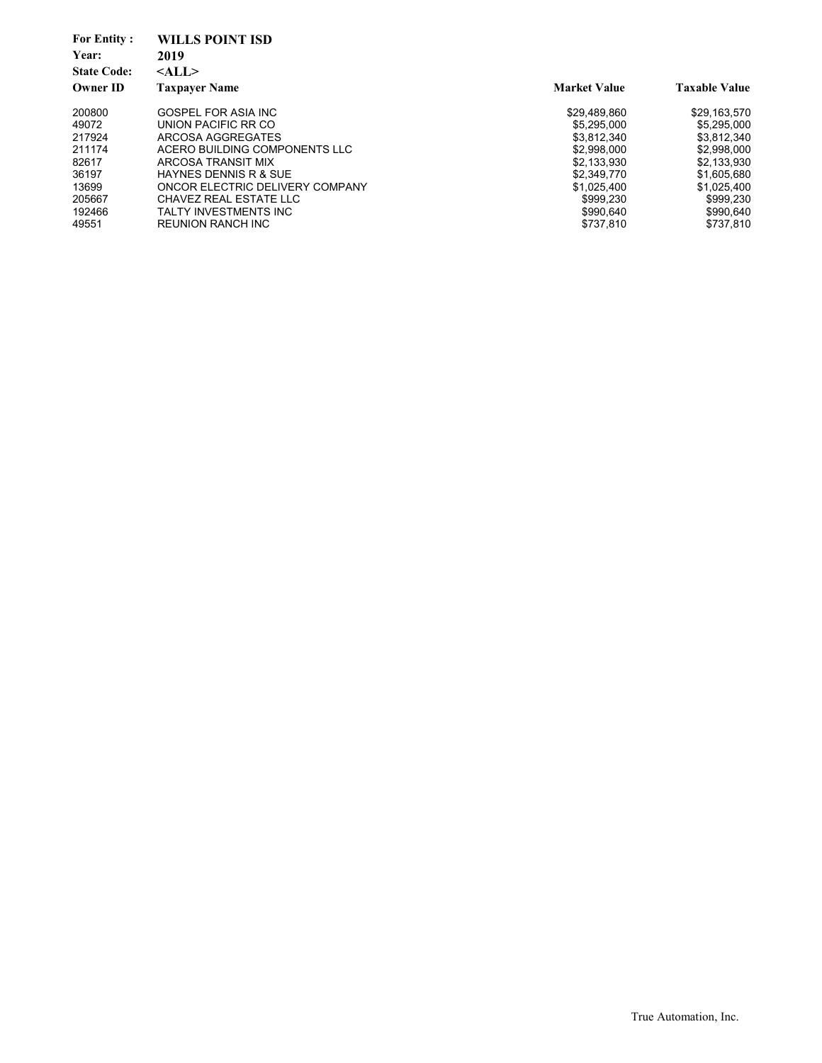**For Entity :** **WILLS POINT ISD**
**Year:** **2019**
**State Code:** **<ALL>**

| Owner ID | Taxpayer Name | Market Value | Taxable Value |
|---|---|---|---|
| 200800 | GOSPEL FOR ASIA INC | $29,489,860 | $29,163,570 |
| 49072 | UNION PACIFIC RR CO | $5,295,000 | $5,295,000 |
| 217924 | ARCOSA AGGREGATES | $3,812,340 | $3,812,340 |
| 211174 | ACERO BUILDING COMPONENTS LLC | $2,998,000 | $2,998,000 |
| 82617 | ARCOSA TRANSIT MIX | $2,133,930 | $2,133,930 |
| 36197 | HAYNES DENNIS R & SUE | $2,349,770 | $1,605,680 |
| 13699 | ONCOR ELECTRIC DELIVERY COMPANY | $1,025,400 | $1,025,400 |
| 205667 | CHAVEZ REAL ESTATE LLC | $999,230 | $999,230 |
| 192466 | TALTY INVESTMENTS INC | $990,640 | $990,640 |
| 49551 | REUNION RANCH INC | $737,810 | $737,810 |

True Automation, Inc.